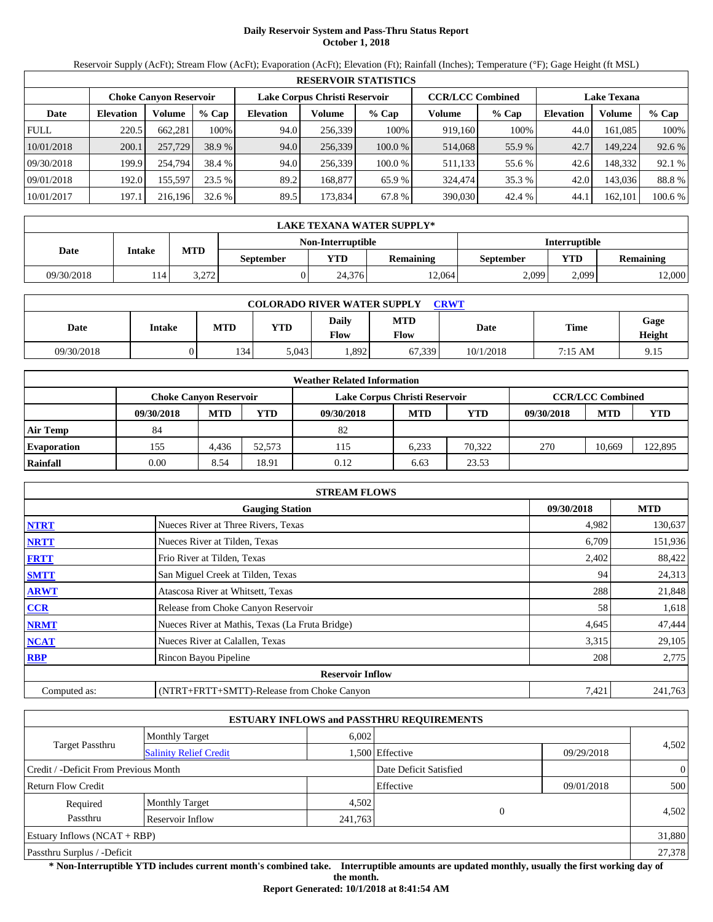# Daily Reservoir System and Pass-Thru Status Report
**October 1, 2018**

Reservoir Supply (AcFt); Stream Flow (AcFt); Evaporation (AcFt); Elevation (Ft); Rainfall (Inches); Temperature (°F); Gage Height (ft MSL)

| RESERVOIR STATISTICS | | | | | | | | | | | |
|---|---|---|---|---|---|---|---|---|---|---|---|
| | Choke Canyon Reservoir | | | Lake Corpus Christi Reservoir | | | CCR/LCC Combined | | Lake Texana | | |
| Date | Elevation | Volume | % Cap | Elevation | Volume | % Cap | Volume | % Cap | Elevation | Volume | % Cap |
| FULL | 220.5 | 662,281 | 100% | 94.0 | 256,339 | 100% | 919,160 | 100% | 44.0 | 161,085 | 100% |
| 10/01/2018 | 200.1 | 257,729 | 38.9 % | 94.0 | 256,339 | 100.0 % | 514,068 | 55.9 % | 42.7 | 149,224 | 92.6 % |
| 09/30/2018 | 199.9 | 254,794 | 38.4 % | 94.0 | 256,339 | 100.0 % | 511,133 | 55.6 % | 42.6 | 148,332 | 92.1 % |
| 09/01/2018 | 192.0 | 155,597 | 23.5 % | 89.2 | 168,877 | 65.9 % | 324,474 | 35.3 % | 42.0 | 143,036 | 88.8 % |
| 10/01/2017 | 197.1 | 216,196 | 32.6 % | 89.5 | 173,834 | 67.8 % | 390,030 | 42.4 % | 44.1 | 162,101 | 100.6 % |

| LAKE TEXANA WATER SUPPLY* | | | | | | | | |
|---|---|---|---|---|---|---|---|---|
| Date | Intake | MTD | Non-Interruptible | | | Interruptible | | |
| | | | September | YTD | Remaining | September | YTD | Remaining |
| 09/30/2018 | 114 | 3,272 | 0 | 24,376 | 12,064 | 2,099 | 2,099 | 12,000 |

| COLORADO RIVER WATER SUPPLY CRWT | | | | | | | | |
|---|---|---|---|---|---|---|---|---|
| Date | Intake | MTD | YTD | Daily Flow | MTD Flow | Date | Time | Gage Height |
| 09/30/2018 | 0 | 134 | 5,043 | 1,892 | 67,339 | 10/1/2018 | 7:15 AM | 9.15 |

| Weather Related Information | | | | | | | | | |
|---|---|---|---|---|---|---|---|---|---|
| | Choke Canyon Reservoir | | | Lake Corpus Christi Reservoir | | | CCR/LCC Combined | | |
| | 09/30/2018 | MTD | YTD | 09/30/2018 | MTD | YTD | 09/30/2018 | MTD | YTD |
| Air Temp | 84 | | | 82 | | | | | |
| Evaporation | 155 | 4,436 | 52,573 | 115 | 6,233 | 70,322 | 270 | 10,669 | 122,895 |
| Rainfall | 0.00 | 8.54 | 18.91 | 0.12 | 6.63 | 23.53 | | | |

| STREAM FLOWS | | | |
|---|---|---|---|
| | Gauging Station | 09/30/2018 | MTD |
| NTRT | Nueces River at Three Rivers, Texas | 4,982 | 130,637 |
| NRTT | Nueces River at Tilden, Texas | 6,709 | 151,936 |
| FRTT | Frio River at Tilden, Texas | 2,402 | 88,422 |
| SMTT | San Miguel Creek at Tilden, Texas | 94 | 24,313 |
| ARWT | Atascosa River at Whitsett, Texas | 288 | 21,848 |
| CCR | Release from Choke Canyon Reservoir | 58 | 1,618 |
| NRMT | Nueces River at Mathis, Texas (La Fruta Bridge) | 4,645 | 47,444 |
| NCAT | Nueces River at Calallen, Texas | 3,315 | 29,105 |
| RBP | Rincon Bayou Pipeline | 208 | 2,775 |
| | Reservoir Inflow | | |
| Computed as: | (NTRT+FRTT+SMTT)-Release from Choke Canyon | 7,421 | 241,763 |

| ESTUARY INFLOWS and PASSTHRU REQUIREMENTS | | | | | |
|---|---|---|---|---|---|
| Target Passthru | Monthly Target | 6,002 | | | 4,502 |
| | Salinity Relief Credit | 1,500 | Effective | 09/29/2018 | |
| Credit / -Deficit From Previous Month | | | Date Deficit Satisfied | | 0 |
| Return Flow Credit | | | Effective | 09/01/2018 | 500 |
| Required Passthru | Monthly Target | 4,502 | 0 | | 4,502 |
| | Reservoir Inflow | 241,763 | | | |
| Estuary Inflows (NCAT + RBP) | | | | | 31,880 |
| Passthru Surplus / -Deficit | | | | | 27,378 |

**\* Non-Interruptible YTD includes current month's combined take. Interruptible amounts are updated monthly, usually the first working day of the month.**

**Report Generated: 10/1/2018 at 8:41:54 AM**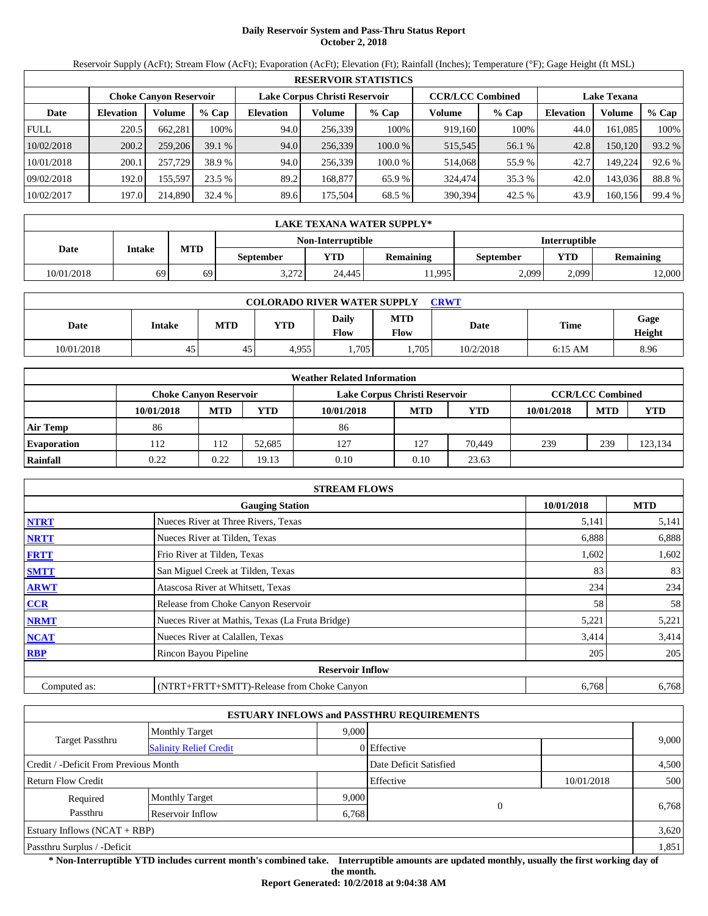# Daily Reservoir System and Pass-Thru Status Report
## October 2, 2018

Reservoir Supply (AcFt); Stream Flow (AcFt); Evaporation (AcFt); Elevation (Ft); Rainfall (Inches); Temperature (°F); Gage Height (ft MSL)

| RESERVOIR STATISTICS | | | | | | | | | | | |
|---|---|---|---|---|---|---|---|---|---|---|---|
| | Choke Canyon Reservoir | | | Lake Corpus Christi Reservoir | | | CCR/LCC Combined | | Lake Texana | | |
| Date | Elevation | Volume | % Cap | Elevation | Volume | % Cap | Volume | % Cap | Elevation | Volume | % Cap |
| FULL | 220.5 | 662,281 | 100% | 94.0 | 256,339 | 100% | 919,160 | 100% | 44.0 | 161,085 | 100% |
| 10/02/2018 | 200.2 | 259,206 | 39.1 % | 94.0 | 256,339 | 100.0 % | 515,545 | 56.1 % | 42.8 | 150,120 | 93.2 % |
| 10/01/2018 | 200.1 | 257,729 | 38.9 % | 94.0 | 256,339 | 100.0 % | 514,068 | 55.9 % | 42.7 | 149,224 | 92.6 % |
| 09/02/2018 | 192.0 | 155,597 | 23.5 % | 89.2 | 168,877 | 65.9 % | 324,474 | 35.3 % | 42.0 | 143,036 | 88.8 % |
| 10/02/2017 | 197.0 | 214,890 | 32.4 % | 89.6 | 175,504 | 68.5 % | 390,394 | 42.5 % | 43.9 | 160,156 | 99.4 % |

| LAKE TEXANA WATER SUPPLY* | | | | | | | | |
|---|---|---|---|---|---|---|---|---|
| Date | Intake | MTD | Non-Interruptible | | | Interruptible | | |
| | | | September | YTD | Remaining | September | YTD | Remaining |
| 10/01/2018 | 69 | 69 | 3,272 | 24,445 | 11,995 | 2,099 | 2,099 | 12,000 |

| COLORADO RIVER WATER SUPPLY CRWT | | | | | | | | |
|---|---|---|---|---|---|---|---|---|
| Date | Intake | MTD | YTD | Daily Flow | MTD Flow | Date | Time | Gage Height |
| 10/01/2018 | 45 | 45 | 4,955 | 1,705 | 1,705 | 10/2/2018 | 6:15 AM | 8.96 |

| Weather Related Information | | | | | | | | | |
|---|---|---|---|---|---|---|---|---|---|
| | Choke Canyon Reservoir | | | Lake Corpus Christi Reservoir | | | CCR/LCC Combined | | |
| | 10/01/2018 | MTD | YTD | 10/01/2018 | MTD | YTD | 10/01/2018 | MTD | YTD |
| Air Temp | 86 | | | 86 | | | | | |
| Evaporation | 112 | 112 | 52,685 | 127 | 127 | 70,449 | 239 | 239 | 123,134 |
| Rainfall | 0.22 | 0.22 | 19.13 | 0.10 | 0.10 | 23.63 | | | |

| STREAM FLOWS | | | |
|---|---|---|---|
| | Gauging Station | 10/01/2018 | MTD |
| NTRT | Nueces River at Three Rivers, Texas | 5,141 | 5,141 |
| NRTT | Nueces River at Tilden, Texas | 6,888 | 6,888 |
| FRTT | Frio River at Tilden, Texas | 1,602 | 1,602 |
| SMTT | San Miguel Creek at Tilden, Texas | 83 | 83 |
| ARWT | Atascosa River at Whitsett, Texas | 234 | 234 |
| CCR | Release from Choke Canyon Reservoir | 58 | 58 |
| NRMT | Nueces River at Mathis, Texas (La Fruta Bridge) | 5,221 | 5,221 |
| NCAT | Nueces River at Calallen, Texas | 3,414 | 3,414 |
| RBP | Rincon Bayou Pipeline | 205 | 205 |
| | Reservoir Inflow | | |
| Computed as: | (NTRT+FRTT+SMTT)-Release from Choke Canyon | 6,768 | 6,768 |

| ESTUARY INFLOWS and PASSTHRU REQUIREMENTS | | | | | |
|---|---|---|---|---|---|
| Target Passthru | Monthly Target | 9,000 | | | 9,000 |
| | Salinity Relief Credit | 0 | Effective | | |
| Credit / -Deficit From Previous Month | | | Date Deficit Satisfied | | 4,500 |
| Return Flow Credit | | | Effective | 10/01/2018 | 500 |
| Required Passthru | Monthly Target | 9,000 | 0 | | 6,768 |
| | Reservoir Inflow | 6,768 | | | |
| Estuary Inflows (NCAT + RBP) | | | | | 3,620 |
| Passthru Surplus / -Deficit | | | | | 1,851 |

**\* Non-Interruptible YTD includes current month's combined take. Interruptible amounts are updated monthly, usually the first working day of the month.**

**Report Generated: 10/2/2018 at 9:04:38 AM**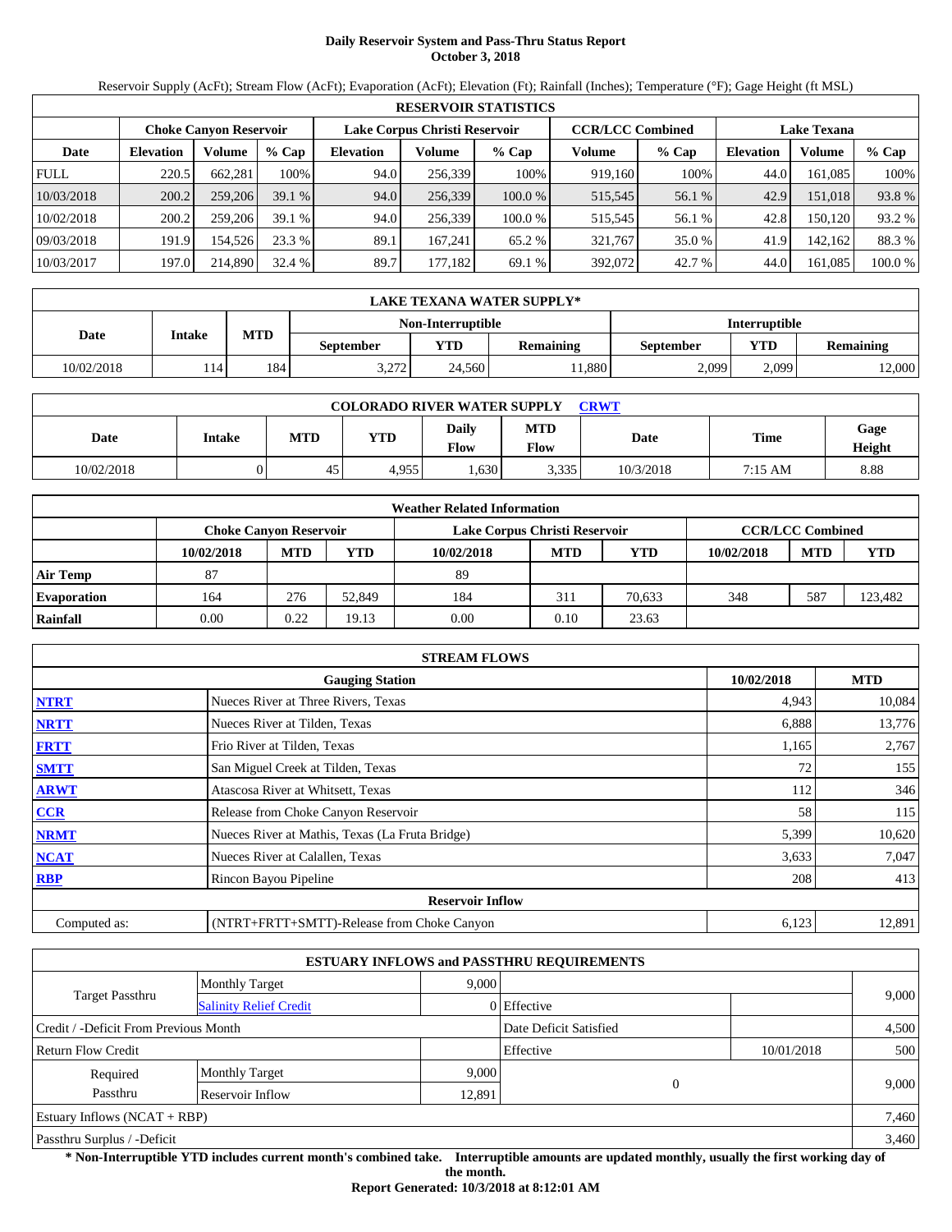# Daily Reservoir System and Pass-Thru Status Report
## October 3, 2018

Reservoir Supply (AcFt); Stream Flow (AcFt); Evaporation (AcFt); Elevation (Ft); Rainfall (Inches); Temperature (°F); Gage Height (ft MSL)

| RESERVOIR STATISTICS | | | | | | | | | | | |
|---|---|---|---|---|---|---|---|---|---|---|---|
| | Choke Canyon Reservoir | | | Lake Corpus Christi Reservoir | | | CCR/LCC Combined | | Lake Texana | | |
| Date | Elevation | Volume | % Cap | Elevation | Volume | % Cap | Volume | % Cap | Elevation | Volume | % Cap |
| FULL | 220.5 | 662,281 | 100% | 94.0 | 256,339 | 100% | 919,160 | 100% | 44.0 | 161,085 | 100% |
| 10/03/2018 | 200.2 | 259,206 | 39.1 % | 94.0 | 256,339 | 100.0 % | 515,545 | 56.1 % | 42.9 | 151,018 | 93.8 % |
| 10/02/2018 | 200.2 | 259,206 | 39.1 % | 94.0 | 256,339 | 100.0 % | 515,545 | 56.1 % | 42.8 | 150,120 | 93.2 % |
| 09/03/2018 | 191.9 | 154,526 | 23.3 % | 89.1 | 167,241 | 65.2 % | 321,767 | 35.0 % | 41.9 | 142,162 | 88.3 % |
| 10/03/2017 | 197.0 | 214,890 | 32.4 % | 89.7 | 177,182 | 69.1 % | 392,072 | 42.7 % | 44.0 | 161,085 | 100.0 % |

| LAKE TEXANA WATER SUPPLY* | | | | | | | | |
|---|---|---|---|---|---|---|---|---|
| Date | Intake | MTD | Non-Interruptible | | | Interruptible | | |
| | | | September | YTD | Remaining | September | YTD | Remaining |
| 10/02/2018 | 114 | 184 | 3,272 | 24,560 | 11,880 | 2,099 | 2,099 | 12,000 |

| COLORADO RIVER WATER SUPPLY CRWT | | | | | | | | |
|---|---|---|---|---|---|---|---|---|
| Date | Intake | MTD | YTD | Daily Flow | MTD Flow | Date | Time | Gage Height |
| 10/02/2018 | 0 | 45 | 4,955 | 1,630 | 3,335 | 10/3/2018 | 7:15 AM | 8.88 |

| Weather Related Information | | | | | | | | | |
|---|---|---|---|---|---|---|---|---|---|
| | Choke Canyon Reservoir | | | Lake Corpus Christi Reservoir | | | CCR/LCC Combined | | |
| | 10/02/2018 | MTD | YTD | 10/02/2018 | MTD | YTD | 10/02/2018 | MTD | YTD |
| Air Temp | 87 | | | 89 | | | | | |
| Evaporation | 164 | 276 | 52,849 | 184 | 311 | 70,633 | 348 | 587 | 123,482 |
| Rainfall | 0.00 | 0.22 | 19.13 | 0.00 | 0.10 | 23.63 | | | |

| STREAM FLOWS | | | |
|---|---|---|---|
| | Gauging Station | 10/02/2018 | MTD |
| NTRT | Nueces River at Three Rivers, Texas | 4,943 | 10,084 |
| NRTT | Nueces River at Tilden, Texas | 6,888 | 13,776 |
| FRTT | Frio River at Tilden, Texas | 1,165 | 2,767 |
| SMTT | San Miguel Creek at Tilden, Texas | 72 | 155 |
| ARWT | Atascosa River at Whitsett, Texas | 112 | 346 |
| CCR | Release from Choke Canyon Reservoir | 58 | 115 |
| NRMT | Nueces River at Mathis, Texas (La Fruta Bridge) | 5,399 | 10,620 |
| NCAT | Nueces River at Calallen, Texas | 3,633 | 7,047 |
| RBP | Rincon Bayou Pipeline | 208 | 413 |
| | Reservoir Inflow | | |
| Computed as: | (NTRT+FRTT+SMTT)-Release from Choke Canyon | 6,123 | 12,891 |

| ESTUARY INFLOWS and PASSTHRU REQUIREMENTS | | | | | |
|---|---|---|---|---|---|
| Target Passthru | Monthly Target | 9,000 | | | 9,000 |
| | Salinity Relief Credit | 0 | Effective | | |
| Credit / -Deficit From Previous Month | | | Date Deficit Satisfied | | 4,500 |
| Return Flow Credit | | | Effective | 10/01/2018 | 500 |
| Required Passthru | Monthly Target | 9,000 | 0 | | 9,000 |
| | Reservoir Inflow | 12,891 | | | |
| Estuary Inflows (NCAT + RBP) | | | | | 7,460 |
| Passthru Surplus / -Deficit | | | | | 3,460 |

**\* Non-Interruptible YTD includes current month's combined take. Interruptible amounts are updated monthly, usually the first working day of the month.**

**Report Generated: 10/3/2018 at 8:12:01 AM**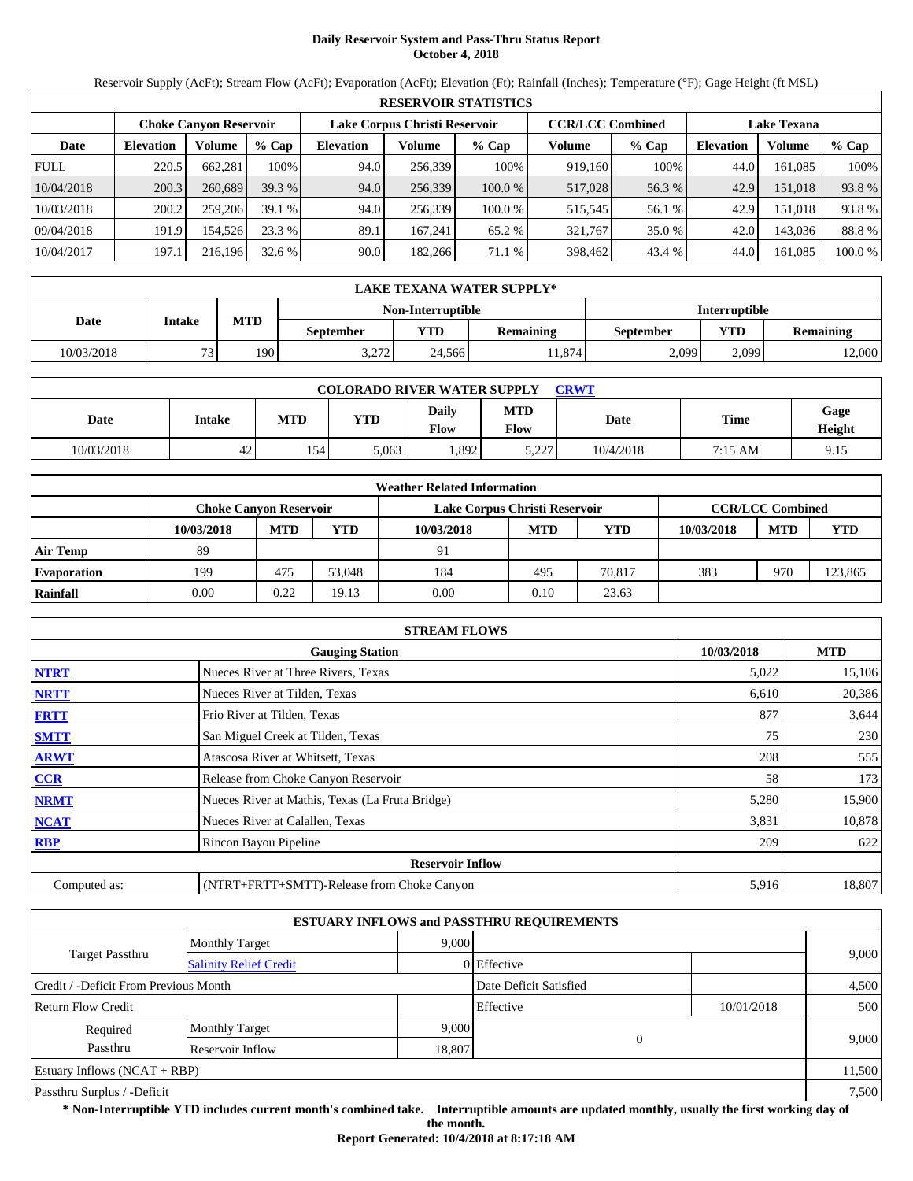# Daily Reservoir System and Pass-Thru Status Report
**October 4, 2018**

Reservoir Supply (AcFt); Stream Flow (AcFt); Evaporation (AcFt); Elevation (Ft); Rainfall (Inches); Temperature (°F); Gage Height (ft MSL)

| RESERVOIR STATISTICS | | | | | | | | | | | |
|---|---|---|---|---|---|---|---|---|---|---|---|
| | Choke Canyon Reservoir | | | Lake Corpus Christi Reservoir | | | CCR/LCC Combined | | Lake Texana | | |
| Date | Elevation | Volume | % Cap | Elevation | Volume | % Cap | Volume | % Cap | Elevation | Volume | % Cap |
| FULL | 220.5 | 662,281 | 100% | 94.0 | 256,339 | 100% | 919,160 | 100% | 44.0 | 161,085 | 100% |
| 10/04/2018 | 200.3 | 260,689 | 39.3 % | 94.0 | 256,339 | 100.0 % | 517,028 | 56.3 % | 42.9 | 151,018 | 93.8 % |
| 10/03/2018 | 200.2 | 259,206 | 39.1 % | 94.0 | 256,339 | 100.0 % | 515,545 | 56.1 % | 42.9 | 151,018 | 93.8 % |
| 09/04/2018 | 191.9 | 154,526 | 23.3 % | 89.1 | 167,241 | 65.2 % | 321,767 | 35.0 % | 42.0 | 143,036 | 88.8 % |
| 10/04/2017 | 197.1 | 216,196 | 32.6 % | 90.0 | 182,266 | 71.1 % | 398,462 | 43.4 % | 44.0 | 161,085 | 100.0 % |

| LAKE TEXANA WATER SUPPLY* | | | | | | | | |
|---|---|---|---|---|---|---|---|---|
| Date | Intake | MTD | Non-Interruptible | | | Interruptible | | |
| | | | September | YTD | Remaining | September | YTD | Remaining |
| 10/03/2018 | 73 | 190 | 3,272 | 24,566 | 11,874 | 2,099 | 2,099 | 12,000 |

| COLORADO RIVER WATER SUPPLY CRWT | | | | | | | | |
|---|---|---|---|---|---|---|---|---|
| Date | Intake | MTD | YTD | Daily Flow | MTD Flow | Date | Time | Gage Height |
| 10/03/2018 | 42 | 154 | 5,063 | 1,892 | 5,227 | 10/4/2018 | 7:15 AM | 9.15 |

| Weather Related Information | | | | | | | | | |
|---|---|---|---|---|---|---|---|---|---|
| | Choke Canyon Reservoir | | | Lake Corpus Christi Reservoir | | | CCR/LCC Combined | | |
| | 10/03/2018 | MTD | YTD | 10/03/2018 | MTD | YTD | 10/03/2018 | MTD | YTD |
| Air Temp | 89 | | | 91 | | | | | |
| Evaporation | 199 | 475 | 53,048 | 184 | 495 | 70,817 | 383 | 970 | 123,865 |
| Rainfall | 0.00 | 0.22 | 19.13 | 0.00 | 0.10 | 23.63 | | | |

| STREAM FLOWS | | | |
|---|---|---|---|
| | Gauging Station | 10/03/2018 | MTD |
| NTRT | Nueces River at Three Rivers, Texas | 5,022 | 15,106 |
| NRTT | Nueces River at Tilden, Texas | 6,610 | 20,386 |
| FRTT | Frio River at Tilden, Texas | 877 | 3,644 |
| SMTT | San Miguel Creek at Tilden, Texas | 75 | 230 |
| ARWT | Atascosa River at Whitsett, Texas | 208 | 555 |
| CCR | Release from Choke Canyon Reservoir | 58 | 173 |
| NRMT | Nueces River at Mathis, Texas (La Fruta Bridge) | 5,280 | 15,900 |
| NCAT | Nueces River at Calallen, Texas | 3,831 | 10,878 |
| RBP | Rincon Bayou Pipeline | 209 | 622 |
| | **Reservoir Inflow** | | |
| Computed as: | (NTRT+FRTT+SMTT)-Release from Choke Canyon | 5,916 | 18,807 |

| ESTUARY INFLOWS and PASSTHRU REQUIREMENTS | | | | | |
|---|---|---|---|---|---|
| Target Passthru | Monthly Target | 9,000 | | | 9,000 |
| | Salinity Relief Credit | 0 | Effective | | |
| Credit / -Deficit From Previous Month | | | Date Deficit Satisfied | | 4,500 |
| Return Flow Credit | | | Effective | 10/01/2018 | 500 |
| Required Passthru | Monthly Target | 9,000 | 0 | | 9,000 |
| | Reservoir Inflow | 18,807 | | | |
| Estuary Inflows (NCAT + RBP) | | | | | 11,500 |
| Passthru Surplus / -Deficit | | | | | 7,500 |

**\* Non-Interruptible YTD includes current month's combined take. Interruptible amounts are updated monthly, usually the first working day of the month.**

**Report Generated: 10/4/2018 at 8:17:18 AM**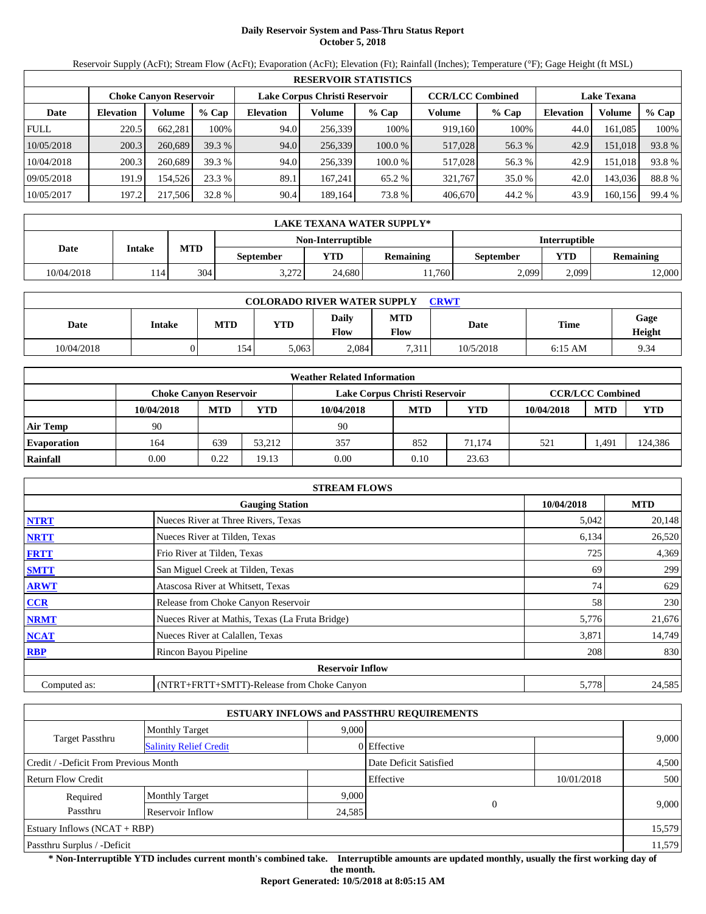# Daily Reservoir System and Pass-Thru Status Report
## October 5, 2018

Reservoir Supply (AcFt); Stream Flow (AcFt); Evaporation (AcFt); Elevation (Ft); Rainfall (Inches); Temperature (°F); Gage Height (ft MSL)

| RESERVOIR STATISTICS | | | | | | | | | | | |
|---|---|---|---|---|---|---|---|---|---|---|---|
| | Choke Canyon Reservoir | | | Lake Corpus Christi Reservoir | | | CCR/LCC Combined | | Lake Texana | | |
| Date | Elevation | Volume | % Cap | Elevation | Volume | % Cap | Volume | % Cap | Elevation | Volume | % Cap |
| FULL | 220.5 | 662,281 | 100% | 94.0 | 256,339 | 100% | 919,160 | 100% | 44.0 | 161,085 | 100% |
| 10/05/2018 | 200.3 | 260,689 | 39.3 % | 94.0 | 256,339 | 100.0 % | 517,028 | 56.3 % | 42.9 | 151,018 | 93.8 % |
| 10/04/2018 | 200.3 | 260,689 | 39.3 % | 94.0 | 256,339 | 100.0 % | 517,028 | 56.3 % | 42.9 | 151,018 | 93.8 % |
| 09/05/2018 | 191.9 | 154,526 | 23.3 % | 89.1 | 167,241 | 65.2 % | 321,767 | 35.0 % | 42.0 | 143,036 | 88.8 % |
| 10/05/2017 | 197.2 | 217,506 | 32.8 % | 90.4 | 189,164 | 73.8 % | 406,670 | 44.2 % | 43.9 | 160,156 | 99.4 % |

| LAKE TEXANA WATER SUPPLY* | | | | | | | |
|---|---|---|---|---|---|---|---|
| Date | Intake | MTD | Non-Interruptible | | | Interruptible | | |
| | | | September | YTD | Remaining | September | YTD | Remaining |
| 10/04/2018 | 114 | 304 | 3,272 | 24,680 | 11,760 | 2,099 | 2,099 | 12,000 |

| COLORADO RIVER WATER SUPPLY CRWT | | | | | | | | |
|---|---|---|---|---|---|---|---|---|
| Date | Intake | MTD | YTD | Daily Flow | MTD Flow | Date | Time | Gage Height |
| 10/04/2018 | 0 | 154 | 5,063 | 2,084 | 7,311 | 10/5/2018 | 6:15 AM | 9.34 |

| Weather Related Information | | | | | | | | | |
|---|---|---|---|---|---|---|---|---|---|
| | Choke Canyon Reservoir | | | Lake Corpus Christi Reservoir | | | CCR/LCC Combined | | |
| | 10/04/2018 | MTD | YTD | 10/04/2018 | MTD | YTD | 10/04/2018 | MTD | YTD |
| Air Temp | 90 | | | 90 | | | | | |
| Evaporation | 164 | 639 | 53,212 | 357 | 852 | 71,174 | 521 | 1,491 | 124,386 |
| Rainfall | 0.00 | 0.22 | 19.13 | 0.00 | 0.10 | 23.63 | | | |

| STREAM FLOWS | | | |
|---|---|---|---|
| Gauging Station | | 10/04/2018 | MTD |
| NTRT | Nueces River at Three Rivers, Texas | 5,042 | 20,148 |
| NRTT | Nueces River at Tilden, Texas | 6,134 | 26,520 |
| FRTT | Frio River at Tilden, Texas | 725 | 4,369 |
| SMTT | San Miguel Creek at Tilden, Texas | 69 | 299 |
| ARWT | Atascosa River at Whitsett, Texas | 74 | 629 |
| CCR | Release from Choke Canyon Reservoir | 58 | 230 |
| NRMT | Nueces River at Mathis, Texas (La Fruta Bridge) | 5,776 | 21,676 |
| NCAT | Nueces River at Calallen, Texas | 3,871 | 14,749 |
| RBP | Rincon Bayou Pipeline | 208 | 830 |
| Reservoir Inflow | | | |
| Computed as: | (NTRT+FRTT+SMTT)-Release from Choke Canyon | 5,778 | 24,585 |

| ESTUARY INFLOWS and PASSTHRU REQUIREMENTS | | | | | |
|---|---|---|---|---|---|
| Target Passthru | Monthly Target | 9,000 | | | 9,000 |
| | Salinity Relief Credit | 0 | Effective | | |
| Credit / -Deficit From Previous Month | | | Date Deficit Satisfied | | 4,500 |
| Return Flow Credit | | | Effective | 10/01/2018 | 500 |
| Required Passthru | Monthly Target | 9,000 | 0 | | 9,000 |
| | Reservoir Inflow | 24,585 | | | |
| Estuary Inflows (NCAT + RBP) | | | | | 15,579 |
| Passthru Surplus / -Deficit | | | | | 11,579 |

**\* Non-Interruptible YTD includes current month's combined take. Interruptible amounts are updated monthly, usually the first working day of the month.**

**Report Generated: 10/5/2018 at 8:05:15 AM**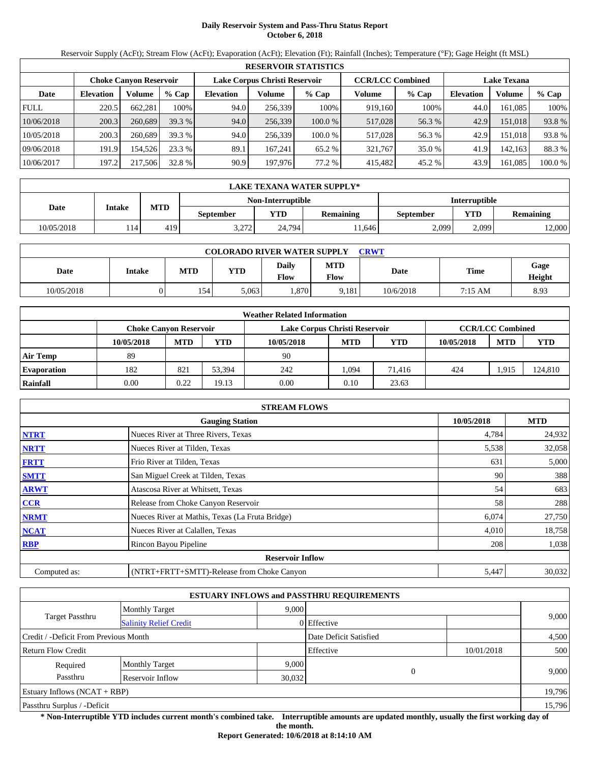# Daily Reservoir System and Pass-Thru Status Report
## October 6, 2018

Reservoir Supply (AcFt); Stream Flow (AcFt); Evaporation (AcFt); Elevation (Ft); Rainfall (Inches); Temperature (°F); Gage Height (ft MSL)

| RESERVOIR STATISTICS | | | | | | | | | | | |
|---|---|---|---|---|---|---|---|---|---|---|---|
| | Choke Canyon Reservoir | | | Lake Corpus Christi Reservoir | | | CCR/LCC Combined | | Lake Texana | | |
| Date | Elevation | Volume | % Cap | Elevation | Volume | % Cap | Volume | % Cap | Elevation | Volume | % Cap |
| FULL | 220.5 | 662,281 | 100% | 94.0 | 256,339 | 100% | 919,160 | 100% | 44.0 | 161,085 | 100% |
| 10/06/2018 | 200.3 | 260,689 | 39.3 % | 94.0 | 256,339 | 100.0 % | 517,028 | 56.3 % | 42.9 | 151,018 | 93.8 % |
| 10/05/2018 | 200.3 | 260,689 | 39.3 % | 94.0 | 256,339 | 100.0 % | 517,028 | 56.3 % | 42.9 | 151,018 | 93.8 % |
| 09/06/2018 | 191.9 | 154,526 | 23.3 % | 89.1 | 167,241 | 65.2 % | 321,767 | 35.0 % | 41.9 | 142,163 | 88.3 % |
| 10/06/2017 | 197.2 | 217,506 | 32.8 % | 90.9 | 197,976 | 77.2 % | 415,482 | 45.2 % | 43.9 | 161,085 | 100.0 % |

| LAKE TEXANA WATER SUPPLY* | | | | | | | | |
|---|---|---|---|---|---|---|---|---|
| Date | Intake | MTD | Non-Interruptible | | | Interruptible | | |
| | | | September | YTD | Remaining | September | YTD | Remaining |
| 10/05/2018 | 114 | 419 | 3,272 | 24,794 | 11,646 | 2,099 | 2,099 | 12,000 |

| COLORADO RIVER WATER SUPPLY CRWT | | | | | | | | |
|---|---|---|---|---|---|---|---|---|
| Date | Intake | MTD | YTD | Daily Flow | MTD Flow | Date | Time | Gage Height |
| 10/05/2018 | 0 | 154 | 5,063 | 1,870 | 9,181 | 10/6/2018 | 7:15 AM | 8.93 |

| Weather Related Information | | | | | | | | | |
|---|---|---|---|---|---|---|---|---|---|
| | Choke Canyon Reservoir | | | Lake Corpus Christi Reservoir | | | CCR/LCC Combined | | |
| | 10/05/2018 | MTD | YTD | 10/05/2018 | MTD | YTD | 10/05/2018 | MTD | YTD |
| Air Temp | 89 | | | 90 | | | | | |
| Evaporation | 182 | 821 | 53,394 | 242 | 1,094 | 71,416 | 424 | 1,915 | 124,810 |
| Rainfall | 0.00 | 0.22 | 19.13 | 0.00 | 0.10 | 23.63 | | | |

| STREAM FLOWS | | | |
|---|---|---|---|
| | Gauging Station | 10/05/2018 | MTD |
| NTRT | Nueces River at Three Rivers, Texas | 4,784 | 24,932 |
| NRTT | Nueces River at Tilden, Texas | 5,538 | 32,058 |
| FRTT | Frio River at Tilden, Texas | 631 | 5,000 |
| SMTT | San Miguel Creek at Tilden, Texas | 90 | 388 |
| ARWT | Atascosa River at Whitsett, Texas | 54 | 683 |
| CCR | Release from Choke Canyon Reservoir | 58 | 288 |
| NRMT | Nueces River at Mathis, Texas (La Fruta Bridge) | 6,074 | 27,750 |
| NCAT | Nueces River at Calallen, Texas | 4,010 | 18,758 |
| RBP | Rincon Bayou Pipeline | 208 | 1,038 |
| Reservoir Inflow | | | |
| Computed as: | (NTRT+FRTT+SMTT)-Release from Choke Canyon | 5,447 | 30,032 |

| ESTUARY INFLOWS and PASSTHRU REQUIREMENTS | | | | | |
|---|---|---|---|---|---|
| Target Passthru | Monthly Target | 9,000 | | | 9,000 |
| | Salinity Relief Credit | 0 | Effective | | |
| Credit / -Deficit From Previous Month | | | Date Deficit Satisfied | | 4,500 |
| Return Flow Credit | | | Effective | 10/01/2018 | 500 |
| Required Passthru | Monthly Target | 9,000 | 0 | | 9,000 |
| | Reservoir Inflow | 30,032 | | | |
| Estuary Inflows (NCAT + RBP) | | | | | 19,796 |
| Passthru Surplus / -Deficit | | | | | 15,796 |

**\* Non-Interruptible YTD includes current month's combined take. Interruptible amounts are updated monthly, usually the first working day of the month.**

**Report Generated: 10/6/2018 at 8:14:10 AM**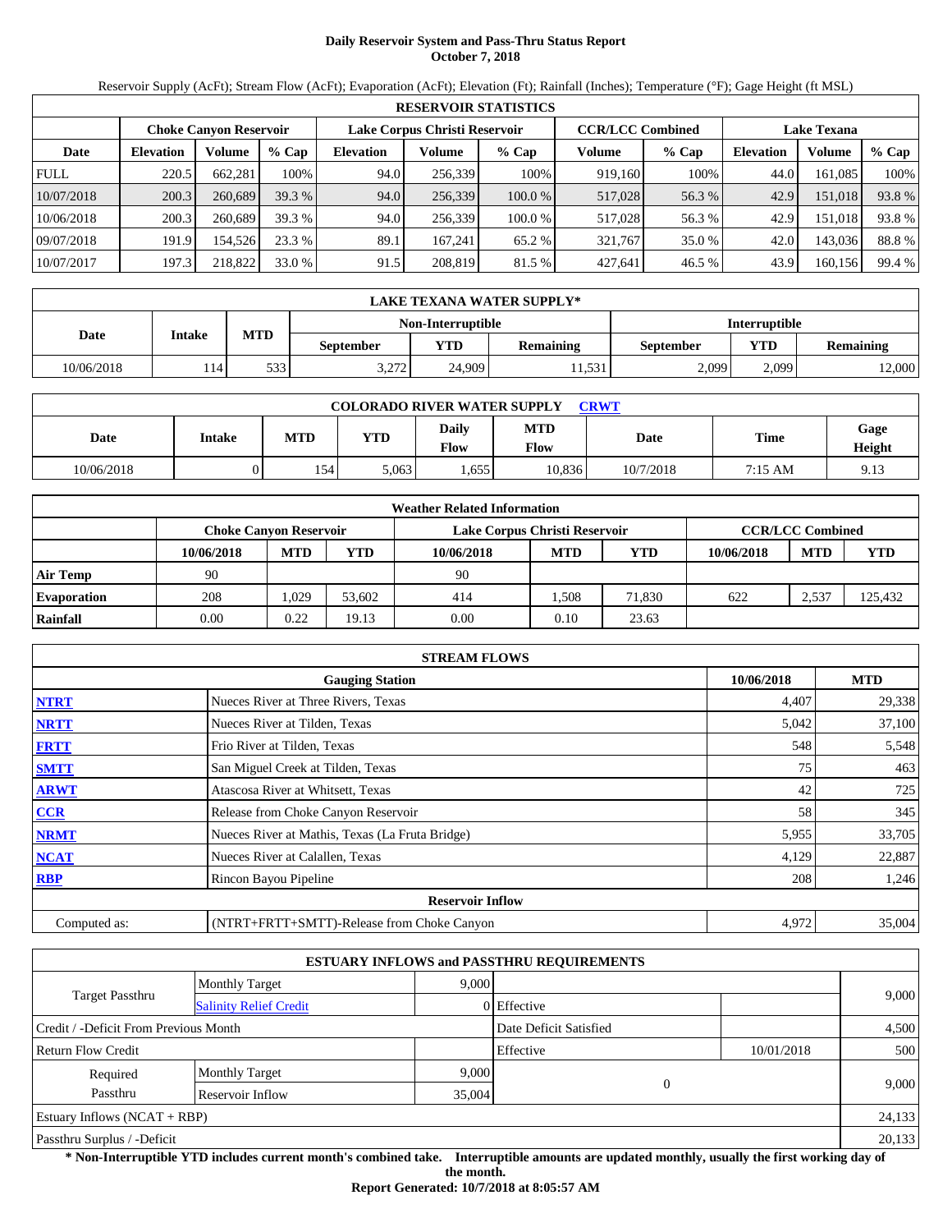# Daily Reservoir System and Pass-Thru Status Report
**October 7, 2018**

Reservoir Supply (AcFt); Stream Flow (AcFt); Evaporation (AcFt); Elevation (Ft); Rainfall (Inches); Temperature (°F); Gage Height (ft MSL)

| RESERVOIR STATISTICS | | | | | | | | | | | |
|---|---|---|---|---|---|---|---|---|---|---|---|
| | Choke Canyon Reservoir | | | Lake Corpus Christi Reservoir | | | CCR/LCC Combined | | Lake Texana | | |
| Date | Elevation | Volume | % Cap | Elevation | Volume | % Cap | Volume | % Cap | Elevation | Volume | % Cap |
| FULL | 220.5 | 662,281 | 100% | 94.0 | 256,339 | 100% | 919,160 | 100% | 44.0 | 161,085 | 100% |
| 10/07/2018 | 200.3 | 260,689 | 39.3 % | 94.0 | 256,339 | 100.0 % | 517,028 | 56.3 % | 42.9 | 151,018 | 93.8 % |
| 10/06/2018 | 200.3 | 260,689 | 39.3 % | 94.0 | 256,339 | 100.0 % | 517,028 | 56.3 % | 42.9 | 151,018 | 93.8 % |
| 09/07/2018 | 191.9 | 154,526 | 23.3 % | 89.1 | 167,241 | 65.2 % | 321,767 | 35.0 % | 42.0 | 143,036 | 88.8 % |
| 10/07/2017 | 197.3 | 218,822 | 33.0 % | 91.5 | 208,819 | 81.5 % | 427,641 | 46.5 % | 43.9 | 160,156 | 99.4 % |

| LAKE TEXANA WATER SUPPLY* | | | | | | | | |
|---|---|---|---|---|---|---|---|---|
| Date | Intake | MTD | Non-Interruptible | | | Interruptible | | |
| | | | September | YTD | Remaining | September | YTD | Remaining |
| 10/06/2018 | 114 | 533 | 3,272 | 24,909 | 11,531 | 2,099 | 2,099 | 12,000 |

| COLORADO RIVER WATER SUPPLY CRWT | | | | | | | | |
|---|---|---|---|---|---|---|---|---|
| Date | Intake | MTD | YTD | Daily Flow | MTD Flow | Date | Time | Gage Height |
| 10/06/2018 | 0 | 154 | 5,063 | 1,655 | 10,836 | 10/7/2018 | 7:15 AM | 9.13 |

| Weather Related Information | | | | | | | | | |
|---|---|---|---|---|---|---|---|---|---|
| | Choke Canyon Reservoir | | | Lake Corpus Christi Reservoir | | | CCR/LCC Combined | | |
| | 10/06/2018 | MTD | YTD | 10/06/2018 | MTD | YTD | 10/06/2018 | MTD | YTD |
| Air Temp | 90 | | | 90 | | | | | |
| Evaporation | 208 | 1,029 | 53,602 | 414 | 1,508 | 71,830 | 622 | 2,537 | 125,432 |
| Rainfall | 0.00 | 0.22 | 19.13 | 0.00 | 0.10 | 23.63 | | | |

| STREAM FLOWS | | | |
|---|---|---|---|
| | Gauging Station | 10/06/2018 | MTD |
| NTRT | Nueces River at Three Rivers, Texas | 4,407 | 29,338 |
| NRTT | Nueces River at Tilden, Texas | 5,042 | 37,100 |
| FRTT | Frio River at Tilden, Texas | 548 | 5,548 |
| SMTT | San Miguel Creek at Tilden, Texas | 75 | 463 |
| ARWT | Atascosa River at Whitsett, Texas | 42 | 725 |
| CCR | Release from Choke Canyon Reservoir | 58 | 345 |
| NRMT | Nueces River at Mathis, Texas (La Fruta Bridge) | 5,955 | 33,705 |
| NCAT | Nueces River at Calallen, Texas | 4,129 | 22,887 |
| RBP | Rincon Bayou Pipeline | 208 | 1,246 |
| Reservoir Inflow | | | |
| Computed as: | (NTRT+FRTT+SMTT)-Release from Choke Canyon | 4,972 | 35,004 |

| ESTUARY INFLOWS and PASSTHRU REQUIREMENTS | | | | | |
|---|---|---|---|---|---|
| Target Passthru | Monthly Target | 9,000 | | | 9,000 |
| | Salinity Relief Credit | 0 | Effective | | |
| Credit / -Deficit From Previous Month | | | Date Deficit Satisfied | | 4,500 |
| Return Flow Credit | | | Effective | 10/01/2018 | 500 |
| Required Passthru | Monthly Target | 9,000 | 0 | | 9,000 |
| | Reservoir Inflow | 35,004 | | | |
| Estuary Inflows (NCAT + RBP) | | | | | 24,133 |
| Passthru Surplus / -Deficit | | | | | 20,133 |

**\* Non-Interruptible YTD includes current month's combined take. Interruptible amounts are updated monthly, usually the first working day of the month.**

**Report Generated: 10/7/2018 at 8:05:57 AM**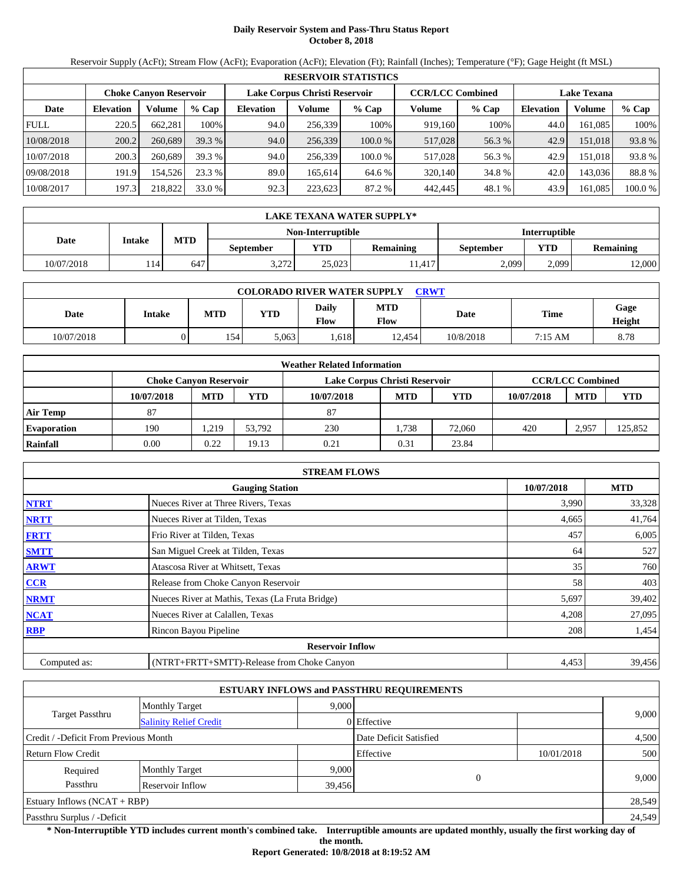# Daily Reservoir System and Pass-Thru Status Report
## October 8, 2018

Reservoir Supply (AcFt); Stream Flow (AcFt); Evaporation (AcFt); Elevation (Ft); Rainfall (Inches); Temperature (°F); Gage Height (ft MSL)

| RESERVOIR STATISTICS | | | | | | | | | | | |
|---|---|---|---|---|---|---|---|---|---|---|---|
| | Choke Canyon Reservoir | | | Lake Corpus Christi Reservoir | | | CCR/LCC Combined | | Lake Texana | | |
| Date | Elevation | Volume | % Cap | Elevation | Volume | % Cap | Volume | % Cap | Elevation | Volume | % Cap |
| FULL | 220.5 | 662,281 | 100% | 94.0 | 256,339 | 100% | 919,160 | 100% | 44.0 | 161,085 | 100% |
| 10/08/2018 | 200.2 | 260,689 | 39.3 % | 94.0 | 256,339 | 100.0 % | 517,028 | 56.3 % | 42.9 | 151,018 | 93.8 % |
| 10/07/2018 | 200.3 | 260,689 | 39.3 % | 94.0 | 256,339 | 100.0 % | 517,028 | 56.3 % | 42.9 | 151,018 | 93.8 % |
| 09/08/2018 | 191.9 | 154,526 | 23.3 % | 89.0 | 165,614 | 64.6 % | 320,140 | 34.8 % | 42.0 | 143,036 | 88.8 % |
| 10/08/2017 | 197.3 | 218,822 | 33.0 % | 92.3 | 223,623 | 87.2 % | 442,445 | 48.1 % | 43.9 | 161,085 | 100.0 % |

| LAKE TEXANA WATER SUPPLY* | | | | | | | | |
|---|---|---|---|---|---|---|---|---|
| Date | Intake | MTD | Non-Interruptible | | | Interruptible | | |
| | | | September | YTD | Remaining | September | YTD | Remaining |
| 10/07/2018 | 114 | 647 | 3,272 | 25,023 | 11,417 | 2,099 | 2,099 | 12,000 |

| COLORADO RIVER WATER SUPPLY CRWT | | | | | | | | |
|---|---|---|---|---|---|---|---|---|
| Date | Intake | MTD | YTD | Daily Flow | MTD Flow | Date | Time | Gage Height |
| 10/07/2018 | 0 | 154 | 5,063 | 1,618 | 12,454 | 10/8/2018 | 7:15 AM | 8.78 |

| Weather Related Information | | | | | | | | | |
|---|---|---|---|---|---|---|---|---|---|
| | Choke Canyon Reservoir | | | Lake Corpus Christi Reservoir | | | CCR/LCC Combined | | |
| | 10/07/2018 | MTD | YTD | 10/07/2018 | MTD | YTD | 10/07/2018 | MTD | YTD |
| Air Temp | 87 | | | 87 | | | | | |
| Evaporation | 190 | 1,219 | 53,792 | 230 | 1,738 | 72,060 | 420 | 2,957 | 125,852 |
| Rainfall | 0.00 | 0.22 | 19.13 | 0.21 | 0.31 | 23.84 | | | |

| STREAM FLOWS | | | |
|---|---|---|---|
| | Gauging Station | 10/07/2018 | MTD |
| NTRT | Nueces River at Three Rivers, Texas | 3,990 | 33,328 |
| NRTT | Nueces River at Tilden, Texas | 4,665 | 41,764 |
| FRTT | Frio River at Tilden, Texas | 457 | 6,005 |
| SMTT | San Miguel Creek at Tilden, Texas | 64 | 527 |
| ARWT | Atascosa River at Whitsett, Texas | 35 | 760 |
| CCR | Release from Choke Canyon Reservoir | 58 | 403 |
| NRMT | Nueces River at Mathis, Texas (La Fruta Bridge) | 5,697 | 39,402 |
| NCAT | Nueces River at Calallen, Texas | 4,208 | 27,095 |
| RBP | Rincon Bayou Pipeline | 208 | 1,454 |
| | Reservoir Inflow | | |
| Computed as: | (NTRT+FRTT+SMTT)-Release from Choke Canyon | 4,453 | 39,456 |

| ESTUARY INFLOWS and PASSTHRU REQUIREMENTS | | | | | |
|---|---|---|---|---|---|
| Target Passthru | Monthly Target | 9,000 | | | 9,000 |
| | Salinity Relief Credit | 0 | Effective | | |
| Credit / -Deficit From Previous Month | | | Date Deficit Satisfied | | 4,500 |
| Return Flow Credit | | | Effective | 10/01/2018 | 500 |
| Required Passthru | Monthly Target | 9,000 | 0 | | 9,000 |
| | Reservoir Inflow | 39,456 | | | |
| Estuary Inflows (NCAT + RBP) | | | | | 28,549 |
| Passthru Surplus / -Deficit | | | | | 24,549 |

**\* Non-Interruptible YTD includes current month's combined take. Interruptible amounts are updated monthly, usually the first working day of the month.**

**Report Generated: 10/8/2018 at 8:19:52 AM**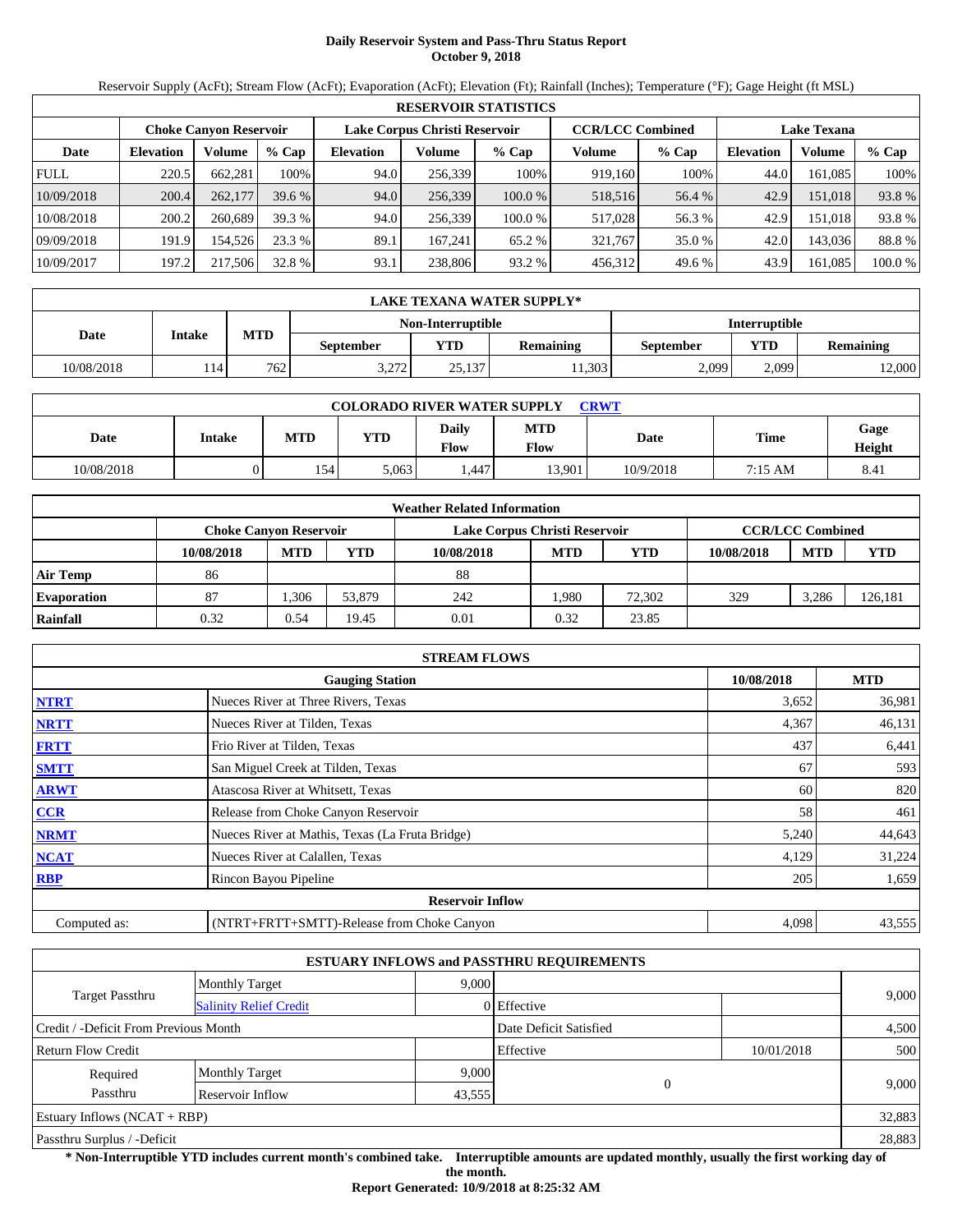# Daily Reservoir System and Pass-Thru Status Report
## October 9, 2018

Reservoir Supply (AcFt); Stream Flow (AcFt); Evaporation (AcFt); Elevation (Ft); Rainfall (Inches); Temperature (°F); Gage Height (ft MSL)

| RESERVOIR STATISTICS | | | | | | | | | | | |
|---|---|---|---|---|---|---|---|---|---|---|---|
| | Choke Canyon Reservoir | | | Lake Corpus Christi Reservoir | | | CCR/LCC Combined | | Lake Texana | | |
| Date | Elevation | Volume | % Cap | Elevation | Volume | % Cap | Volume | % Cap | Elevation | Volume | % Cap |
| FULL | 220.5 | 662,281 | 100% | 94.0 | 256,339 | 100% | 919,160 | 100% | 44.0 | 161,085 | 100% |
| 10/09/2018 | 200.4 | 262,177 | 39.6 % | 94.0 | 256,339 | 100.0 % | 518,516 | 56.4 % | 42.9 | 151,018 | 93.8 % |
| 10/08/2018 | 200.2 | 260,689 | 39.3 % | 94.0 | 256,339 | 100.0 % | 517,028 | 56.3 % | 42.9 | 151,018 | 93.8 % |
| 09/09/2018 | 191.9 | 154,526 | 23.3 % | 89.1 | 167,241 | 65.2 % | 321,767 | 35.0 % | 42.0 | 143,036 | 88.8 % |
| 10/09/2017 | 197.2 | 217,506 | 32.8 % | 93.1 | 238,806 | 93.2 % | 456,312 | 49.6 % | 43.9 | 161,085 | 100.0 % |

| LAKE TEXANA WATER SUPPLY* | | | | | | | | |
|---|---|---|---|---|---|---|---|---|
| Date | Intake | MTD | Non-Interruptible | | | Interruptible | | |
| | | | September | YTD | Remaining | September | YTD | Remaining |
| 10/08/2018 | 114 | 762 | 3,272 | 25,137 | 11,303 | 2,099 | 2,099 | 12,000 |

| COLORADO RIVER WATER SUPPLY CRWT | | | | | | | | |
|---|---|---|---|---|---|---|---|---|
| Date | Intake | MTD | YTD | Daily Flow | MTD Flow | Date | Time | Gage Height |
| 10/08/2018 | 0 | 154 | 5,063 | 1,447 | 13,901 | 10/9/2018 | 7:15 AM | 8.41 |

| Weather Related Information | | | | | | | | | |
|---|---|---|---|---|---|---|---|---|---|
| | Choke Canyon Reservoir | | | Lake Corpus Christi Reservoir | | | CCR/LCC Combined | | |
| | 10/08/2018 | MTD | YTD | 10/08/2018 | MTD | YTD | 10/08/2018 | MTD | YTD |
| Air Temp | 86 | | | 88 | | | | | |
| Evaporation | 87 | 1,306 | 53,879 | 242 | 1,980 | 72,302 | 329 | 3,286 | 126,181 |
| Rainfall | 0.32 | 0.54 | 19.45 | 0.01 | 0.32 | 23.85 | | | |

| STREAM FLOWS | | | |
|---|---|---|---|
| | Gauging Station | 10/08/2018 | MTD |
| NTRT | Nueces River at Three Rivers, Texas | 3,652 | 36,981 |
| NRTT | Nueces River at Tilden, Texas | 4,367 | 46,131 |
| FRTT | Frio River at Tilden, Texas | 437 | 6,441 |
| SMTT | San Miguel Creek at Tilden, Texas | 67 | 593 |
| ARWT | Atascosa River at Whitsett, Texas | 60 | 820 |
| CCR | Release from Choke Canyon Reservoir | 58 | 461 |
| NRMT | Nueces River at Mathis, Texas (La Fruta Bridge) | 5,240 | 44,643 |
| NCAT | Nueces River at Calallen, Texas | 4,129 | 31,224 |
| RBP | Rincon Bayou Pipeline | 205 | 1,659 |
| | **Reservoir Inflow** | | |
| Computed as: | (NTRT+FRTT+SMTT)-Release from Choke Canyon | 4,098 | 43,555 |

| ESTUARY INFLOWS and PASSTHRU REQUIREMENTS | | | | | |
|---|---|---|---|---|---|
| Target Passthru | Monthly Target | 9,000 | | | 9,000 |
| | Salinity Relief Credit | 0 | Effective | | |
| Credit / -Deficit From Previous Month | | | Date Deficit Satisfied | | 4,500 |
| Return Flow Credit | | | Effective | 10/01/2018 | 500 |
| Required Passthru | Monthly Target | 9,000 | 0 | | 9,000 |
| | Reservoir Inflow | 43,555 | | | |
| Estuary Inflows (NCAT + RBP) | | | | | 32,883 |
| Passthru Surplus / -Deficit | | | | | 28,883 |

**\* Non-Interruptible YTD includes current month's combined take. Interruptible amounts are updated monthly, usually the first working day of the month.**

**Report Generated: 10/9/2018 at 8:25:32 AM**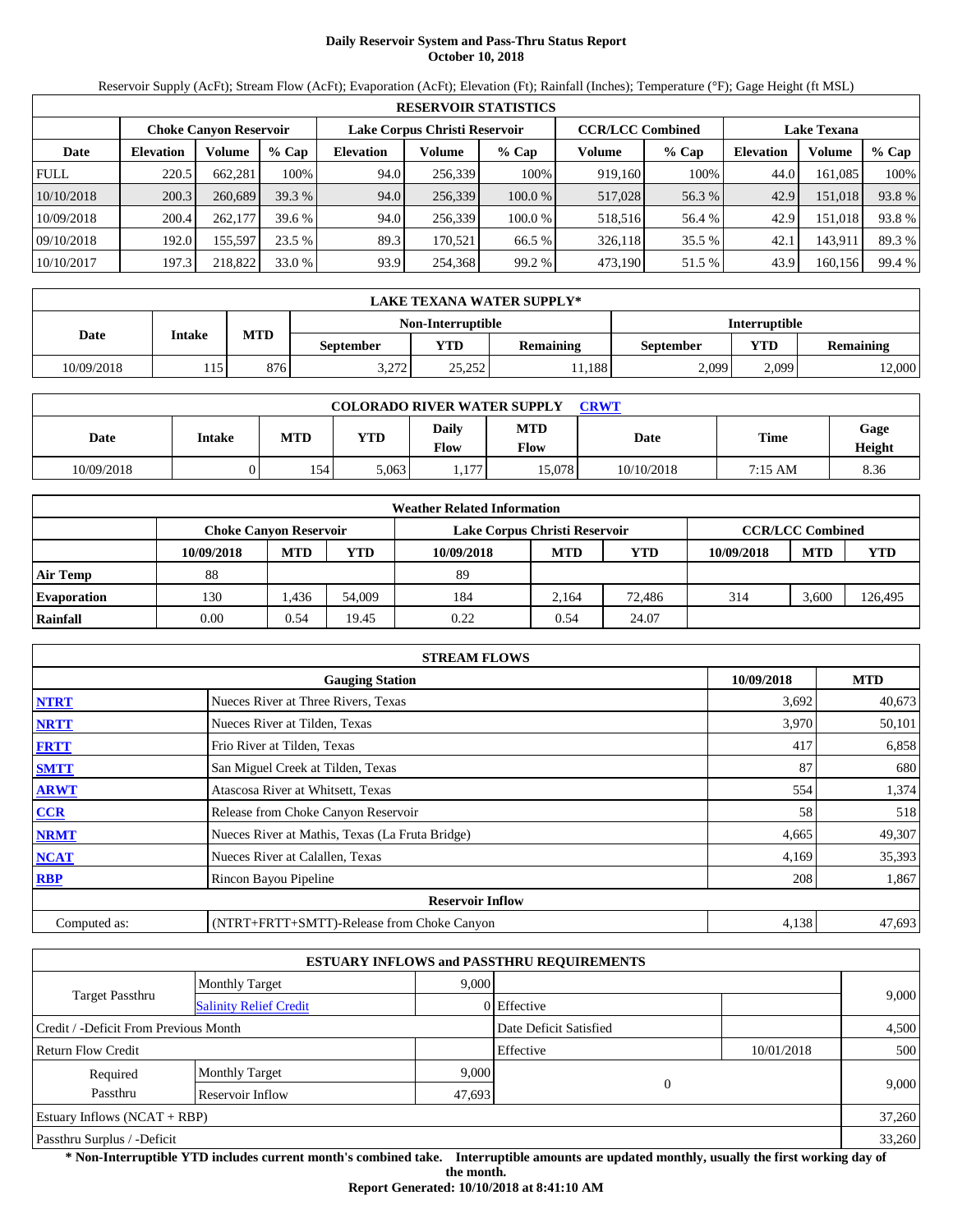# Daily Reservoir System and Pass-Thru Status Report
## October 10, 2018

Reservoir Supply (AcFt); Stream Flow (AcFt); Evaporation (AcFt); Elevation (Ft); Rainfall (Inches); Temperature (°F); Gage Height (ft MSL)

| RESERVOIR STATISTICS | | | | | | | | | | | |
|---|---|---|---|---|---|---|---|---|---|---|---|
| | Choke Canyon Reservoir | | | Lake Corpus Christi Reservoir | | | CCR/LCC Combined | | Lake Texana | | |
| Date | Elevation | Volume | % Cap | Elevation | Volume | % Cap | Volume | % Cap | Elevation | Volume | % Cap |
| FULL | 220.5 | 662,281 | 100% | 94.0 | 256,339 | 100% | 919,160 | 100% | 44.0 | 161,085 | 100% |
| 10/10/2018 | 200.3 | 260,689 | 39.3 % | 94.0 | 256,339 | 100.0 % | 517,028 | 56.3 % | 42.9 | 151,018 | 93.8 % |
| 10/09/2018 | 200.4 | 262,177 | 39.6 % | 94.0 | 256,339 | 100.0 % | 518,516 | 56.4 % | 42.9 | 151,018 | 93.8 % |
| 09/10/2018 | 192.0 | 155,597 | 23.5 % | 89.3 | 170,521 | 66.5 % | 326,118 | 35.5 % | 42.1 | 143,911 | 89.3 % |
| 10/10/2017 | 197.3 | 218,822 | 33.0 % | 93.9 | 254,368 | 99.2 % | 473,190 | 51.5 % | 43.9 | 160,156 | 99.4 % |

| LAKE TEXANA WATER SUPPLY* | | | | | | | | |
|---|---|---|---|---|---|---|---|---|
| Date | Intake | MTD | Non-Interruptible | | | Interruptible | | |
| | | | September | YTD | Remaining | September | YTD | Remaining |
| 10/09/2018 | 115 | 876 | 3,272 | 25,252 | 11,188 | 2,099 | 2,099 | 12,000 |

| COLORADO RIVER WATER SUPPLY CRWT | | | | | | | | |
|---|---|---|---|---|---|---|---|---|
| Date | Intake | MTD | YTD | Daily Flow | MTD Flow | Date | Time | Gage Height |
| 10/09/2018 | 0 | 154 | 5,063 | 1,177 | 15,078 | 10/10/2018 | 7:15 AM | 8.36 |

| Weather Related Information | | | | | | | | | |
|---|---|---|---|---|---|---|---|---|---|
| | Choke Canyon Reservoir | | | Lake Corpus Christi Reservoir | | | CCR/LCC Combined | | |
| | 10/09/2018 | MTD | YTD | 10/09/2018 | MTD | YTD | 10/09/2018 | MTD | YTD |
| Air Temp | 88 | | | 89 | | | | | |
| Evaporation | 130 | 1,436 | 54,009 | 184 | 2,164 | 72,486 | 314 | 3,600 | 126,495 |
| Rainfall | 0.00 | 0.54 | 19.45 | 0.22 | 0.54 | 24.07 | | | |

| STREAM FLOWS | | | |
|---|---|---|---|
| | Gauging Station | 10/09/2018 | MTD |
| NTRT | Nueces River at Three Rivers, Texas | 3,692 | 40,673 |
| NRTT | Nueces River at Tilden, Texas | 3,970 | 50,101 |
| FRTT | Frio River at Tilden, Texas | 417 | 6,858 |
| SMTT | San Miguel Creek at Tilden, Texas | 87 | 680 |
| ARWT | Atascosa River at Whitsett, Texas | 554 | 1,374 |
| CCR | Release from Choke Canyon Reservoir | 58 | 518 |
| NRMT | Nueces River at Mathis, Texas (La Fruta Bridge) | 4,665 | 49,307 |
| NCAT | Nueces River at Calallen, Texas | 4,169 | 35,393 |
| RBP | Rincon Bayou Pipeline | 208 | 1,867 |
| **Reservoir Inflow** | | | |
| Computed as: | (NTRT+FRTT+SMTT)-Release from Choke Canyon | 4,138 | 47,693 |

| ESTUARY INFLOWS and PASSTHRU REQUIREMENTS | | | | | |
|---|---|---|---|---|---|
| Target Passthru | Monthly Target | 9,000 | | | 9,000 |
| | Salinity Relief Credit | 0 | Effective | | |
| Credit / -Deficit From Previous Month | | | Date Deficit Satisfied | | 4,500 |
| Return Flow Credit | | | Effective | 10/01/2018 | 500 |
| Required Passthru | Monthly Target | 9,000 | 0 | | 9,000 |
| | Reservoir Inflow | 47,693 | | | |
| Estuary Inflows (NCAT + RBP) | | | | | 37,260 |
| Passthru Surplus / -Deficit | | | | | 33,260 |

**\* Non-Interruptible YTD includes current month's combined take. Interruptible amounts are updated monthly, usually the first working day of the month.**

**Report Generated: 10/10/2018 at 8:41:10 AM**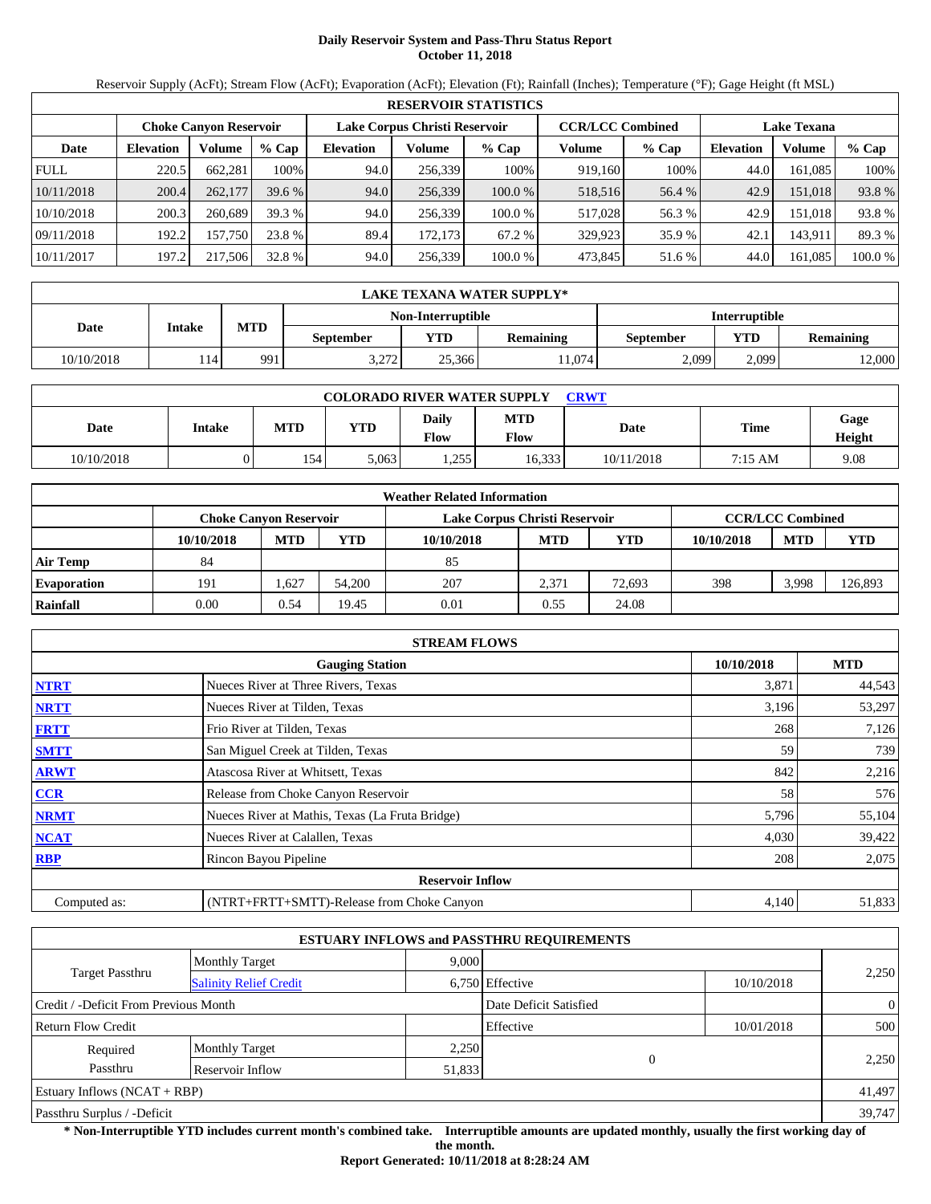# Daily Reservoir System and Pass-Thru Status Report
**October 11, 2018**

Reservoir Supply (AcFt); Stream Flow (AcFt); Evaporation (AcFt); Elevation (Ft); Rainfall (Inches); Temperature (°F); Gage Height (ft MSL)

| RESERVOIR STATISTICS | | | | | | | | | | | |
|---|---|---|---|---|---|---|---|---|---|---|---|
| | Choke Canyon Reservoir | | | Lake Corpus Christi Reservoir | | | CCR/LCC Combined | | Lake Texana | | |
| Date | Elevation | Volume | % Cap | Elevation | Volume | % Cap | Volume | % Cap | Elevation | Volume | % Cap |
| FULL | 220.5 | 662,281 | 100% | 94.0 | 256,339 | 100% | 919,160 | 100% | 44.0 | 161,085 | 100% |
| 10/11/2018 | 200.4 | 262,177 | 39.6 % | 94.0 | 256,339 | 100.0 % | 518,516 | 56.4 % | 42.9 | 151,018 | 93.8 % |
| 10/10/2018 | 200.3 | 260,689 | 39.3 % | 94.0 | 256,339 | 100.0 % | 517,028 | 56.3 % | 42.9 | 151,018 | 93.8 % |
| 09/11/2018 | 192.2 | 157,750 | 23.8 % | 89.4 | 172,173 | 67.2 % | 329,923 | 35.9 % | 42.1 | 143,911 | 89.3 % |
| 10/11/2017 | 197.2 | 217,506 | 32.8 % | 94.0 | 256,339 | 100.0 % | 473,845 | 51.6 % | 44.0 | 161,085 | 100.0 % |

| LAKE TEXANA WATER SUPPLY* | | | | | | | | |
|---|---|---|---|---|---|---|---|---|
| Date | Intake | MTD | Non-Interruptible | | | Interruptible | | |
| | | | September | YTD | Remaining | September | YTD | Remaining |
| 10/10/2018 | 114 | 991 | 3,272 | 25,366 | 11,074 | 2,099 | 2,099 | 12,000 |

| COLORADO RIVER WATER SUPPLY CRWT | | | | | | | | |
|---|---|---|---|---|---|---|---|---|
| Date | Intake | MTD | YTD | Daily Flow | MTD Flow | Date | Time | Gage Height |
| 10/10/2018 | 0 | 154 | 5,063 | 1,255 | 16,333 | 10/11/2018 | 7:15 AM | 9.08 |

| Weather Related Information | | | | | | | | | |
|---|---|---|---|---|---|---|---|---|---|
| | Choke Canyon Reservoir | | | Lake Corpus Christi Reservoir | | | CCR/LCC Combined | | |
| | 10/10/2018 | MTD | YTD | 10/10/2018 | MTD | YTD | 10/10/2018 | MTD | YTD |
| Air Temp | 84 | | | 85 | | | | | |
| Evaporation | 191 | 1,627 | 54,200 | 207 | 2,371 | 72,693 | 398 | 3,998 | 126,893 |
| Rainfall | 0.00 | 0.54 | 19.45 | 0.01 | 0.55 | 24.08 | | | |

| STREAM FLOWS | | | |
|---|---|---|---|
| | Gauging Station | 10/10/2018 | MTD |
| NTRT | Nueces River at Three Rivers, Texas | 3,871 | 44,543 |
| NRTT | Nueces River at Tilden, Texas | 3,196 | 53,297 |
| FRTT | Frio River at Tilden, Texas | 268 | 7,126 |
| SMTT | San Miguel Creek at Tilden, Texas | 59 | 739 |
| ARWT | Atascosa River at Whitsett, Texas | 842 | 2,216 |
| CCR | Release from Choke Canyon Reservoir | 58 | 576 |
| NRMT | Nueces River at Mathis, Texas (La Fruta Bridge) | 5,796 | 55,104 |
| NCAT | Nueces River at Calallen, Texas | 4,030 | 39,422 |
| RBP | Rincon Bayou Pipeline | 208 | 2,075 |
| Reservoir Inflow | | | |
| Computed as: | (NTRT+FRTT+SMTT)-Release from Choke Canyon | 4,140 | 51,833 |

| ESTUARY INFLOWS and PASSTHRU REQUIREMENTS | | | | | |
|---|---|---|---|---|---|
| Target Passthru | Monthly Target | 9,000 | | | 2,250 |
| | Salinity Relief Credit | 6,750 | Effective | 10/10/2018 | |
| Credit / -Deficit From Previous Month | | | Date Deficit Satisfied | | 0 |
| Return Flow Credit | | | Effective | 10/01/2018 | 500 |
| Required Passthru | Monthly Target | 2,250 | 0 | | 2,250 |
| | Reservoir Inflow | 51,833 | | | |
| Estuary Inflows (NCAT + RBP) | | | | | 41,497 |
| Passthru Surplus / -Deficit | | | | | 39,747 |

**\* Non-Interruptible YTD includes current month's combined take. Interruptible amounts are updated monthly, usually the first working day of the month.**

**Report Generated: 10/11/2018 at 8:28:24 AM**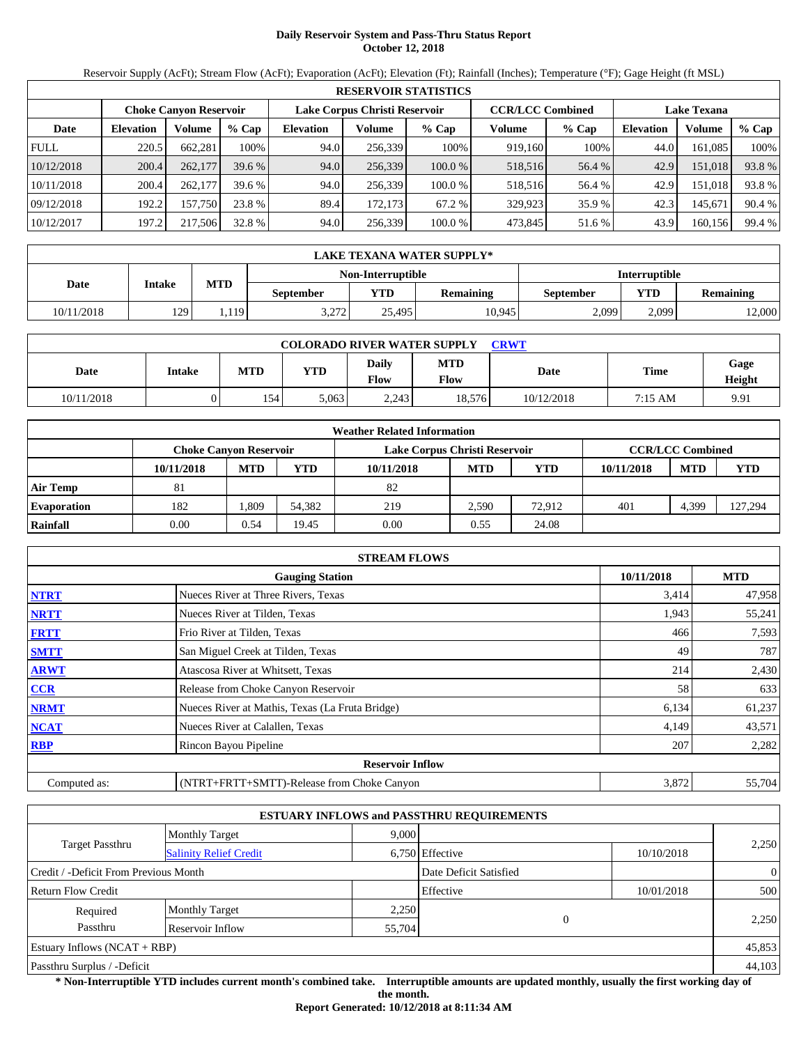# Daily Reservoir System and Pass-Thru Status Report
## October 12, 2018

Reservoir Supply (AcFt); Stream Flow (AcFt); Evaporation (AcFt); Elevation (Ft); Rainfall (Inches); Temperature (°F); Gage Height (ft MSL)

| RESERVOIR STATISTICS | | | | | | | | | | | |
|---|---|---|---|---|---|---|---|---|---|---|---|
| | Choke Canyon Reservoir | | | Lake Corpus Christi Reservoir | | | CCR/LCC Combined | | Lake Texana | | |
| Date | Elevation | Volume | % Cap | Elevation | Volume | % Cap | Volume | % Cap | Elevation | Volume | % Cap |
| FULL | 220.5 | 662,281 | 100% | 94.0 | 256,339 | 100% | 919,160 | 100% | 44.0 | 161,085 | 100% |
| 10/12/2018 | 200.4 | 262,177 | 39.6 % | 94.0 | 256,339 | 100.0 % | 518,516 | 56.4 % | 42.9 | 151,018 | 93.8 % |
| 10/11/2018 | 200.4 | 262,177 | 39.6 % | 94.0 | 256,339 | 100.0 % | 518,516 | 56.4 % | 42.9 | 151,018 | 93.8 % |
| 09/12/2018 | 192.2 | 157,750 | 23.8 % | 89.4 | 172,173 | 67.2 % | 329,923 | 35.9 % | 42.3 | 145,671 | 90.4 % |
| 10/12/2017 | 197.2 | 217,506 | 32.8 % | 94.0 | 256,339 | 100.0 % | 473,845 | 51.6 % | 43.9 | 160,156 | 99.4 % |

| LAKE TEXANA WATER SUPPLY* | | | | | | | | |
|---|---|---|---|---|---|---|---|---|
| Date | Intake | MTD | Non-Interruptible | | | Interruptible | | |
| | | | September | YTD | Remaining | September | YTD | Remaining |
| 10/11/2018 | 129 | 1,119 | 3,272 | 25,495 | 10,945 | 2,099 | 2,099 | 12,000 |

| COLORADO RIVER WATER SUPPLY CRWT | | | | | | | | |
|---|---|---|---|---|---|---|---|---|
| Date | Intake | MTD | YTD | Daily Flow | MTD Flow | Date | Time | Gage Height |
| 10/11/2018 | 0 | 154 | 5,063 | 2,243 | 18,576 | 10/12/2018 | 7:15 AM | 9.91 |

| Weather Related Information | | | | | | | | | |
|---|---|---|---|---|---|---|---|---|---|
| | Choke Canyon Reservoir | | | Lake Corpus Christi Reservoir | | | CCR/LCC Combined | | |
| | 10/11/2018 | MTD | YTD | 10/11/2018 | MTD | YTD | 10/11/2018 | MTD | YTD |
| Air Temp | 81 | | | 82 | | | | | |
| Evaporation | 182 | 1,809 | 54,382 | 219 | 2,590 | 72,912 | 401 | 4,399 | 127,294 |
| Rainfall | 0.00 | 0.54 | 19.45 | 0.00 | 0.55 | 24.08 | | | |

| STREAM FLOWS | | | |
|---|---|---|---|
| | Gauging Station | 10/11/2018 | MTD |
| NTRT | Nueces River at Three Rivers, Texas | 3,414 | 47,958 |
| NRTT | Nueces River at Tilden, Texas | 1,943 | 55,241 |
| FRTT | Frio River at Tilden, Texas | 466 | 7,593 |
| SMTT | San Miguel Creek at Tilden, Texas | 49 | 787 |
| ARWT | Atascosa River at Whitsett, Texas | 214 | 2,430 |
| CCR | Release from Choke Canyon Reservoir | 58 | 633 |
| NRMT | Nueces River at Mathis, Texas (La Fruta Bridge) | 6,134 | 61,237 |
| NCAT | Nueces River at Calallen, Texas | 4,149 | 43,571 |
| RBP | Rincon Bayou Pipeline | 207 | 2,282 |
| | Reservoir Inflow | | |
| Computed as: | (NTRT+FRTT+SMTT)-Release from Choke Canyon | 3,872 | 55,704 |

| ESTUARY INFLOWS and PASSTHRU REQUIREMENTS | | | | | |
|---|---|---|---|---|---|
| Target Passthru | Monthly Target | 9,000 | | | 2,250 |
| | Salinity Relief Credit | 6,750 | Effective | 10/10/2018 | |
| Credit / -Deficit From Previous Month | | | Date Deficit Satisfied | | 0 |
| Return Flow Credit | | | Effective | 10/01/2018 | 500 |
| Required Passthru | Monthly Target | 2,250 | 0 | | 2,250 |
| | Reservoir Inflow | 55,704 | | | |
| Estuary Inflows (NCAT + RBP) | | | | | 45,853 |
| Passthru Surplus / -Deficit | | | | | 44,103 |

**\* Non-Interruptible YTD includes current month's combined take. Interruptible amounts are updated monthly, usually the first working day of the month.**

**Report Generated: 10/12/2018 at 8:11:34 AM**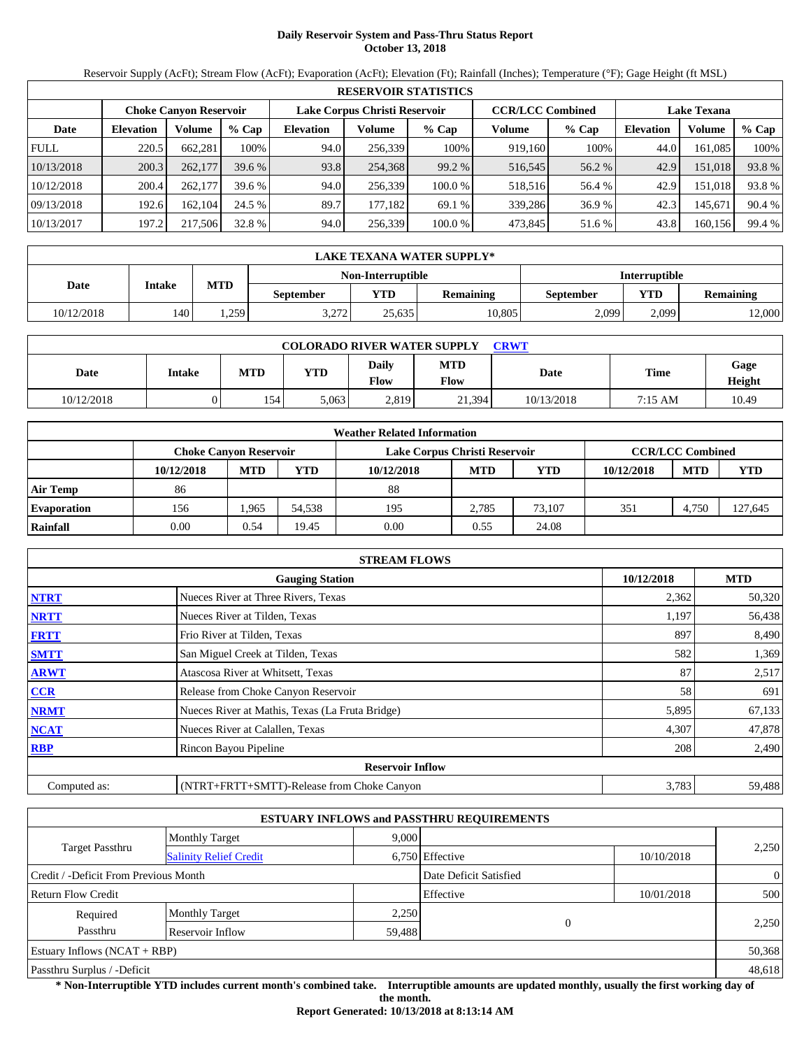# Daily Reservoir System and Pass-Thru Status Report
## October 13, 2018

Reservoir Supply (AcFt); Stream Flow (AcFt); Evaporation (AcFt); Elevation (Ft); Rainfall (Inches); Temperature (°F); Gage Height (ft MSL)

| RESERVOIR STATISTICS | | | | | | | | | | | |
|---|---|---|---|---|---|---|---|---|---|---|---|
| | Choke Canyon Reservoir | | | Lake Corpus Christi Reservoir | | | CCR/LCC Combined | | Lake Texana | | |
| Date | Elevation | Volume | % Cap | Elevation | Volume | % Cap | Volume | % Cap | Elevation | Volume | % Cap |
| FULL | 220.5 | 662,281 | 100% | 94.0 | 256,339 | 100% | 919,160 | 100% | 44.0 | 161,085 | 100% |
| 10/13/2018 | 200.3 | 262,177 | 39.6 % | 93.8 | 254,368 | 99.2 % | 516,545 | 56.2 % | 42.9 | 151,018 | 93.8 % |
| 10/12/2018 | 200.4 | 262,177 | 39.6 % | 94.0 | 256,339 | 100.0 % | 518,516 | 56.4 % | 42.9 | 151,018 | 93.8 % |
| 09/13/2018 | 192.6 | 162,104 | 24.5 % | 89.7 | 177,182 | 69.1 % | 339,286 | 36.9 % | 42.3 | 145,671 | 90.4 % |
| 10/13/2017 | 197.2 | 217,506 | 32.8 % | 94.0 | 256,339 | 100.0 % | 473,845 | 51.6 % | 43.8 | 160,156 | 99.4 % |

| LAKE TEXANA WATER SUPPLY* | | | | | | | |
|---|---|---|---|---|---|---|---|
| Date | Intake | MTD | Non-Interruptible | | | Interruptible | | |
| | | | September | YTD | Remaining | September | YTD | Remaining |
| 10/12/2018 | 140 | 1,259 | 3,272 | 25,635 | 10,805 | 2,099 | 2,099 | 12,000 |

| COLORADO RIVER WATER SUPPLY CRWT | | | | | | | | |
|---|---|---|---|---|---|---|---|---|
| Date | Intake | MTD | YTD | Daily Flow | MTD Flow | Date | Time | Gage Height |
| 10/12/2018 | 0 | 154 | 5,063 | 2,819 | 21,394 | 10/13/2018 | 7:15 AM | 10.49 |

| Weather Related Information | | | | | | | | | |
|---|---|---|---|---|---|---|---|---|---|
| | Choke Canyon Reservoir | | | Lake Corpus Christi Reservoir | | | CCR/LCC Combined | | |
| | 10/12/2018 | MTD | YTD | 10/12/2018 | MTD | YTD | 10/12/2018 | MTD | YTD |
| Air Temp | 86 | | | 88 | | | | | |
| Evaporation | 156 | 1,965 | 54,538 | 195 | 2,785 | 73,107 | 351 | 4,750 | 127,645 |
| Rainfall | 0.00 | 0.54 | 19.45 | 0.00 | 0.55 | 24.08 | | | |

| STREAM FLOWS | | | |
|---|---|---|---|
| | Gauging Station | 10/12/2018 | MTD |
| NTRT | Nueces River at Three Rivers, Texas | 2,362 | 50,320 |
| NRTT | Nueces River at Tilden, Texas | 1,197 | 56,438 |
| FRTT | Frio River at Tilden, Texas | 897 | 8,490 |
| SMTT | San Miguel Creek at Tilden, Texas | 582 | 1,369 |
| ARWT | Atascosa River at Whitsett, Texas | 87 | 2,517 |
| CCR | Release from Choke Canyon Reservoir | 58 | 691 |
| NRMT | Nueces River at Mathis, Texas (La Fruta Bridge) | 5,895 | 67,133 |
| NCAT | Nueces River at Calallen, Texas | 4,307 | 47,878 |
| RBP | Rincon Bayou Pipeline | 208 | 2,490 |
| | Reservoir Inflow | | |
| Computed as: | (NTRT+FRTT+SMTT)-Release from Choke Canyon | 3,783 | 59,488 |

| ESTUARY INFLOWS and PASSTHRU REQUIREMENTS | | | | | |
|---|---|---|---|---|---|
| Target Passthru | Monthly Target | 9,000 | | | 2,250 |
| | Salinity Relief Credit | 6,750 | Effective | 10/10/2018 | |
| Credit / -Deficit From Previous Month | | | Date Deficit Satisfied | | 0 |
| Return Flow Credit | | | Effective | 10/01/2018 | 500 |
| Required Passthru | Monthly Target | 2,250 | 0 | | 2,250 |
| | Reservoir Inflow | 59,488 | | | |
| Estuary Inflows (NCAT + RBP) | | | | | 50,368 |
| Passthru Surplus / -Deficit | | | | | 48,618 |

**\* Non-Interruptible YTD includes current month's combined take. Interruptible amounts are updated monthly, usually the first working day of the month.**

**Report Generated: 10/13/2018 at 8:13:14 AM**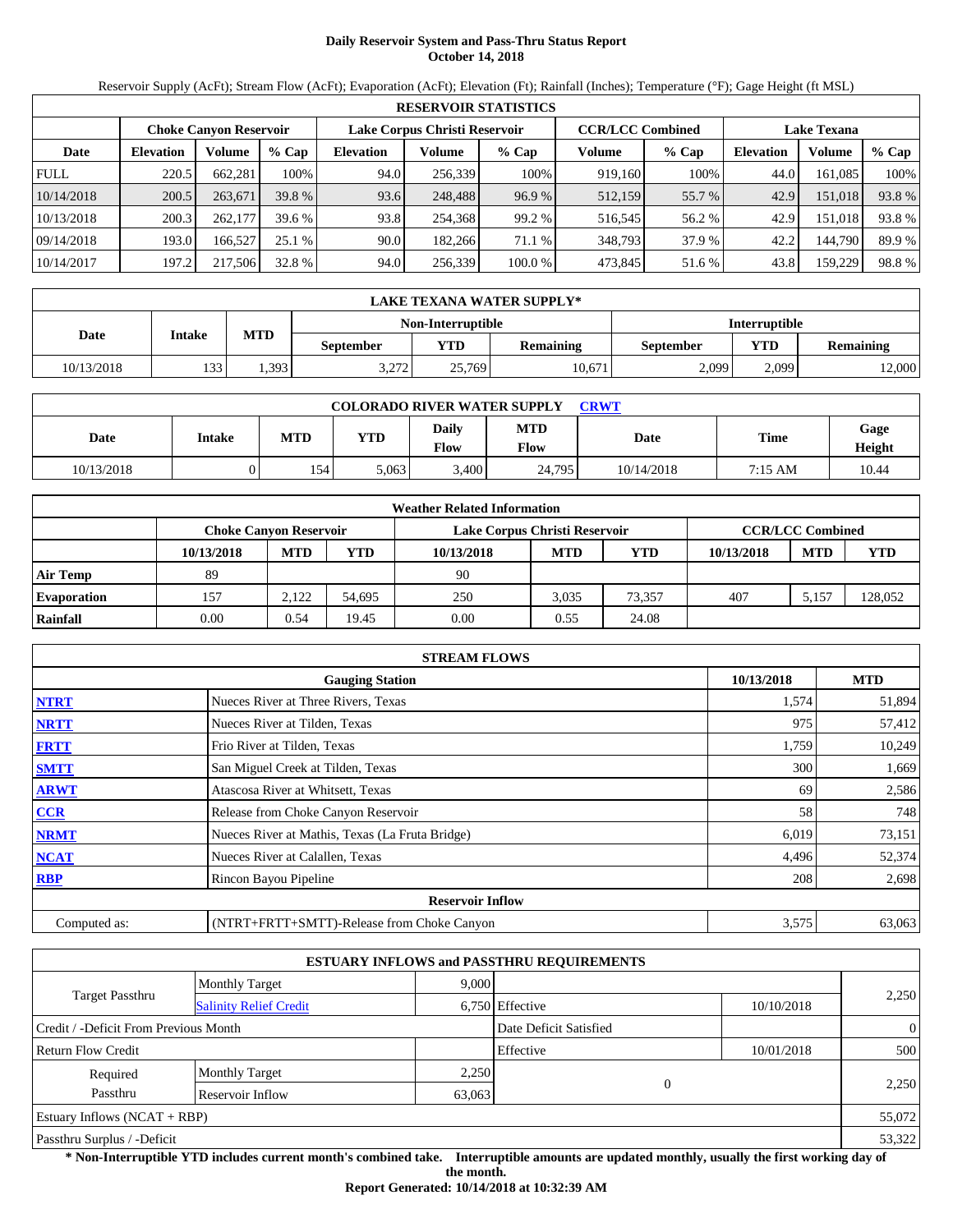# Daily Reservoir System and Pass-Thru Status Report
## October 14, 2018

Reservoir Supply (AcFt); Stream Flow (AcFt); Evaporation (AcFt); Elevation (Ft); Rainfall (Inches); Temperature (°F); Gage Height (ft MSL)

| RESERVOIR STATISTICS | | | | | | | | | | | |
|---|---|---|---|---|---|---|---|---|---|---|---|
| | Choke Canyon Reservoir | | | Lake Corpus Christi Reservoir | | | CCR/LCC Combined | | Lake Texana | | |
| Date | Elevation | Volume | % Cap | Elevation | Volume | % Cap | Volume | % Cap | Elevation | Volume | % Cap |
| FULL | 220.5 | 662,281 | 100% | 94.0 | 256,339 | 100% | 919,160 | 100% | 44.0 | 161,085 | 100% |
| 10/14/2018 | 200.5 | 263,671 | 39.8 % | 93.6 | 248,488 | 96.9 % | 512,159 | 55.7 % | 42.9 | 151,018 | 93.8 % |
| 10/13/2018 | 200.3 | 262,177 | 39.6 % | 93.8 | 254,368 | 99.2 % | 516,545 | 56.2 % | 42.9 | 151,018 | 93.8 % |
| 09/14/2018 | 193.0 | 166,527 | 25.1 % | 90.0 | 182,266 | 71.1 % | 348,793 | 37.9 % | 42.2 | 144,790 | 89.9 % |
| 10/14/2017 | 197.2 | 217,506 | 32.8 % | 94.0 | 256,339 | 100.0 % | 473,845 | 51.6 % | 43.8 | 159,229 | 98.8 % |

| LAKE TEXANA WATER SUPPLY* | | | | | | | | |
|---|---|---|---|---|---|---|---|---|
| Date | Intake | MTD | Non-Interruptible | | | Interruptible | | |
| | | | September | YTD | Remaining | September | YTD | Remaining |
| 10/13/2018 | 133 | 1,393 | 3,272 | 25,769 | 10,671 | 2,099 | 2,099 | 12,000 |

| COLORADO RIVER WATER SUPPLY CRWT | | | | | | | | |
|---|---|---|---|---|---|---|---|---|
| Date | Intake | MTD | YTD | Daily Flow | MTD Flow | Date | Time | Gage Height |
| 10/13/2018 | 0 | 154 | 5,063 | 3,400 | 24,795 | 10/14/2018 | 7:15 AM | 10.44 |

| Weather Related Information | | | | | | | | | |
|---|---|---|---|---|---|---|---|---|---|
| | Choke Canyon Reservoir | | | Lake Corpus Christi Reservoir | | | CCR/LCC Combined | | |
| | 10/13/2018 | MTD | YTD | 10/13/2018 | MTD | YTD | 10/13/2018 | MTD | YTD |
| Air Temp | 89 | | | 90 | | | | | |
| Evaporation | 157 | 2,122 | 54,695 | 250 | 3,035 | 73,357 | 407 | 5,157 | 128,052 |
| Rainfall | 0.00 | 0.54 | 19.45 | 0.00 | 0.55 | 24.08 | | | |

| STREAM FLOWS | | | |
|---|---|---|---|
| | Gauging Station | 10/13/2018 | MTD |
| NTRT | Nueces River at Three Rivers, Texas | 1,574 | 51,894 |
| NRTT | Nueces River at Tilden, Texas | 975 | 57,412 |
| FRTT | Frio River at Tilden, Texas | 1,759 | 10,249 |
| SMTT | San Miguel Creek at Tilden, Texas | 300 | 1,669 |
| ARWT | Atascosa River at Whitsett, Texas | 69 | 2,586 |
| CCR | Release from Choke Canyon Reservoir | 58 | 748 |
| NRMT | Nueces River at Mathis, Texas (La Fruta Bridge) | 6,019 | 73,151 |
| NCAT | Nueces River at Calallen, Texas | 4,496 | 52,374 |
| RBP | Rincon Bayou Pipeline | 208 | 2,698 |
| | Reservoir Inflow | | |
| Computed as: | (NTRT+FRTT+SMTT)-Release from Choke Canyon | 3,575 | 63,063 |

| ESTUARY INFLOWS and PASSTHRU REQUIREMENTS | | | | | |
|---|---|---|---|---|---|
| Target Passthru | Monthly Target | 9,000 | | | 2,250 |
| | Salinity Relief Credit | 6,750 | Effective | 10/10/2018 | |
| Credit / -Deficit From Previous Month | | | Date Deficit Satisfied | | 0 |
| Return Flow Credit | | | Effective | 10/01/2018 | 500 |
| Required Passthru | Monthly Target | 2,250 | 0 | | 2,250 |
| | Reservoir Inflow | 63,063 | | | |
| Estuary Inflows (NCAT + RBP) | | | | | 55,072 |
| Passthru Surplus / -Deficit | | | | | 53,322 |

**\* Non-Interruptible YTD includes current month's combined take. Interruptible amounts are updated monthly, usually the first working day of the month.**

**Report Generated: 10/14/2018 at 10:32:39 AM**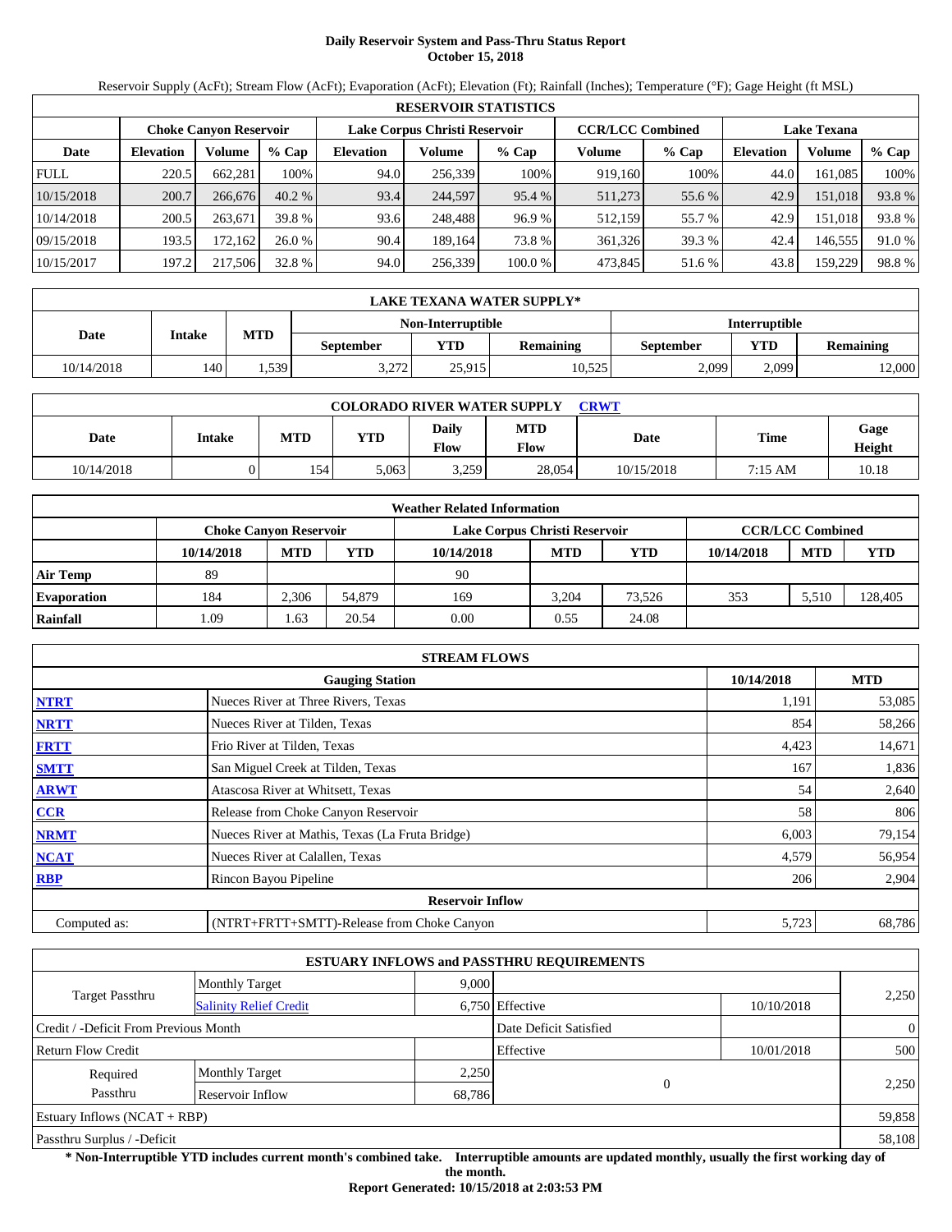# Daily Reservoir System and Pass-Thru Status Report
## October 15, 2018

Reservoir Supply (AcFt); Stream Flow (AcFt); Evaporation (AcFt); Elevation (Ft); Rainfall (Inches); Temperature (°F); Gage Height (ft MSL)

| RESERVOIR STATISTICS | | | | | | | | | | | |
|---|---|---|---|---|---|---|---|---|---|---|---|
| | Choke Canyon Reservoir | | | Lake Corpus Christi Reservoir | | | CCR/LCC Combined | | Lake Texana | | |
| Date | Elevation | Volume | % Cap | Elevation | Volume | % Cap | Volume | % Cap | Elevation | Volume | % Cap |
| FULL | 220.5 | 662,281 | 100% | 94.0 | 256,339 | 100% | 919,160 | 100% | 44.0 | 161,085 | 100% |
| 10/15/2018 | 200.7 | 266,676 | 40.2 % | 93.4 | 244,597 | 95.4 % | 511,273 | 55.6 % | 42.9 | 151,018 | 93.8 % |
| 10/14/2018 | 200.5 | 263,671 | 39.8 % | 93.6 | 248,488 | 96.9 % | 512,159 | 55.7 % | 42.9 | 151,018 | 93.8 % |
| 09/15/2018 | 193.5 | 172,162 | 26.0 % | 90.4 | 189,164 | 73.8 % | 361,326 | 39.3 % | 42.4 | 146,555 | 91.0 % |
| 10/15/2017 | 197.2 | 217,506 | 32.8 % | 94.0 | 256,339 | 100.0 % | 473,845 | 51.6 % | 43.8 | 159,229 | 98.8 % |

| LAKE TEXANA WATER SUPPLY* | | | | | | | |
|---|---|---|---|---|---|---|---|
| Date | Intake | MTD | Non-Interruptible | | | Interruptible | | |
| | | | September | YTD | Remaining | September | YTD | Remaining |
| 10/14/2018 | 140 | 1,539 | 3,272 | 25,915 | 10,525 | 2,099 | 2,099 | 12,000 |

| COLORADO RIVER WATER SUPPLY CRWT | | | | | | | | |
|---|---|---|---|---|---|---|---|---|
| Date | Intake | MTD | YTD | Daily Flow | MTD Flow | Date | Time | Gage Height |
| 10/14/2018 | 0 | 154 | 5,063 | 3,259 | 28,054 | 10/15/2018 | 7:15 AM | 10.18 |

| Weather Related Information | | | | | | | | | |
|---|---|---|---|---|---|---|---|---|---|
| | Choke Canyon Reservoir | | | Lake Corpus Christi Reservoir | | | CCR/LCC Combined | | |
| | 10/14/2018 | MTD | YTD | 10/14/2018 | MTD | YTD | 10/14/2018 | MTD | YTD |
| Air Temp | 89 | | | 90 | | | | | |
| Evaporation | 184 | 2,306 | 54,879 | 169 | 3,204 | 73,526 | 353 | 5,510 | 128,405 |
| Rainfall | 1.09 | 1.63 | 20.54 | 0.00 | 0.55 | 24.08 | | | |

| STREAM FLOWS | | | |
|---|---|---|---|
| | Gauging Station | 10/14/2018 | MTD |
| NTRT | Nueces River at Three Rivers, Texas | 1,191 | 53,085 |
| NRTT | Nueces River at Tilden, Texas | 854 | 58,266 |
| FRTT | Frio River at Tilden, Texas | 4,423 | 14,671 |
| SMTT | San Miguel Creek at Tilden, Texas | 167 | 1,836 |
| ARWT | Atascosa River at Whitsett, Texas | 54 | 2,640 |
| CCR | Release from Choke Canyon Reservoir | 58 | 806 |
| NRMT | Nueces River at Mathis, Texas (La Fruta Bridge) | 6,003 | 79,154 |
| NCAT | Nueces River at Calallen, Texas | 4,579 | 56,954 |
| RBP | Rincon Bayou Pipeline | 206 | 2,904 |
| | **Reservoir Inflow** | | |
| Computed as: | (NTRT+FRTT+SMTT)-Release from Choke Canyon | 5,723 | 68,786 |

| ESTUARY INFLOWS and PASSTHRU REQUIREMENTS | | | | | |
|---|---|---|---|---|---|
| Target Passthru | Monthly Target | 9,000 | | | 2,250 |
| | Salinity Relief Credit | 6,750 | Effective | 10/10/2018 | |
| Credit / -Deficit From Previous Month | | | Date Deficit Satisfied | | 0 |
| Return Flow Credit | | | Effective | 10/01/2018 | 500 |
| Required Passthru | Monthly Target | 2,250 | 0 | | 2,250 |
| | Reservoir Inflow | 68,786 | | | |
| Estuary Inflows (NCAT + RBP) | | | | | 59,858 |
| Passthru Surplus / -Deficit | | | | | 58,108 |

**\* Non-Interruptible YTD includes current month's combined take. Interruptible amounts are updated monthly, usually the first working day of the month.**

**Report Generated: 10/15/2018 at 2:03:53 PM**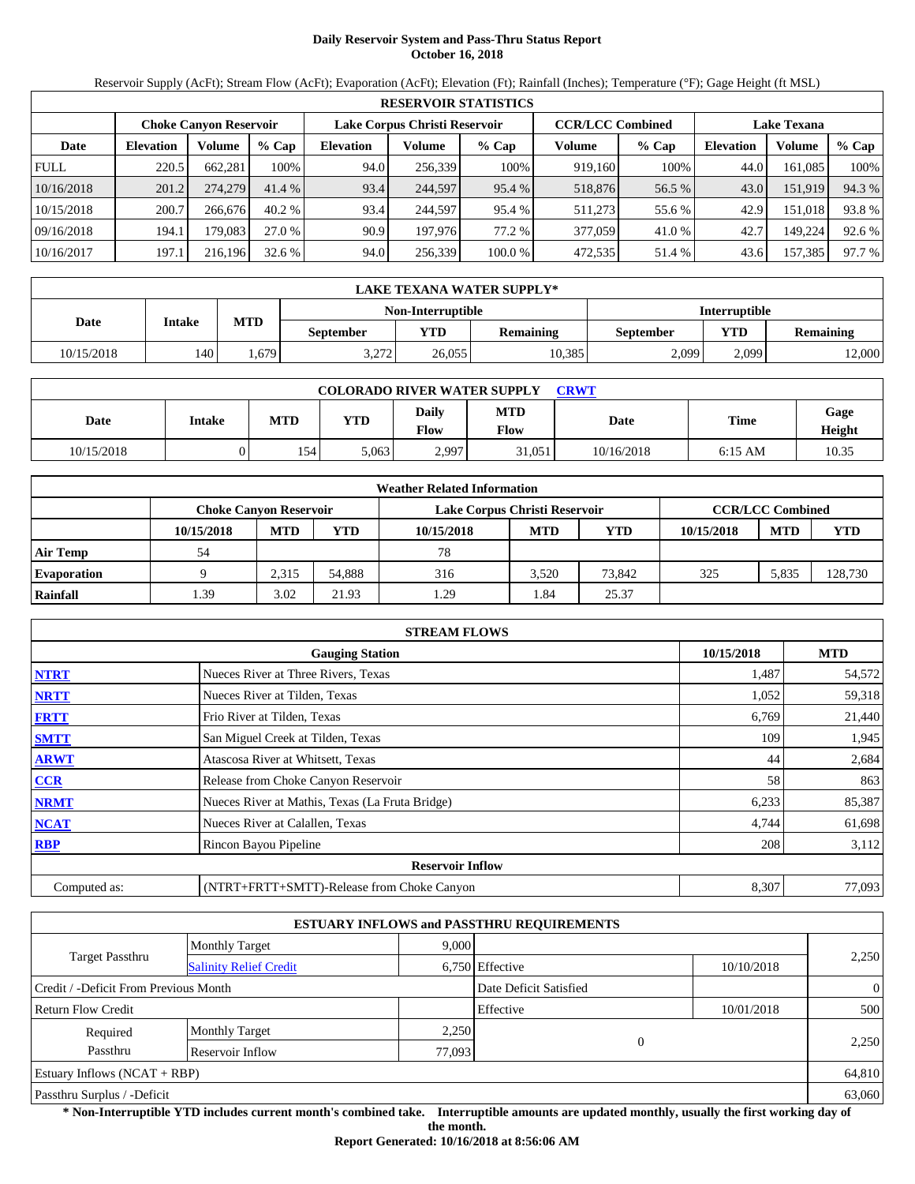# Daily Reservoir System and Pass-Thru Status Report
## October 16, 2018

Reservoir Supply (AcFt); Stream Flow (AcFt); Evaporation (AcFt); Elevation (Ft); Rainfall (Inches); Temperature (°F); Gage Height (ft MSL)

| RESERVOIR STATISTICS | | | | | | | | | | | |
|---|---|---|---|---|---|---|---|---|---|---|---|
| | Choke Canyon Reservoir | | | Lake Corpus Christi Reservoir | | | CCR/LCC Combined | | Lake Texana | | |
| Date | Elevation | Volume | % Cap | Elevation | Volume | % Cap | Volume | % Cap | Elevation | Volume | % Cap |
| FULL | 220.5 | 662,281 | 100% | 94.0 | 256,339 | 100% | 919,160 | 100% | 44.0 | 161,085 | 100% |
| 10/16/2018 | 201.2 | 274,279 | 41.4 % | 93.4 | 244,597 | 95.4 % | 518,876 | 56.5 % | 43.0 | 151,919 | 94.3 % |
| 10/15/2018 | 200.7 | 266,676 | 40.2 % | 93.4 | 244,597 | 95.4 % | 511,273 | 55.6 % | 42.9 | 151,018 | 93.8 % |
| 09/16/2018 | 194.1 | 179,083 | 27.0 % | 90.9 | 197,976 | 77.2 % | 377,059 | 41.0 % | 42.7 | 149,224 | 92.6 % |
| 10/16/2017 | 197.1 | 216,196 | 32.6 % | 94.0 | 256,339 | 100.0 % | 472,535 | 51.4 % | 43.6 | 157,385 | 97.7 % |

| LAKE TEXANA WATER SUPPLY* | | | | | | | | |
|---|---|---|---|---|---|---|---|---|
| Date | Intake | MTD | Non-Interruptible | | | Interruptible | | |
| | | | September | YTD | Remaining | September | YTD | Remaining |
| 10/15/2018 | 140 | 1,679 | 3,272 | 26,055 | 10,385 | 2,099 | 2,099 | 12,000 |

| COLORADO RIVER WATER SUPPLY CRWT | | | | | | | | |
|---|---|---|---|---|---|---|---|---|
| Date | Intake | MTD | YTD | Daily Flow | MTD Flow | Date | Time | Gage Height |
| 10/15/2018 | 0 | 154 | 5,063 | 2,997 | 31,051 | 10/16/2018 | 6:15 AM | 10.35 |

| Weather Related Information | | | | | | | | | |
|---|---|---|---|---|---|---|---|---|---|
| | Choke Canyon Reservoir | | | Lake Corpus Christi Reservoir | | | CCR/LCC Combined | | |
| | 10/15/2018 | MTD | YTD | 10/15/2018 | MTD | YTD | 10/15/2018 | MTD | YTD |
| Air Temp | 54 | | | 78 | | | | | |
| Evaporation | 9 | 2,315 | 54,888 | 316 | 3,520 | 73,842 | 325 | 5,835 | 128,730 |
| Rainfall | 1.39 | 3.02 | 21.93 | 1.29 | 1.84 | 25.37 | | | |

| STREAM FLOWS | | | |
|---|---|---|---|
| | Gauging Station | 10/15/2018 | MTD |
| NTRT | Nueces River at Three Rivers, Texas | 1,487 | 54,572 |
| NRTT | Nueces River at Tilden, Texas | 1,052 | 59,318 |
| FRTT | Frio River at Tilden, Texas | 6,769 | 21,440 |
| SMTT | San Miguel Creek at Tilden, Texas | 109 | 1,945 |
| ARWT | Atascosa River at Whitsett, Texas | 44 | 2,684 |
| CCR | Release from Choke Canyon Reservoir | 58 | 863 |
| NRMT | Nueces River at Mathis, Texas (La Fruta Bridge) | 6,233 | 85,387 |
| NCAT | Nueces River at Calallen, Texas | 4,744 | 61,698 |
| RBP | Rincon Bayou Pipeline | 208 | 3,112 |
| | Reservoir Inflow | | |
| Computed as: | (NTRT+FRTT+SMTT)-Release from Choke Canyon | 8,307 | 77,093 |

| ESTUARY INFLOWS and PASSTHRU REQUIREMENTS | | | | | |
|---|---|---|---|---|---|
| Target Passthru | Monthly Target | 9,000 | | | 2,250 |
| | Salinity Relief Credit | 6,750 | Effective | 10/10/2018 | |
| Credit / -Deficit From Previous Month | | | Date Deficit Satisfied | | 0 |
| Return Flow Credit | | | Effective | 10/01/2018 | 500 |
| Required Passthru | Monthly Target | 2,250 | 0 | | 2,250 |
| | Reservoir Inflow | 77,093 | | | |
| Estuary Inflows (NCAT + RBP) | | | | | 64,810 |
| Passthru Surplus / -Deficit | | | | | 63,060 |

**\* Non-Interruptible YTD includes current month's combined take. Interruptible amounts are updated monthly, usually the first working day of the month.**

**Report Generated: 10/16/2018 at 8:56:06 AM**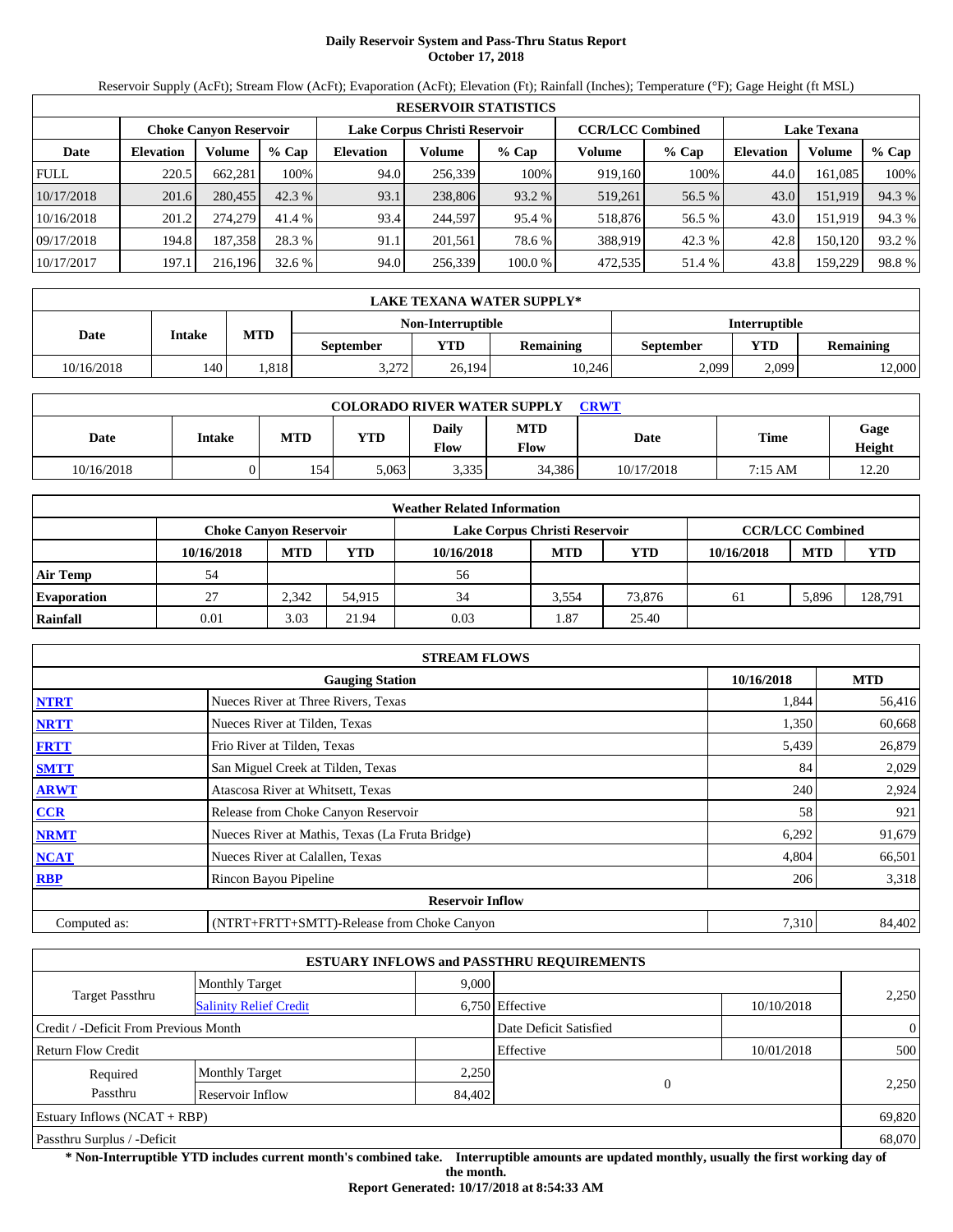# Daily Reservoir System and Pass-Thru Status Report
## October 17, 2018

Reservoir Supply (AcFt); Stream Flow (AcFt); Evaporation (AcFt); Elevation (Ft); Rainfall (Inches); Temperature (°F); Gage Height (ft MSL)

| RESERVOIR STATISTICS | | | | | | | | | | | |
|---|---|---|---|---|---|---|---|---|---|---|---|
| | Choke Canyon Reservoir | | | Lake Corpus Christi Reservoir | | | CCR/LCC Combined | | Lake Texana | | |
| Date | Elevation | Volume | % Cap | Elevation | Volume | % Cap | Volume | % Cap | Elevation | Volume | % Cap |
| FULL | 220.5 | 662,281 | 100% | 94.0 | 256,339 | 100% | 919,160 | 100% | 44.0 | 161,085 | 100% |
| 10/17/2018 | 201.6 | 280,455 | 42.3 % | 93.1 | 238,806 | 93.2 % | 519,261 | 56.5 % | 43.0 | 151,919 | 94.3 % |
| 10/16/2018 | 201.2 | 274,279 | 41.4 % | 93.4 | 244,597 | 95.4 % | 518,876 | 56.5 % | 43.0 | 151,919 | 94.3 % |
| 09/17/2018 | 194.8 | 187,358 | 28.3 % | 91.1 | 201,561 | 78.6 % | 388,919 | 42.3 % | 42.8 | 150,120 | 93.2 % |
| 10/17/2017 | 197.1 | 216,196 | 32.6 % | 94.0 | 256,339 | 100.0 % | 472,535 | 51.4 % | 43.8 | 159,229 | 98.8 % |

| LAKE TEXANA WATER SUPPLY* | | | | | | | | |
|---|---|---|---|---|---|---|---|---|
| Date | Intake | MTD | Non-Interruptible | | | Interruptible | | |
| | | | September | YTD | Remaining | September | YTD | Remaining |
| 10/16/2018 | 140 | 1,818 | 3,272 | 26,194 | 10,246 | 2,099 | 2,099 | 12,000 |

| COLORADO RIVER WATER SUPPLY CRWT | | | | | | | | |
|---|---|---|---|---|---|---|---|---|
| Date | Intake | MTD | YTD | Daily Flow | MTD Flow | Date | Time | Gage Height |
| 10/16/2018 | 0 | 154 | 5,063 | 3,335 | 34,386 | 10/17/2018 | 7:15 AM | 12.20 |

| Weather Related Information | | | | | | | | | |
|---|---|---|---|---|---|---|---|---|---|
| | Choke Canyon Reservoir | | | Lake Corpus Christi Reservoir | | | CCR/LCC Combined | | |
| | 10/16/2018 | MTD | YTD | 10/16/2018 | MTD | YTD | 10/16/2018 | MTD | YTD |
| Air Temp | 54 | | | 56 | | | | | |
| Evaporation | 27 | 2,342 | 54,915 | 34 | 3,554 | 73,876 | 61 | 5,896 | 128,791 |
| Rainfall | 0.01 | 3.03 | 21.94 | 0.03 | 1.87 | 25.40 | | | |

| STREAM FLOWS | | | |
|---|---|---|---|
| | Gauging Station | 10/16/2018 | MTD |
| NTRT | Nueces River at Three Rivers, Texas | 1,844 | 56,416 |
| NRTT | Nueces River at Tilden, Texas | 1,350 | 60,668 |
| FRTT | Frio River at Tilden, Texas | 5,439 | 26,879 |
| SMTT | San Miguel Creek at Tilden, Texas | 84 | 2,029 |
| ARWT | Atascosa River at Whitsett, Texas | 240 | 2,924 |
| CCR | Release from Choke Canyon Reservoir | 58 | 921 |
| NRMT | Nueces River at Mathis, Texas (La Fruta Bridge) | 6,292 | 91,679 |
| NCAT | Nueces River at Calallen, Texas | 4,804 | 66,501 |
| RBP | Rincon Bayou Pipeline | 206 | 3,318 |
| | Reservoir Inflow | | |
| Computed as: | (NTRT+FRTT+SMTT)-Release from Choke Canyon | 7,310 | 84,402 |

| ESTUARY INFLOWS and PASSTHRU REQUIREMENTS | | | | | |
|---|---|---|---|---|---|
| Target Passthru | Monthly Target | 9,000 | | | 2,250 |
| | Salinity Relief Credit | 6,750 | Effective | 10/10/2018 | |
| Credit / -Deficit From Previous Month | | | Date Deficit Satisfied | | 0 |
| Return Flow Credit | | | Effective | 10/01/2018 | 500 |
| Required Passthru | Monthly Target | 2,250 | 0 | | 2,250 |
| | Reservoir Inflow | 84,402 | | | |
| Estuary Inflows (NCAT + RBP) | | | | | 69,820 |
| Passthru Surplus / -Deficit | | | | | 68,070 |

**\* Non-Interruptible YTD includes current month's combined take. Interruptible amounts are updated monthly, usually the first working day of the month.**

**Report Generated: 10/17/2018 at 8:54:33 AM**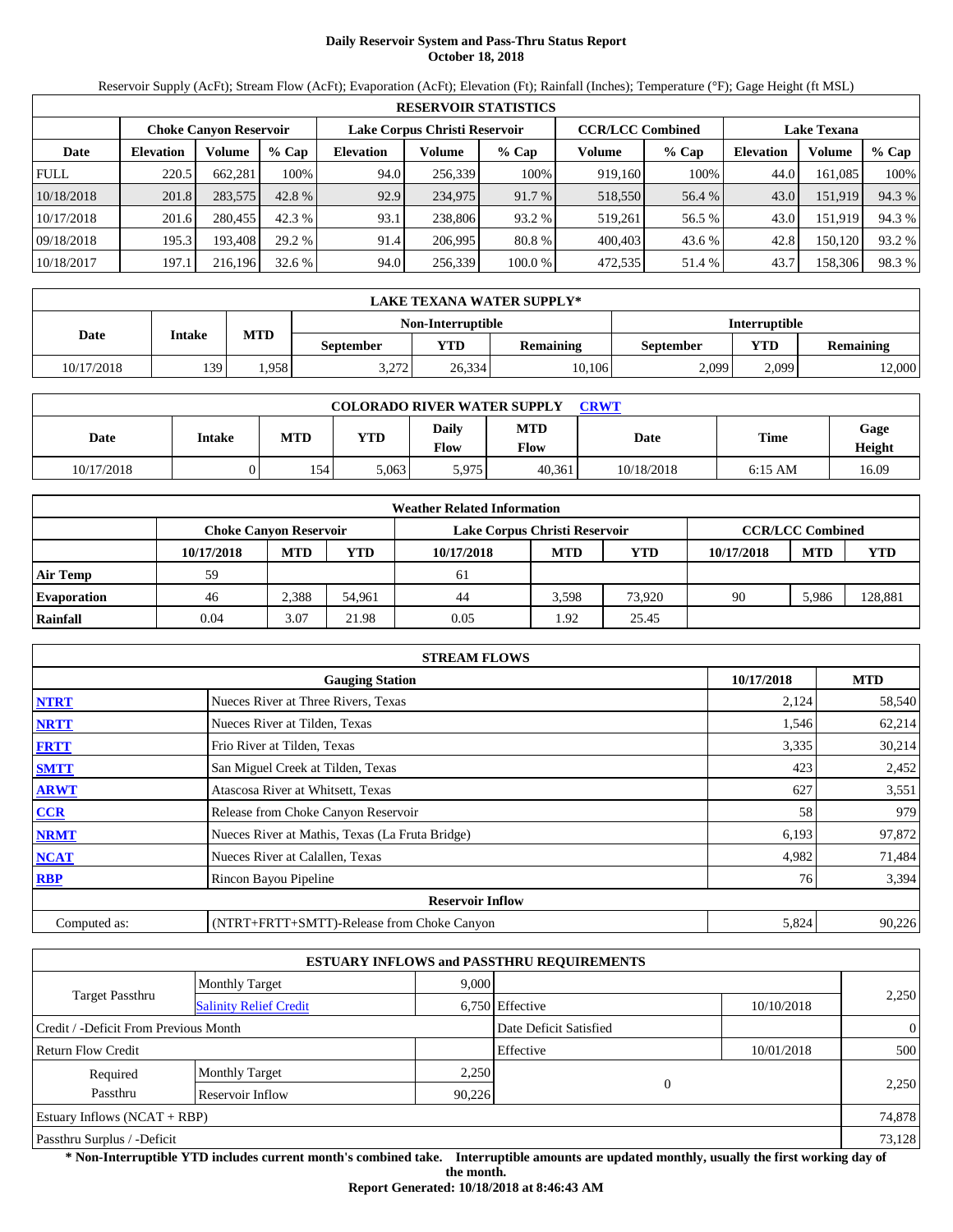# Daily Reservoir System and Pass-Thru Status Report
## October 18, 2018

Reservoir Supply (AcFt); Stream Flow (AcFt); Evaporation (AcFt); Elevation (Ft); Rainfall (Inches); Temperature (°F); Gage Height (ft MSL)

| RESERVOIR STATISTICS | | | | | | | | | | | |
|---|---|---|---|---|---|---|---|---|---|---|---|
| | Choke Canyon Reservoir | | | Lake Corpus Christi Reservoir | | | CCR/LCC Combined | | Lake Texana | | |
| Date | Elevation | Volume | % Cap | Elevation | Volume | % Cap | Volume | % Cap | Elevation | Volume | % Cap |
| FULL | 220.5 | 662,281 | 100% | 94.0 | 256,339 | 100% | 919,160 | 100% | 44.0 | 161,085 | 100% |
| 10/18/2018 | 201.8 | 283,575 | 42.8 % | 92.9 | 234,975 | 91.7 % | 518,550 | 56.4 % | 43.0 | 151,919 | 94.3 % |
| 10/17/2018 | 201.6 | 280,455 | 42.3 % | 93.1 | 238,806 | 93.2 % | 519,261 | 56.5 % | 43.0 | 151,919 | 94.3 % |
| 09/18/2018 | 195.3 | 193,408 | 29.2 % | 91.4 | 206,995 | 80.8 % | 400,403 | 43.6 % | 42.8 | 150,120 | 93.2 % |
| 10/18/2017 | 197.1 | 216,196 | 32.6 % | 94.0 | 256,339 | 100.0 % | 472,535 | 51.4 % | 43.7 | 158,306 | 98.3 % |

| LAKE TEXANA WATER SUPPLY* | | | | | | | |
|---|---|---|---|---|---|---|---|
| Date | Intake | MTD | Non-Interruptible | | | Interruptible | | |
| | | | September | YTD | Remaining | September | YTD | Remaining |
| 10/17/2018 | 139 | 1,958 | 3,272 | 26,334 | 10,106 | 2,099 | 2,099 | 12,000 |

| COLORADO RIVER WATER SUPPLY CRWT | | | | | | | | |
|---|---|---|---|---|---|---|---|---|
| Date | Intake | MTD | YTD | Daily Flow | MTD Flow | Date | Time | Gage Height |
| 10/17/2018 | 0 | 154 | 5,063 | 5,975 | 40,361 | 10/18/2018 | 6:15 AM | 16.09 |

| Weather Related Information | | | | | | | | | |
|---|---|---|---|---|---|---|---|---|---|
| | Choke Canyon Reservoir | | | Lake Corpus Christi Reservoir | | | CCR/LCC Combined | | |
| | 10/17/2018 | MTD | YTD | 10/17/2018 | MTD | YTD | 10/17/2018 | MTD | YTD |
| Air Temp | 59 | | | 61 | | | | | |
| Evaporation | 46 | 2,388 | 54,961 | 44 | 3,598 | 73,920 | 90 | 5,986 | 128,881 |
| Rainfall | 0.04 | 3.07 | 21.98 | 0.05 | 1.92 | 25.45 | | | |

| STREAM FLOWS | | | |
|---|---|---|---|
| | Gauging Station | 10/17/2018 | MTD |
| NTRT | Nueces River at Three Rivers, Texas | 2,124 | 58,540 |
| NRTT | Nueces River at Tilden, Texas | 1,546 | 62,214 |
| FRTT | Frio River at Tilden, Texas | 3,335 | 30,214 |
| SMTT | San Miguel Creek at Tilden, Texas | 423 | 2,452 |
| ARWT | Atascosa River at Whitsett, Texas | 627 | 3,551 |
| CCR | Release from Choke Canyon Reservoir | 58 | 979 |
| NRMT | Nueces River at Mathis, Texas (La Fruta Bridge) | 6,193 | 97,872 |
| NCAT | Nueces River at Calallen, Texas | 4,982 | 71,484 |
| RBP | Rincon Bayou Pipeline | 76 | 3,394 |
| | Reservoir Inflow | | |
| Computed as: | (NTRT+FRTT+SMTT)-Release from Choke Canyon | 5,824 | 90,226 |

| ESTUARY INFLOWS and PASSTHRU REQUIREMENTS | | | | | |
|---|---|---|---|---|---|
| Target Passthru | Monthly Target | 9,000 | | | 2,250 |
| | Salinity Relief Credit | 6,750 | Effective | 10/10/2018 | |
| Credit / -Deficit From Previous Month | | | Date Deficit Satisfied | | 0 |
| Return Flow Credit | | | Effective | 10/01/2018 | 500 |
| Required Passthru | Monthly Target | 2,250 | 0 | | 2,250 |
| | Reservoir Inflow | 90,226 | | | |
| Estuary Inflows (NCAT + RBP) | | | | | 74,878 |
| Passthru Surplus / -Deficit | | | | | 73,128 |

**\* Non-Interruptible YTD includes current month's combined take. Interruptible amounts are updated monthly, usually the first working day of the month.**

**Report Generated: 10/18/2018 at 8:46:43 AM**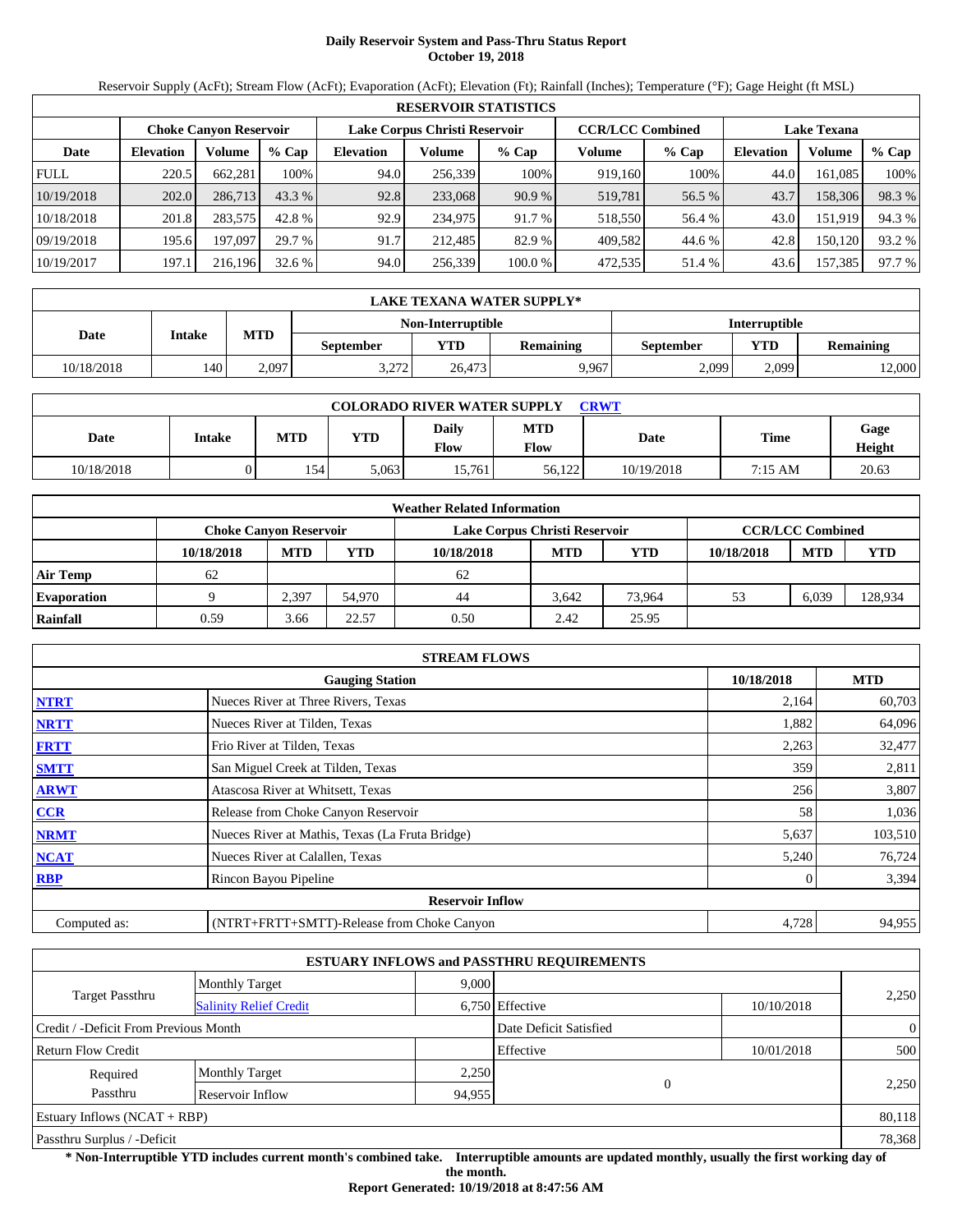# Daily Reservoir System and Pass-Thru Status Report
**October 19, 2018**

Reservoir Supply (AcFt); Stream Flow (AcFt); Evaporation (AcFt); Elevation (Ft); Rainfall (Inches); Temperature (°F); Gage Height (ft MSL)

| RESERVOIR STATISTICS | | | | | | | | | | | |
|---|---|---|---|---|---|---|---|---|---|---|---|
| | Choke Canyon Reservoir | | | Lake Corpus Christi Reservoir | | | CCR/LCC Combined | | Lake Texana | | |
| Date | Elevation | Volume | % Cap | Elevation | Volume | % Cap | Volume | % Cap | Elevation | Volume | % Cap |
| FULL | 220.5 | 662,281 | 100% | 94.0 | 256,339 | 100% | 919,160 | 100% | 44.0 | 161,085 | 100% |
| 10/19/2018 | 202.0 | 286,713 | 43.3 % | 92.8 | 233,068 | 90.9 % | 519,781 | 56.5 % | 43.7 | 158,306 | 98.3 % |
| 10/18/2018 | 201.8 | 283,575 | 42.8 % | 92.9 | 234,975 | 91.7 % | 518,550 | 56.4 % | 43.0 | 151,919 | 94.3 % |
| 09/19/2018 | 195.6 | 197,097 | 29.7 % | 91.7 | 212,485 | 82.9 % | 409,582 | 44.6 % | 42.8 | 150,120 | 93.2 % |
| 10/19/2017 | 197.1 | 216,196 | 32.6 % | 94.0 | 256,339 | 100.0 % | 472,535 | 51.4 % | 43.6 | 157,385 | 97.7 % |

| LAKE TEXANA WATER SUPPLY* | | | | | | | |
|---|---|---|---|---|---|---|---|
| Date | Intake | MTD | Non-Interruptible | | | Interruptible | | |
| | | | September | YTD | Remaining | September | YTD | Remaining |
| 10/18/2018 | 140 | 2,097 | 3,272 | 26,473 | 9,967 | 2,099 | 2,099 | 12,000 |

| COLORADO RIVER WATER SUPPLY CRWT | | | | | | | | |
|---|---|---|---|---|---|---|---|---|
| Date | Intake | MTD | YTD | Daily Flow | MTD Flow | Date | Time | Gage Height |
| 10/18/2018 | 0 | 154 | 5,063 | 15,761 | 56,122 | 10/19/2018 | 7:15 AM | 20.63 |

| Weather Related Information | | | | | | | | | |
|---|---|---|---|---|---|---|---|---|---|
| | Choke Canyon Reservoir | | | Lake Corpus Christi Reservoir | | | CCR/LCC Combined | | |
| | 10/18/2018 | MTD | YTD | 10/18/2018 | MTD | YTD | 10/18/2018 | MTD | YTD |
| Air Temp | 62 | | | 62 | | | | | |
| Evaporation | 9 | 2,397 | 54,970 | 44 | 3,642 | 73,964 | 53 | 6,039 | 128,934 |
| Rainfall | 0.59 | 3.66 | 22.57 | 0.50 | 2.42 | 25.95 | | | |

| STREAM FLOWS | | | |
|---|---|---|---|
| | Gauging Station | 10/18/2018 | MTD |
| NTRT | Nueces River at Three Rivers, Texas | 2,164 | 60,703 |
| NRTT | Nueces River at Tilden, Texas | 1,882 | 64,096 |
| FRTT | Frio River at Tilden, Texas | 2,263 | 32,477 |
| SMTT | San Miguel Creek at Tilden, Texas | 359 | 2,811 |
| ARWT | Atascosa River at Whitsett, Texas | 256 | 3,807 |
| CCR | Release from Choke Canyon Reservoir | 58 | 1,036 |
| NRMT | Nueces River at Mathis, Texas (La Fruta Bridge) | 5,637 | 103,510 |
| NCAT | Nueces River at Calallen, Texas | 5,240 | 76,724 |
| RBP | Rincon Bayou Pipeline | 0 | 3,394 |
| | **Reservoir Inflow** | | |
| Computed as: | (NTRT+FRTT+SMTT)-Release from Choke Canyon | 4,728 | 94,955 |

| ESTUARY INFLOWS and PASSTHRU REQUIREMENTS | | | | | |
|---|---|---|---|---|---|
| Target Passthru | Monthly Target | 9,000 | | | 2,250 |
| | Salinity Relief Credit | 6,750 | Effective | 10/10/2018 | |
| Credit / -Deficit From Previous Month | | | Date Deficit Satisfied | | 0 |
| Return Flow Credit | | | Effective | 10/01/2018 | 500 |
| Required Passthru | Monthly Target | 2,250 | 0 | | 2,250 |
| | Reservoir Inflow | 94,955 | | | |
| Estuary Inflows (NCAT + RBP) | | | | | 80,118 |
| Passthru Surplus / -Deficit | | | | | 78,368 |

**\* Non-Interruptible YTD includes current month's combined take. Interruptible amounts are updated monthly, usually the first working day of the month.**

**Report Generated: 10/19/2018 at 8:47:56 AM**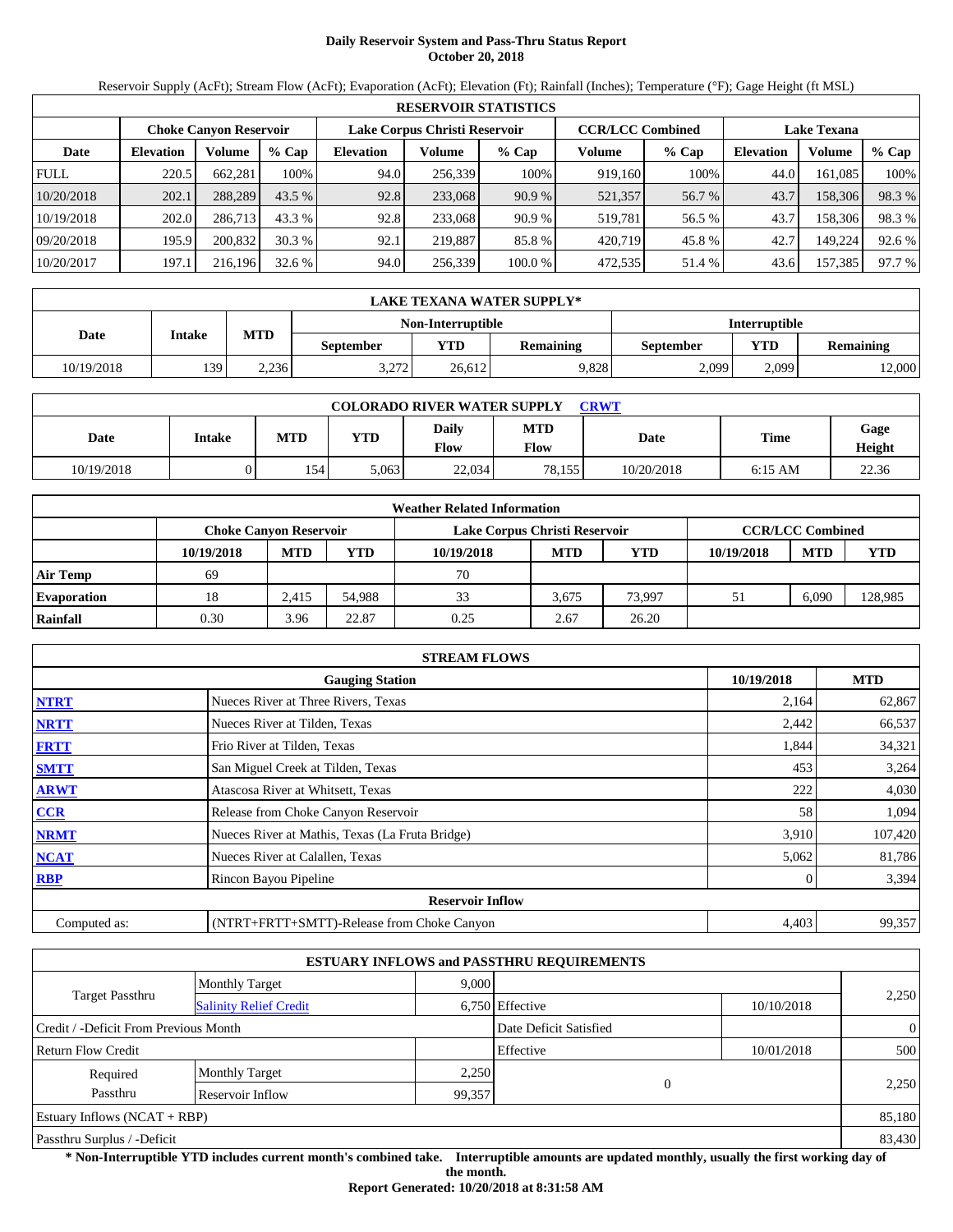# Daily Reservoir System and Pass-Thru Status Report
## October 20, 2018

Reservoir Supply (AcFt); Stream Flow (AcFt); Evaporation (AcFt); Elevation (Ft); Rainfall (Inches); Temperature (°F); Gage Height (ft MSL)

| RESERVOIR STATISTICS | | | | | | | | | | | |
|---|---|---|---|---|---|---|---|---|---|---|---|
| | Choke Canyon Reservoir | | | Lake Corpus Christi Reservoir | | | CCR/LCC Combined | | Lake Texana | | |
| Date | Elevation | Volume | % Cap | Elevation | Volume | % Cap | Volume | % Cap | Elevation | Volume | % Cap |
| FULL | 220.5 | 662,281 | 100% | 94.0 | 256,339 | 100% | 919,160 | 100% | 44.0 | 161,085 | 100% |
| 10/20/2018 | 202.1 | 288,289 | 43.5 % | 92.8 | 233,068 | 90.9 % | 521,357 | 56.7 % | 43.7 | 158,306 | 98.3 % |
| 10/19/2018 | 202.0 | 286,713 | 43.3 % | 92.8 | 233,068 | 90.9 % | 519,781 | 56.5 % | 43.7 | 158,306 | 98.3 % |
| 09/20/2018 | 195.9 | 200,832 | 30.3 % | 92.1 | 219,887 | 85.8 % | 420,719 | 45.8 % | 42.7 | 149,224 | 92.6 % |
| 10/20/2017 | 197.1 | 216,196 | 32.6 % | 94.0 | 256,339 | 100.0 % | 472,535 | 51.4 % | 43.6 | 157,385 | 97.7 % |

| LAKE TEXANA WATER SUPPLY* | | | | | | | | |
|---|---|---|---|---|---|---|---|---|
| Date | Intake | MTD | Non-Interruptible | | | Interruptible | | |
| | | | September | YTD | Remaining | September | YTD | Remaining |
| 10/19/2018 | 139 | 2,236 | 3,272 | 26,612 | 9,828 | 2,099 | 2,099 | 12,000 |

| COLORADO RIVER WATER SUPPLY CRWT | | | | | | | | |
|---|---|---|---|---|---|---|---|---|
| Date | Intake | MTD | YTD | Daily Flow | MTD Flow | Date | Time | Gage Height |
| 10/19/2018 | 0 | 154 | 5,063 | 22,034 | 78,155 | 10/20/2018 | 6:15 AM | 22.36 |

| Weather Related Information | | | | | | | | | |
|---|---|---|---|---|---|---|---|---|---|
| | Choke Canyon Reservoir | | | Lake Corpus Christi Reservoir | | | CCR/LCC Combined | | |
| | 10/19/2018 | MTD | YTD | 10/19/2018 | MTD | YTD | 10/19/2018 | MTD | YTD |
| Air Temp | 69 | | | 70 | | | | | |
| Evaporation | 18 | 2,415 | 54,988 | 33 | 3,675 | 73,997 | 51 | 6,090 | 128,985 |
| Rainfall | 0.30 | 3.96 | 22.87 | 0.25 | 2.67 | 26.20 | | | |

| STREAM FLOWS | | | |
|---|---|---|---|
| | Gauging Station | 10/19/2018 | MTD |
| NTRT | Nueces River at Three Rivers, Texas | 2,164 | 62,867 |
| NRTT | Nueces River at Tilden, Texas | 2,442 | 66,537 |
| FRTT | Frio River at Tilden, Texas | 1,844 | 34,321 |
| SMTT | San Miguel Creek at Tilden, Texas | 453 | 3,264 |
| ARWT | Atascosa River at Whitsett, Texas | 222 | 4,030 |
| CCR | Release from Choke Canyon Reservoir | 58 | 1,094 |
| NRMT | Nueces River at Mathis, Texas (La Fruta Bridge) | 3,910 | 107,420 |
| NCAT | Nueces River at Calallen, Texas | 5,062 | 81,786 |
| RBP | Rincon Bayou Pipeline | 0 | 3,394 |
| | Reservoir Inflow | | |
| Computed as: | (NTRT+FRTT+SMTT)-Release from Choke Canyon | 4,403 | 99,357 |

| ESTUARY INFLOWS and PASSTHRU REQUIREMENTS | | | | | |
|---|---|---|---|---|---|
| Target Passthru | Monthly Target | 9,000 | | | 2,250 |
| | Salinity Relief Credit | 6,750 | Effective | 10/10/2018 | |
| Credit / -Deficit From Previous Month | | | Date Deficit Satisfied | | 0 |
| Return Flow Credit | | | Effective | 10/01/2018 | 500 |
| Required Passthru | Monthly Target | 2,250 | 0 | | 2,250 |
| | Reservoir Inflow | 99,357 | | | |
| Estuary Inflows (NCAT + RBP) | | | | | 85,180 |
| Passthru Surplus / -Deficit | | | | | 83,430 |

**\* Non-Interruptible YTD includes current month's combined take. Interruptible amounts are updated monthly, usually the first working day of the month.**

**Report Generated: 10/20/2018 at 8:31:58 AM**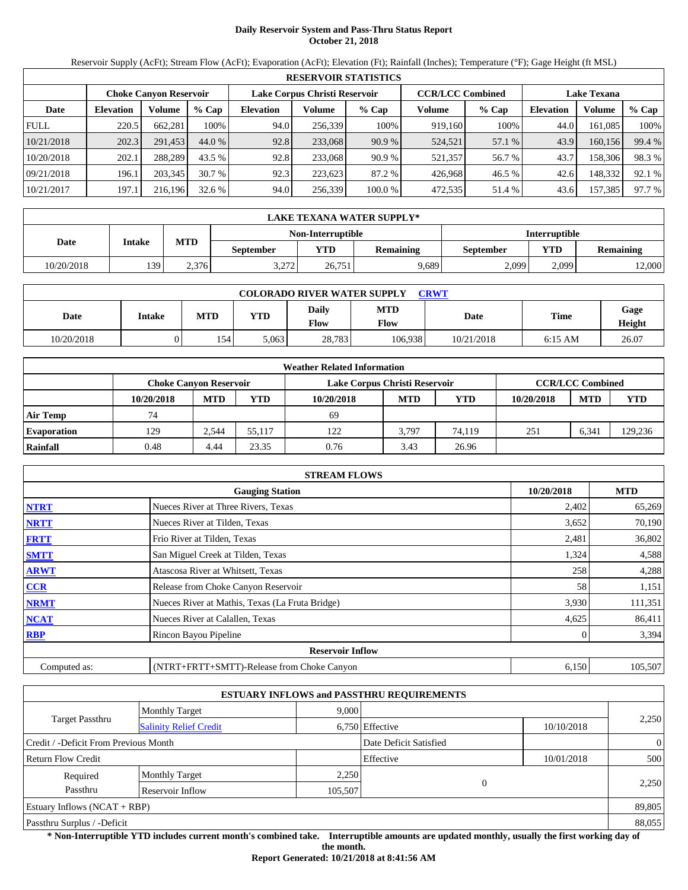# Daily Reservoir System and Pass-Thru Status Report
**October 21, 2018**

Reservoir Supply (AcFt); Stream Flow (AcFt); Evaporation (AcFt); Elevation (Ft); Rainfall (Inches); Temperature (°F); Gage Height (ft MSL)

| RESERVOIR STATISTICS | | | | | | | | | | | |
|---|---|---|---|---|---|---|---|---|---|---|---|
| | Choke Canyon Reservoir | | | Lake Corpus Christi Reservoir | | | CCR/LCC Combined | | Lake Texana | | |
| Date | Elevation | Volume | % Cap | Elevation | Volume | % Cap | Volume | % Cap | Elevation | Volume | % Cap |
| FULL | 220.5 | 662,281 | 100% | 94.0 | 256,339 | 100% | 919,160 | 100% | 44.0 | 161,085 | 100% |
| 10/21/2018 | 202.3 | 291,453 | 44.0 % | 92.8 | 233,068 | 90.9 % | 524,521 | 57.1 % | 43.9 | 160,156 | 99.4 % |
| 10/20/2018 | 202.1 | 288,289 | 43.5 % | 92.8 | 233,068 | 90.9 % | 521,357 | 56.7 % | 43.7 | 158,306 | 98.3 % |
| 09/21/2018 | 196.1 | 203,345 | 30.7 % | 92.3 | 223,623 | 87.2 % | 426,968 | 46.5 % | 42.6 | 148,332 | 92.1 % |
| 10/21/2017 | 197.1 | 216,196 | 32.6 % | 94.0 | 256,339 | 100.0 % | 472,535 | 51.4 % | 43.6 | 157,385 | 97.7 % |

| LAKE TEXANA WATER SUPPLY* | | | | | | | | |
|---|---|---|---|---|---|---|---|---|
| Date | Intake | MTD | Non-Interruptible | | | Interruptible | | |
| | | | September | YTD | Remaining | September | YTD | Remaining |
| 10/20/2018 | 139 | 2,376 | 3,272 | 26,751 | 9,689 | 2,099 | 2,099 | 12,000 |

| COLORADO RIVER WATER SUPPLY CRWT | | | | | | | | |
|---|---|---|---|---|---|---|---|---|
| Date | Intake | MTD | YTD | Daily Flow | MTD Flow | Date | Time | Gage Height |
| 10/20/2018 | 0 | 154 | 5,063 | 28,783 | 106,938 | 10/21/2018 | 6:15 AM | 26.07 |

| Weather Related Information | | | | | | | | | |
|---|---|---|---|---|---|---|---|---|---|
| | Choke Canyon Reservoir | | | Lake Corpus Christi Reservoir | | | CCR/LCC Combined | | |
| | 10/20/2018 | MTD | YTD | 10/20/2018 | MTD | YTD | 10/20/2018 | MTD | YTD |
| Air Temp | 74 | | | 69 | | | | | |
| Evaporation | 129 | 2,544 | 55,117 | 122 | 3,797 | 74,119 | 251 | 6,341 | 129,236 |
| Rainfall | 0.48 | 4.44 | 23.35 | 0.76 | 3.43 | 26.96 | | | |

| STREAM FLOWS | | | |
|---|---|---|---|
| | Gauging Station | 10/20/2018 | MTD |
| NTRT | Nueces River at Three Rivers, Texas | 2,402 | 65,269 |
| NRTT | Nueces River at Tilden, Texas | 3,652 | 70,190 |
| FRTT | Frio River at Tilden, Texas | 2,481 | 36,802 |
| SMTT | San Miguel Creek at Tilden, Texas | 1,324 | 4,588 |
| ARWT | Atascosa River at Whitsett, Texas | 258 | 4,288 |
| CCR | Release from Choke Canyon Reservoir | 58 | 1,151 |
| NRMT | Nueces River at Mathis, Texas (La Fruta Bridge) | 3,930 | 111,351 |
| NCAT | Nueces River at Calallen, Texas | 4,625 | 86,411 |
| RBP | Rincon Bayou Pipeline | 0 | 3,394 |
| | **Reservoir Inflow** | | |
| Computed as: | (NTRT+FRTT+SMTT)-Release from Choke Canyon | 6,150 | 105,507 |

| ESTUARY INFLOWS and PASSTHRU REQUIREMENTS | | | | | |
|---|---|---|---|---|---|
| Target Passthru | Monthly Target | 9,000 | | | 2,250 |
| | Salinity Relief Credit | 6,750 | Effective | 10/10/2018 | |
| Credit / -Deficit From Previous Month | | | Date Deficit Satisfied | | 0 |
| Return Flow Credit | | | Effective | 10/01/2018 | 500 |
| Required Passthru | Monthly Target | 2,250 | 0 | | 2,250 |
| | Reservoir Inflow | 105,507 | | | |
| Estuary Inflows (NCAT + RBP) | | | | | 89,805 |
| Passthru Surplus / -Deficit | | | | | 88,055 |

**\* Non-Interruptible YTD includes current month's combined take. Interruptible amounts are updated monthly, usually the first working day of the month.**

**Report Generated: 10/21/2018 at 8:41:56 AM**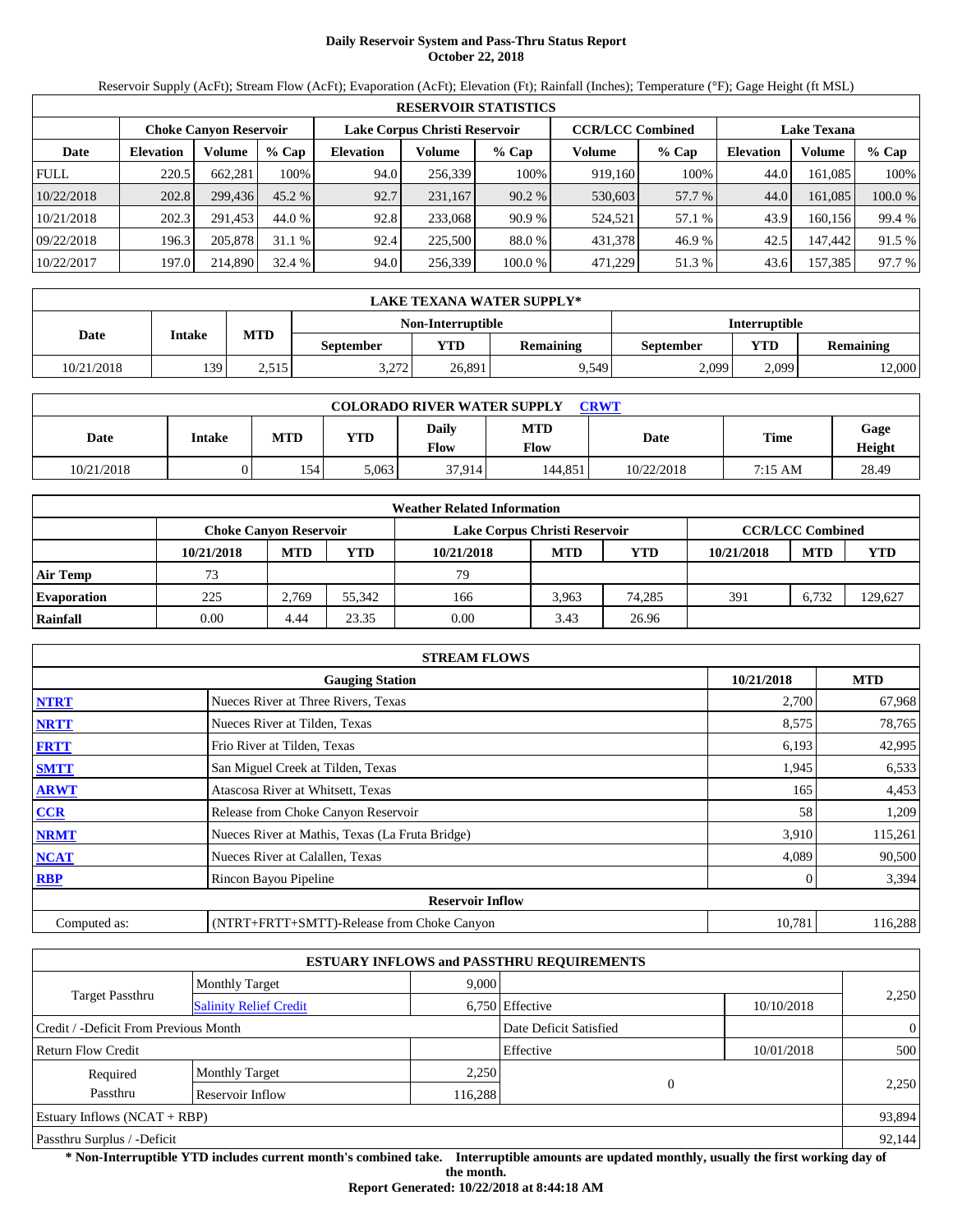# Daily Reservoir System and Pass-Thru Status Report
## October 22, 2018

Reservoir Supply (AcFt); Stream Flow (AcFt); Evaporation (AcFt); Elevation (Ft); Rainfall (Inches); Temperature (°F); Gage Height (ft MSL)

| RESERVOIR STATISTICS | | | | | | | | | | | |
|---|---|---|---|---|---|---|---|---|---|---|---|
| | Choke Canyon Reservoir | | | Lake Corpus Christi Reservoir | | | CCR/LCC Combined | | Lake Texana | | |
| Date | Elevation | Volume | % Cap | Elevation | Volume | % Cap | Volume | % Cap | Elevation | Volume | % Cap |
| FULL | 220.5 | 662,281 | 100% | 94.0 | 256,339 | 100% | 919,160 | 100% | 44.0 | 161,085 | 100% |
| 10/22/2018 | 202.8 | 299,436 | 45.2 % | 92.7 | 231,167 | 90.2 % | 530,603 | 57.7 % | 44.0 | 161,085 | 100.0 % |
| 10/21/2018 | 202.3 | 291,453 | 44.0 % | 92.8 | 233,068 | 90.9 % | 524,521 | 57.1 % | 43.9 | 160,156 | 99.4 % |
| 09/22/2018 | 196.3 | 205,878 | 31.1 % | 92.4 | 225,500 | 88.0 % | 431,378 | 46.9 % | 42.5 | 147,442 | 91.5 % |
| 10/22/2017 | 197.0 | 214,890 | 32.4 % | 94.0 | 256,339 | 100.0 % | 471,229 | 51.3 % | 43.6 | 157,385 | 97.7 % |

| LAKE TEXANA WATER SUPPLY* | | | | | | | | |
|---|---|---|---|---|---|---|---|---|
| Date | Intake | MTD | Non-Interruptible | | | Interruptible | | |
| | | | September | YTD | Remaining | September | YTD | Remaining |
| 10/21/2018 | 139 | 2,515 | 3,272 | 26,891 | 9,549 | 2,099 | 2,099 | 12,000 |

| COLORADO RIVER WATER SUPPLY CRWT | | | | | | | | |
|---|---|---|---|---|---|---|---|---|
| Date | Intake | MTD | YTD | Daily Flow | MTD Flow | Date | Time | Gage Height |
| 10/21/2018 | 0 | 154 | 5,063 | 37,914 | 144,851 | 10/22/2018 | 7:15 AM | 28.49 |

| Weather Related Information | | | | | | | | | |
|---|---|---|---|---|---|---|---|---|---|
| | Choke Canyon Reservoir | | | Lake Corpus Christi Reservoir | | | CCR/LCC Combined | | |
| | 10/21/2018 | MTD | YTD | 10/21/2018 | MTD | YTD | 10/21/2018 | MTD | YTD |
| Air Temp | 73 | | | 79 | | | | | |
| Evaporation | 225 | 2,769 | 55,342 | 166 | 3,963 | 74,285 | 391 | 6,732 | 129,627 |
| Rainfall | 0.00 | 4.44 | 23.35 | 0.00 | 3.43 | 26.96 | | | |

| STREAM FLOWS | | | |
|---|---|---|---|
| | Gauging Station | 10/21/2018 | MTD |
| NTRT | Nueces River at Three Rivers, Texas | 2,700 | 67,968 |
| NRTT | Nueces River at Tilden, Texas | 8,575 | 78,765 |
| FRTT | Frio River at Tilden, Texas | 6,193 | 42,995 |
| SMTT | San Miguel Creek at Tilden, Texas | 1,945 | 6,533 |
| ARWT | Atascosa River at Whitsett, Texas | 165 | 4,453 |
| CCR | Release from Choke Canyon Reservoir | 58 | 1,209 |
| NRMT | Nueces River at Mathis, Texas (La Fruta Bridge) | 3,910 | 115,261 |
| NCAT | Nueces River at Calallen, Texas | 4,089 | 90,500 |
| RBP | Rincon Bayou Pipeline | 0 | 3,394 |
| Reservoir Inflow | | | |
| Computed as: | (NTRT+FRTT+SMTT)-Release from Choke Canyon | 10,781 | 116,288 |

| ESTUARY INFLOWS and PASSTHRU REQUIREMENTS | | | | | |
|---|---|---|---|---|---|
| Target Passthru | Monthly Target | 9,000 | | | 2,250 |
| | Salinity Relief Credit | 6,750 | Effective | 10/10/2018 | |
| Credit / -Deficit From Previous Month | | | Date Deficit Satisfied | | 0 |
| Return Flow Credit | | | Effective | 10/01/2018 | 500 |
| Required Passthru | Monthly Target | 2,250 | 0 | | 2,250 |
| | Reservoir Inflow | 116,288 | | | |
| Estuary Inflows (NCAT + RBP) | | | | | 93,894 |
| Passthru Surplus / -Deficit | | | | | 92,144 |

**\* Non-Interruptible YTD includes current month's combined take. Interruptible amounts are updated monthly, usually the first working day of the month.**

**Report Generated: 10/22/2018 at 8:44:18 AM**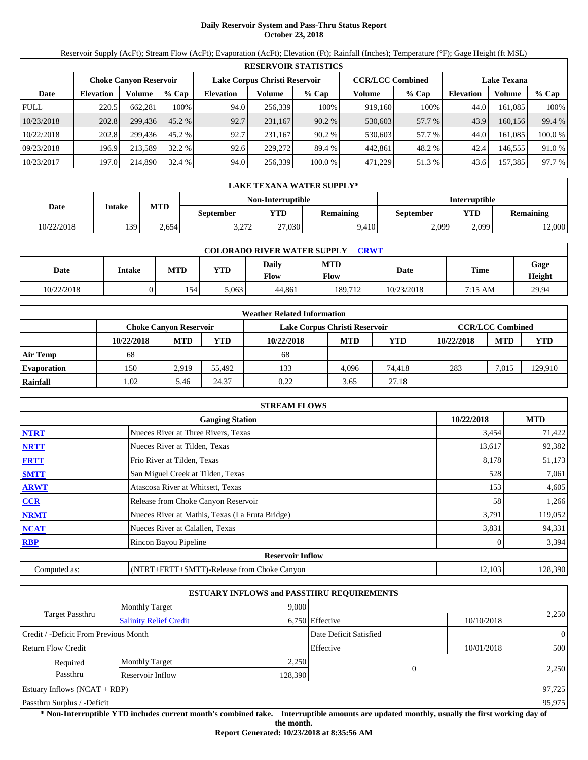# Daily Reservoir System and Pass-Thru Status Report
**October 23, 2018**

Reservoir Supply (AcFt); Stream Flow (AcFt); Evaporation (AcFt); Elevation (Ft); Rainfall (Inches); Temperature (°F); Gage Height (ft MSL)

| RESERVOIR STATISTICS | | | | | | | | | | | |
|---|---|---|---|---|---|---|---|---|---|---|---|
| | Choke Canyon Reservoir | | | Lake Corpus Christi Reservoir | | | CCR/LCC Combined | | Lake Texana | | |
| Date | Elevation | Volume | % Cap | Elevation | Volume | % Cap | Volume | % Cap | Elevation | Volume | % Cap |
| FULL | 220.5 | 662,281 | 100% | 94.0 | 256,339 | 100% | 919,160 | 100% | 44.0 | 161,085 | 100% |
| 10/23/2018 | 202.8 | 299,436 | 45.2 % | 92.7 | 231,167 | 90.2 % | 530,603 | 57.7 % | 43.9 | 160,156 | 99.4 % |
| 10/22/2018 | 202.8 | 299,436 | 45.2 % | 92.7 | 231,167 | 90.2 % | 530,603 | 57.7 % | 44.0 | 161,085 | 100.0 % |
| 09/23/2018 | 196.9 | 213,589 | 32.2 % | 92.6 | 229,272 | 89.4 % | 442,861 | 48.2 % | 42.4 | 146,555 | 91.0 % |
| 10/23/2017 | 197.0 | 214,890 | 32.4 % | 94.0 | 256,339 | 100.0 % | 471,229 | 51.3 % | 43.6 | 157,385 | 97.7 % |

| LAKE TEXANA WATER SUPPLY* | | | | | | | | |
|---|---|---|---|---|---|---|---|---|
| Date | Intake | MTD | Non-Interruptible | | | Interruptible | | |
| | | | September | YTD | Remaining | September | YTD | Remaining |
| 10/22/2018 | 139 | 2,654 | 3,272 | 27,030 | 9,410 | 2,099 | 2,099 | 12,000 |

| COLORADO RIVER WATER SUPPLY CRWT | | | | | | | | |
|---|---|---|---|---|---|---|---|---|
| Date | Intake | MTD | YTD | Daily Flow | MTD Flow | Date | Time | Gage Height |
| 10/22/2018 | 0 | 154 | 5,063 | 44,861 | 189,712 | 10/23/2018 | 7:15 AM | 29.94 |

| Weather Related Information | | | | | | | | | |
|---|---|---|---|---|---|---|---|---|---|
| | Choke Canyon Reservoir | | | Lake Corpus Christi Reservoir | | | CCR/LCC Combined | | |
| | 10/22/2018 | MTD | YTD | 10/22/2018 | MTD | YTD | 10/22/2018 | MTD | YTD |
| Air Temp | 68 | | | 68 | | | | | |
| Evaporation | 150 | 2,919 | 55,492 | 133 | 4,096 | 74,418 | 283 | 7,015 | 129,910 |
| Rainfall | 1.02 | 5.46 | 24.37 | 0.22 | 3.65 | 27.18 | | | |

| STREAM FLOWS | | | |
|---|---|---|---|
| | Gauging Station | 10/22/2018 | MTD |
| NTRT | Nueces River at Three Rivers, Texas | 3,454 | 71,422 |
| NRTT | Nueces River at Tilden, Texas | 13,617 | 92,382 |
| FRTT | Frio River at Tilden, Texas | 8,178 | 51,173 |
| SMTT | San Miguel Creek at Tilden, Texas | 528 | 7,061 |
| ARWT | Atascosa River at Whitsett, Texas | 153 | 4,605 |
| CCR | Release from Choke Canyon Reservoir | 58 | 1,266 |
| NRMT | Nueces River at Mathis, Texas (La Fruta Bridge) | 3,791 | 119,052 |
| NCAT | Nueces River at Calallen, Texas | 3,831 | 94,331 |
| RBP | Rincon Bayou Pipeline | 0 | 3,394 |
| Reservoir Inflow | | | |
| Computed as: | (NTRT+FRTT+SMTT)-Release from Choke Canyon | 12,103 | 128,390 |

| ESTUARY INFLOWS and PASSTHRU REQUIREMENTS | | | | | |
|---|---|---|---|---|---|
| Target Passthru | Monthly Target | 9,000 | | | 2,250 |
| | Salinity Relief Credit | 6,750 | Effective | 10/10/2018 | |
| Credit / -Deficit From Previous Month | | | Date Deficit Satisfied | | 0 |
| Return Flow Credit | | | Effective | 10/01/2018 | 500 |
| Required Passthru | Monthly Target | 2,250 | 0 | | 2,250 |
| | Reservoir Inflow | 128,390 | | | |
| Estuary Inflows (NCAT + RBP) | | | | | 97,725 |
| Passthru Surplus / -Deficit | | | | | 95,975 |

**\* Non-Interruptible YTD includes current month's combined take. Interruptible amounts are updated monthly, usually the first working day of the month.**

**Report Generated: 10/23/2018 at 8:35:56 AM**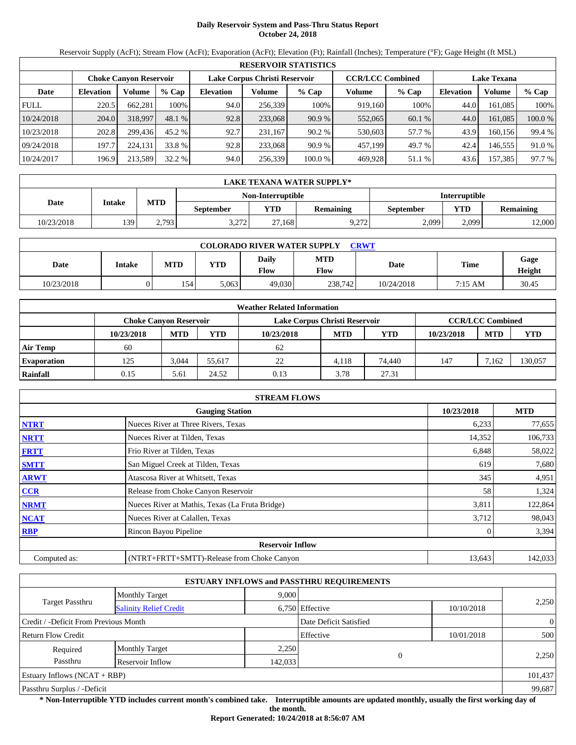# Daily Reservoir System and Pass-Thru Status Report
## October 24, 2018

Reservoir Supply (AcFt); Stream Flow (AcFt); Evaporation (AcFt); Elevation (Ft); Rainfall (Inches); Temperature (°F); Gage Height (ft MSL)

| RESERVOIR STATISTICS | | | | | | | | | | | |
|---|---|---|---|---|---|---|---|---|---|---|---|
| | Choke Canyon Reservoir | | | Lake Corpus Christi Reservoir | | | CCR/LCC Combined | | Lake Texana | | |
| Date | Elevation | Volume | % Cap | Elevation | Volume | % Cap | Volume | % Cap | Elevation | Volume | % Cap |
| FULL | 220.5 | 662,281 | 100% | 94.0 | 256,339 | 100% | 919,160 | 100% | 44.0 | 161,085 | 100% |
| 10/24/2018 | 204.0 | 318,997 | 48.1 % | 92.8 | 233,068 | 90.9 % | 552,065 | 60.1 % | 44.0 | 161,085 | 100.0 % |
| 10/23/2018 | 202.8 | 299,436 | 45.2 % | 92.7 | 231,167 | 90.2 % | 530,603 | 57.7 % | 43.9 | 160,156 | 99.4 % |
| 09/24/2018 | 197.7 | 224,131 | 33.8 % | 92.8 | 233,068 | 90.9 % | 457,199 | 49.7 % | 42.4 | 146,555 | 91.0 % |
| 10/24/2017 | 196.9 | 213,589 | 32.2 % | 94.0 | 256,339 | 100.0 % | 469,928 | 51.1 % | 43.6 | 157,385 | 97.7 % |

| LAKE TEXANA WATER SUPPLY* | | | | | | | | |
|---|---|---|---|---|---|---|---|---|
| Date | Intake | MTD | Non-Interruptible | | | Interruptible | | |
| | | | September | YTD | Remaining | September | YTD | Remaining |
| 10/23/2018 | 139 | 2,793 | 3,272 | 27,168 | 9,272 | 2,099 | 2,099 | 12,000 |

| COLORADO RIVER WATER SUPPLY CRWT | | | | | | | | |
|---|---|---|---|---|---|---|---|---|
| Date | Intake | MTD | YTD | Daily Flow | MTD Flow | Date | Time | Gage Height |
| 10/23/2018 | 0 | 154 | 5,063 | 49,030 | 238,742 | 10/24/2018 | 7:15 AM | 30.45 |

| Weather Related Information | | | | | | | | | |
|---|---|---|---|---|---|---|---|---|---|
| | Choke Canyon Reservoir | | | Lake Corpus Christi Reservoir | | | CCR/LCC Combined | | |
| | 10/23/2018 | MTD | YTD | 10/23/2018 | MTD | YTD | 10/23/2018 | MTD | YTD |
| Air Temp | 60 | | | 62 | | | | | |
| Evaporation | 125 | 3,044 | 55,617 | 22 | 4,118 | 74,440 | 147 | 7,162 | 130,057 |
| Rainfall | 0.15 | 5.61 | 24.52 | 0.13 | 3.78 | 27.31 | | | |

| STREAM FLOWS | | | |
|---|---|---|---|
| | Gauging Station | 10/23/2018 | MTD |
| NTRT | Nueces River at Three Rivers, Texas | 6,233 | 77,655 |
| NRTT | Nueces River at Tilden, Texas | 14,352 | 106,733 |
| FRTT | Frio River at Tilden, Texas | 6,848 | 58,022 |
| SMTT | San Miguel Creek at Tilden, Texas | 619 | 7,680 |
| ARWT | Atascosa River at Whitsett, Texas | 345 | 4,951 |
| CCR | Release from Choke Canyon Reservoir | 58 | 1,324 |
| NRMT | Nueces River at Mathis, Texas (La Fruta Bridge) | 3,811 | 122,864 |
| NCAT | Nueces River at Calallen, Texas | 3,712 | 98,043 |
| RBP | Rincon Bayou Pipeline | 0 | 3,394 |
| **Reservoir Inflow** | | | |
| Computed as: | (NTRT+FRTT+SMTT)-Release from Choke Canyon | 13,643 | 142,033 |

| ESTUARY INFLOWS and PASSTHRU REQUIREMENTS | | | | | |
|---|---|---|---|---|---|
| Target Passthru | Monthly Target | 9,000 | | | 2,250 |
| | Salinity Relief Credit | 6,750 | Effective | 10/10/2018 | |
| Credit / -Deficit From Previous Month | | | Date Deficit Satisfied | | 0 |
| Return Flow Credit | | | Effective | 10/01/2018 | 500 |
| Required Passthru | Monthly Target | 2,250 | 0 | | 2,250 |
| | Reservoir Inflow | 142,033 | | | |
| Estuary Inflows (NCAT + RBP) | | | | | 101,437 |
| Passthru Surplus / -Deficit | | | | | 99,687 |

**\* Non-Interruptible YTD includes current month's combined take. Interruptible amounts are updated monthly, usually the first working day of the month.**

**Report Generated: 10/24/2018 at 8:56:07 AM**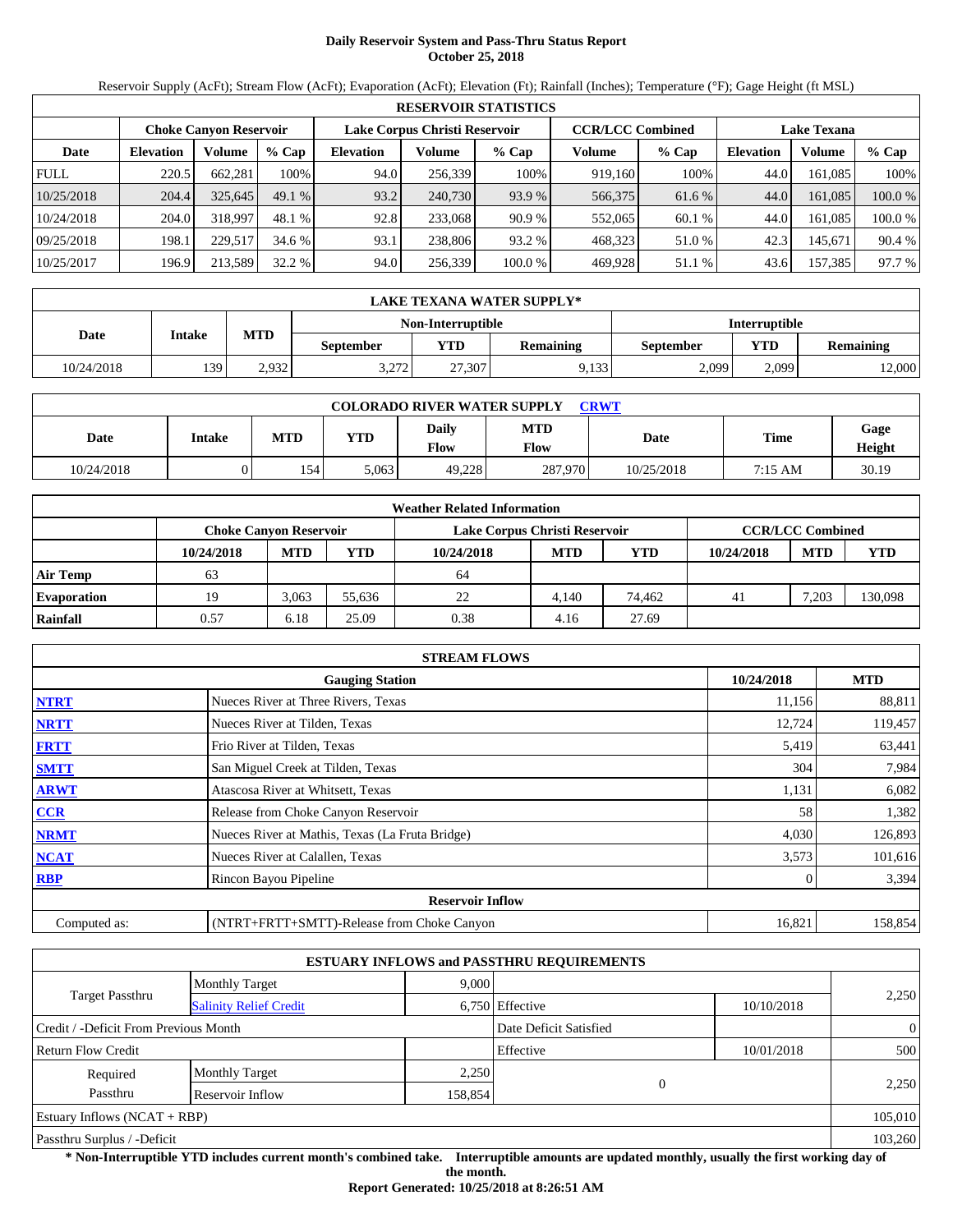# Daily Reservoir System and Pass-Thru Status Report
## October 25, 2018

Reservoir Supply (AcFt); Stream Flow (AcFt); Evaporation (AcFt); Elevation (Ft); Rainfall (Inches); Temperature (°F); Gage Height (ft MSL)

| RESERVOIR STATISTICS | | | | | | | | | | | |
|---|---|---|---|---|---|---|---|---|---|---|---|
| | Choke Canyon Reservoir | | | Lake Corpus Christi Reservoir | | | CCR/LCC Combined | | Lake Texana | | |
| Date | Elevation | Volume | % Cap | Elevation | Volume | % Cap | Volume | % Cap | Elevation | Volume | % Cap |
| FULL | 220.5 | 662,281 | 100% | 94.0 | 256,339 | 100% | 919,160 | 100% | 44.0 | 161,085 | 100% |
| 10/25/2018 | 204.4 | 325,645 | 49.1 % | 93.2 | 240,730 | 93.9 % | 566,375 | 61.6 % | 44.0 | 161,085 | 100.0 % |
| 10/24/2018 | 204.0 | 318,997 | 48.1 % | 92.8 | 233,068 | 90.9 % | 552,065 | 60.1 % | 44.0 | 161,085 | 100.0 % |
| 09/25/2018 | 198.1 | 229,517 | 34.6 % | 93.1 | 238,806 | 93.2 % | 468,323 | 51.0 % | 42.3 | 145,671 | 90.4 % |
| 10/25/2017 | 196.9 | 213,589 | 32.2 % | 94.0 | 256,339 | 100.0 % | 469,928 | 51.1 % | 43.6 | 157,385 | 97.7 % |

| LAKE TEXANA WATER SUPPLY* | | | | | | | | |
|---|---|---|---|---|---|---|---|---|
| Date | Intake | MTD | Non-Interruptible | | | Interruptible | | |
| | | | September | YTD | Remaining | September | YTD | Remaining |
| 10/24/2018 | 139 | 2,932 | 3,272 | 27,307 | 9,133 | 2,099 | 2,099 | 12,000 |

| COLORADO RIVER WATER SUPPLY CRWT | | | | | | | | |
|---|---|---|---|---|---|---|---|---|
| Date | Intake | MTD | YTD | Daily Flow | MTD Flow | Date | Time | Gage Height |
| 10/24/2018 | 0 | 154 | 5,063 | 49,228 | 287,970 | 10/25/2018 | 7:15 AM | 30.19 |

| Weather Related Information | | | | | | | | | |
|---|---|---|---|---|---|---|---|---|---|
| | Choke Canyon Reservoir | | | Lake Corpus Christi Reservoir | | | CCR/LCC Combined | | |
| | 10/24/2018 | MTD | YTD | 10/24/2018 | MTD | YTD | 10/24/2018 | MTD | YTD |
| Air Temp | 63 | | | 64 | | | | | |
| Evaporation | 19 | 3,063 | 55,636 | 22 | 4,140 | 74,462 | 41 | 7,203 | 130,098 |
| Rainfall | 0.57 | 6.18 | 25.09 | 0.38 | 4.16 | 27.69 | | | |

| STREAM FLOWS | | | |
|---|---|---|---|
| | Gauging Station | 10/24/2018 | MTD |
| NTRT | Nueces River at Three Rivers, Texas | 11,156 | 88,811 |
| NRTT | Nueces River at Tilden, Texas | 12,724 | 119,457 |
| FRTT | Frio River at Tilden, Texas | 5,419 | 63,441 |
| SMTT | San Miguel Creek at Tilden, Texas | 304 | 7,984 |
| ARWT | Atascosa River at Whitsett, Texas | 1,131 | 6,082 |
| CCR | Release from Choke Canyon Reservoir | 58 | 1,382 |
| NRMT | Nueces River at Mathis, Texas (La Fruta Bridge) | 4,030 | 126,893 |
| NCAT | Nueces River at Calallen, Texas | 3,573 | 101,616 |
| RBP | Rincon Bayou Pipeline | 0 | 3,394 |
| Reservoir Inflow | | | |
| Computed as: | (NTRT+FRTT+SMTT)-Release from Choke Canyon | 16,821 | 158,854 |

| ESTUARY INFLOWS and PASSTHRU REQUIREMENTS | | | | | |
|---|---|---|---|---|---|
| Target Passthru | Monthly Target | 9,000 | | | 2,250 |
| | Salinity Relief Credit | 6,750 | Effective | 10/10/2018 | |
| Credit / -Deficit From Previous Month | | | Date Deficit Satisfied | | 0 |
| Return Flow Credit | | | Effective | 10/01/2018 | 500 |
| Required Passthru | Monthly Target | 2,250 | 0 | | 2,250 |
| | Reservoir Inflow | 158,854 | | | |
| Estuary Inflows (NCAT + RBP) | | | | | 105,010 |
| Passthru Surplus / -Deficit | | | | | 103,260 |

**\* Non-Interruptible YTD includes current month's combined take. Interruptible amounts are updated monthly, usually the first working day of the month.**

**Report Generated: 10/25/2018 at 8:26:51 AM**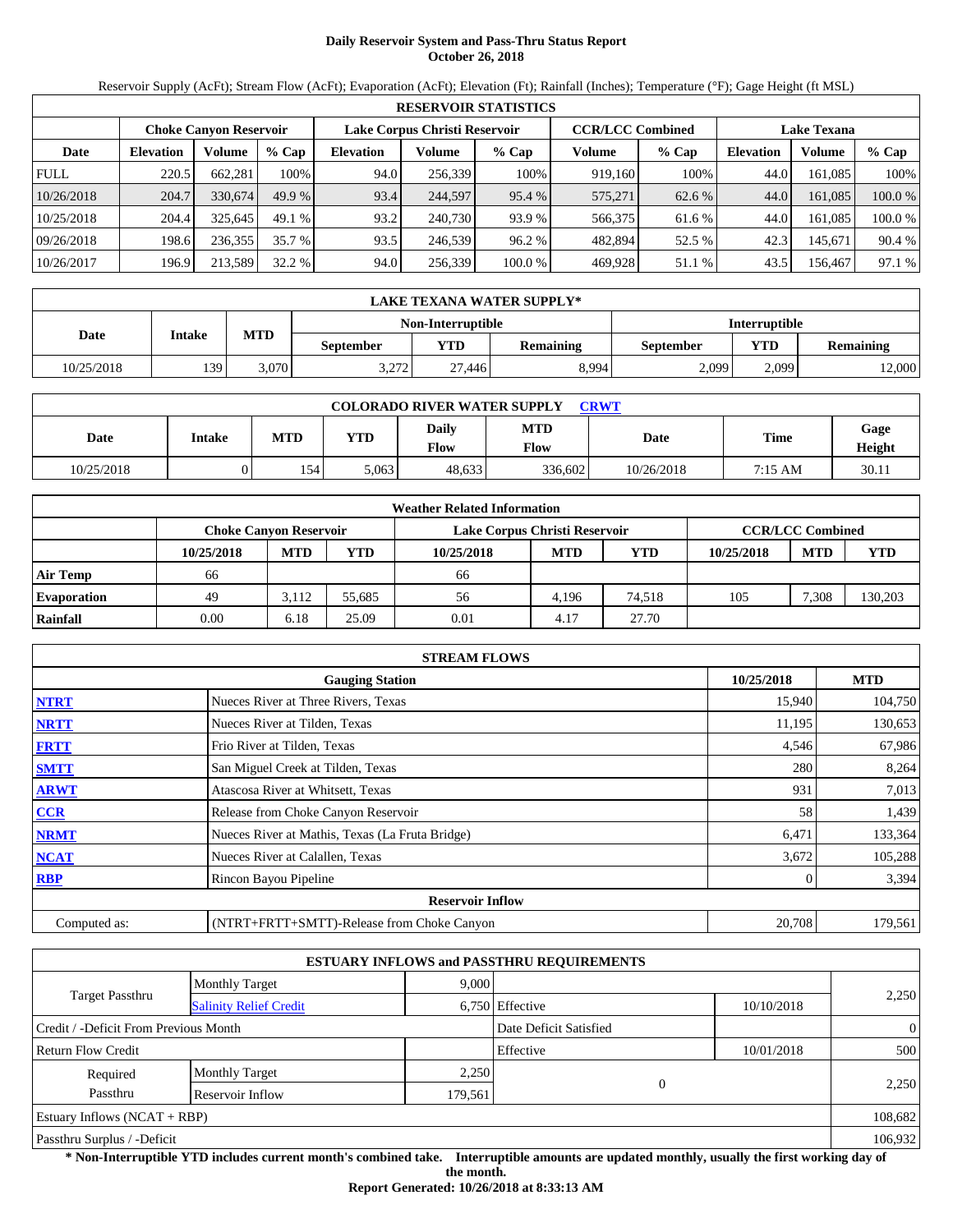# Daily Reservoir System and Pass-Thru Status Report
**October 26, 2018**

Reservoir Supply (AcFt); Stream Flow (AcFt); Evaporation (AcFt); Elevation (Ft); Rainfall (Inches); Temperature (°F); Gage Height (ft MSL)

| RESERVOIR STATISTICS | | | | | | | | | | | |
|---|---|---|---|---|---|---|---|---|---|---|---|
| | Choke Canyon Reservoir | | | Lake Corpus Christi Reservoir | | | CCR/LCC Combined | | Lake Texana | | |
| Date | Elevation | Volume | % Cap | Elevation | Volume | % Cap | Volume | % Cap | Elevation | Volume | % Cap |
| FULL | 220.5 | 662,281 | 100% | 94.0 | 256,339 | 100% | 919,160 | 100% | 44.0 | 161,085 | 100% |
| 10/26/2018 | 204.7 | 330,674 | 49.9 % | 93.4 | 244,597 | 95.4 % | 575,271 | 62.6 % | 44.0 | 161,085 | 100.0 % |
| 10/25/2018 | 204.4 | 325,645 | 49.1 % | 93.2 | 240,730 | 93.9 % | 566,375 | 61.6 % | 44.0 | 161,085 | 100.0 % |
| 09/26/2018 | 198.6 | 236,355 | 35.7 % | 93.5 | 246,539 | 96.2 % | 482,894 | 52.5 % | 42.3 | 145,671 | 90.4 % |
| 10/26/2017 | 196.9 | 213,589 | 32.2 % | 94.0 | 256,339 | 100.0 % | 469,928 | 51.1 % | 43.5 | 156,467 | 97.1 % |

| LAKE TEXANA WATER SUPPLY* | | | | | | | | |
|---|---|---|---|---|---|---|---|---|
| Date | Intake | MTD | Non-Interruptible | | | Interruptible | | |
| | | | September | YTD | Remaining | September | YTD | Remaining |
| 10/25/2018 | 139 | 3,070 | 3,272 | 27,446 | 8,994 | 2,099 | 2,099 | 12,000 |

| COLORADO RIVER WATER SUPPLY CRWT | | | | | | | | |
|---|---|---|---|---|---|---|---|---|
| Date | Intake | MTD | YTD | Daily Flow | MTD Flow | Date | Time | Gage Height |
| 10/25/2018 | 0 | 154 | 5,063 | 48,633 | 336,602 | 10/26/2018 | 7:15 AM | 30.11 |

| Weather Related Information | | | | | | | | | |
|---|---|---|---|---|---|---|---|---|---|
| | Choke Canyon Reservoir | | | Lake Corpus Christi Reservoir | | | CCR/LCC Combined | | |
| | 10/25/2018 | MTD | YTD | 10/25/2018 | MTD | YTD | 10/25/2018 | MTD | YTD |
| Air Temp | 66 | | | 66 | | | | | |
| Evaporation | 49 | 3,112 | 55,685 | 56 | 4,196 | 74,518 | 105 | 7,308 | 130,203 |
| Rainfall | 0.00 | 6.18 | 25.09 | 0.01 | 4.17 | 27.70 | | | |

| STREAM FLOWS | | | |
|---|---|---|---|
| | Gauging Station | 10/25/2018 | MTD |
| NTRT | Nueces River at Three Rivers, Texas | 15,940 | 104,750 |
| NRTT | Nueces River at Tilden, Texas | 11,195 | 130,653 |
| FRTT | Frio River at Tilden, Texas | 4,546 | 67,986 |
| SMTT | San Miguel Creek at Tilden, Texas | 280 | 8,264 |
| ARWT | Atascosa River at Whitsett, Texas | 931 | 7,013 |
| CCR | Release from Choke Canyon Reservoir | 58 | 1,439 |
| NRMT | Nueces River at Mathis, Texas (La Fruta Bridge) | 6,471 | 133,364 |
| NCAT | Nueces River at Calallen, Texas | 3,672 | 105,288 |
| RBP | Rincon Bayou Pipeline | 0 | 3,394 |
| | Reservoir Inflow | | |
| Computed as: | (NTRT+FRTT+SMTT)-Release from Choke Canyon | 20,708 | 179,561 |

| ESTUARY INFLOWS and PASSTHRU REQUIREMENTS | | | | | |
|---|---|---|---|---|---|
| Target Passthru | Monthly Target | 9,000 | | | 2,250 |
| | Salinity Relief Credit | 6,750 | Effective | 10/10/2018 | |
| Credit / -Deficit From Previous Month | | | Date Deficit Satisfied | | 0 |
| Return Flow Credit | | | Effective | 10/01/2018 | 500 |
| Required Passthru | Monthly Target | 2,250 | 0 | | 2,250 |
| | Reservoir Inflow | 179,561 | | | |
| Estuary Inflows (NCAT + RBP) | | | | | 108,682 |
| Passthru Surplus / -Deficit | | | | | 106,932 |

**\* Non-Interruptible YTD includes current month's combined take. Interruptible amounts are updated monthly, usually the first working day of the month.**

**Report Generated: 10/26/2018 at 8:33:13 AM**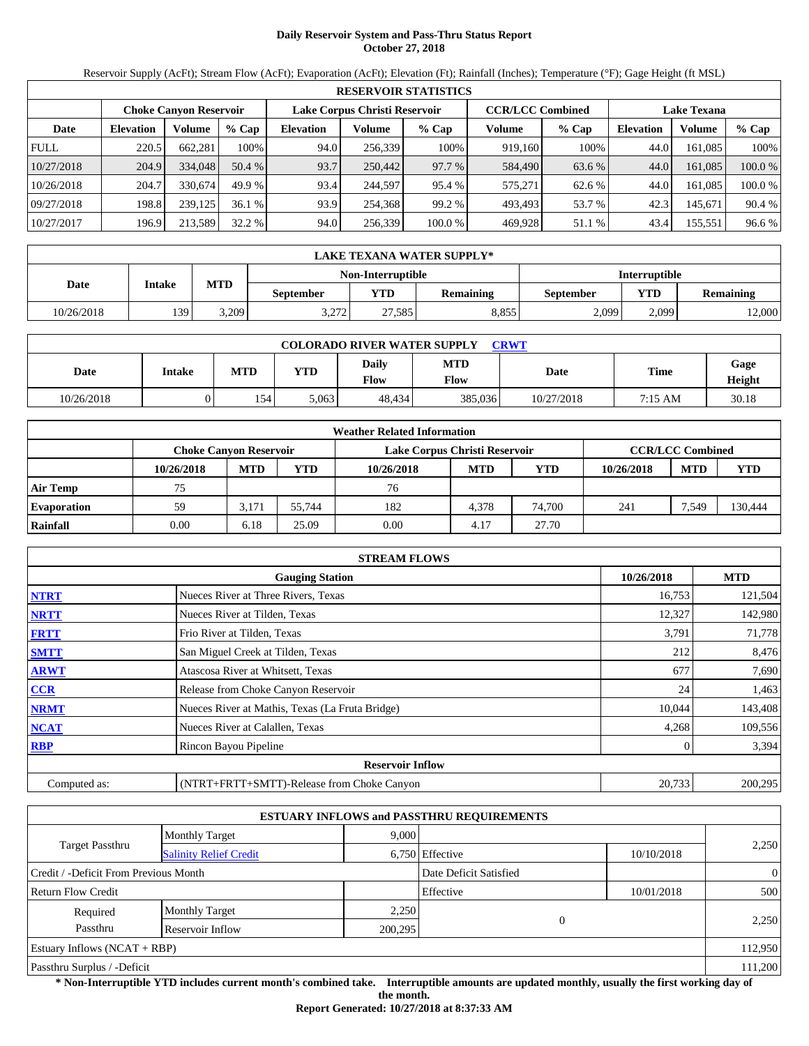# Daily Reservoir System and Pass-Thru Status Report
## October 27, 2018

Reservoir Supply (AcFt); Stream Flow (AcFt); Evaporation (AcFt); Elevation (Ft); Rainfall (Inches); Temperature (°F); Gage Height (ft MSL)

| RESERVOIR STATISTICS | | | | | | | | | | | |
|---|---|---|---|---|---|---|---|---|---|---|---|
| | Choke Canyon Reservoir | | | Lake Corpus Christi Reservoir | | | CCR/LCC Combined | | Lake Texana | | |
| Date | Elevation | Volume | % Cap | Elevation | Volume | % Cap | Volume | % Cap | Elevation | Volume | % Cap |
| FULL | 220.5 | 662,281 | 100% | 94.0 | 256,339 | 100% | 919,160 | 100% | 44.0 | 161,085 | 100% |
| 10/27/2018 | 204.9 | 334,048 | 50.4 % | 93.7 | 250,442 | 97.7 % | 584,490 | 63.6 % | 44.0 | 161,085 | 100.0 % |
| 10/26/2018 | 204.7 | 330,674 | 49.9 % | 93.4 | 244,597 | 95.4 % | 575,271 | 62.6 % | 44.0 | 161,085 | 100.0 % |
| 09/27/2018 | 198.8 | 239,125 | 36.1 % | 93.9 | 254,368 | 99.2 % | 493,493 | 53.7 % | 42.3 | 145,671 | 90.4 % |
| 10/27/2017 | 196.9 | 213,589 | 32.2 % | 94.0 | 256,339 | 100.0 % | 469,928 | 51.1 % | 43.4 | 155,551 | 96.6 % |

| LAKE TEXANA WATER SUPPLY* | | | | | | | | |
|---|---|---|---|---|---|---|---|---|
| Date | Intake | MTD | Non-Interruptible | | | Interruptible | | |
| | | | September | YTD | Remaining | September | YTD | Remaining |
| 10/26/2018 | 139 | 3,209 | 3,272 | 27,585 | 8,855 | 2,099 | 2,099 | 12,000 |

| COLORADO RIVER WATER SUPPLY CRWT | | | | | | | | |
|---|---|---|---|---|---|---|---|---|
| Date | Intake | MTD | YTD | Daily Flow | MTD Flow | Date | Time | Gage Height |
| 10/26/2018 | 0 | 154 | 5,063 | 48,434 | 385,036 | 10/27/2018 | 7:15 AM | 30.18 |

| Weather Related Information | | | | | | | | | |
|---|---|---|---|---|---|---|---|---|---|
| | Choke Canyon Reservoir | | | Lake Corpus Christi Reservoir | | | CCR/LCC Combined | | |
| | 10/26/2018 | MTD | YTD | 10/26/2018 | MTD | YTD | 10/26/2018 | MTD | YTD |
| Air Temp | 75 | | | 76 | | | | | |
| Evaporation | 59 | 3,171 | 55,744 | 182 | 4,378 | 74,700 | 241 | 7,549 | 130,444 |
| Rainfall | 0.00 | 6.18 | 25.09 | 0.00 | 4.17 | 27.70 | | | |

| STREAM FLOWS | | | |
|---|---|---|---|
| | Gauging Station | 10/26/2018 | MTD |
| NTRT | Nueces River at Three Rivers, Texas | 16,753 | 121,504 |
| NRTT | Nueces River at Tilden, Texas | 12,327 | 142,980 |
| FRTT | Frio River at Tilden, Texas | 3,791 | 71,778 |
| SMTT | San Miguel Creek at Tilden, Texas | 212 | 8,476 |
| ARWT | Atascosa River at Whitsett, Texas | 677 | 7,690 |
| CCR | Release from Choke Canyon Reservoir | 24 | 1,463 |
| NRMT | Nueces River at Mathis, Texas (La Fruta Bridge) | 10,044 | 143,408 |
| NCAT | Nueces River at Calallen, Texas | 4,268 | 109,556 |
| RBP | Rincon Bayou Pipeline | 0 | 3,394 |
| | Reservoir Inflow | | |
| Computed as: | (NTRT+FRTT+SMTT)-Release from Choke Canyon | 20,733 | 200,295 |

| ESTUARY INFLOWS and PASSTHRU REQUIREMENTS | | | | | |
|---|---|---|---|---|---|
| Target Passthru | Monthly Target | 9,000 | | | 2,250 |
| | Salinity Relief Credit | 6,750 | Effective | 10/10/2018 | |
| Credit / -Deficit From Previous Month | | | Date Deficit Satisfied | | 0 |
| Return Flow Credit | | | Effective | 10/01/2018 | 500 |
| Required Passthru | Monthly Target | 2,250 | 0 | | 2,250 |
| | Reservoir Inflow | 200,295 | | | |
| Estuary Inflows (NCAT + RBP) | | | | | 112,950 |
| Passthru Surplus / -Deficit | | | | | 111,200 |

**\* Non-Interruptible YTD includes current month's combined take. Interruptible amounts are updated monthly, usually the first working day of the month.**

**Report Generated: 10/27/2018 at 8:37:33 AM**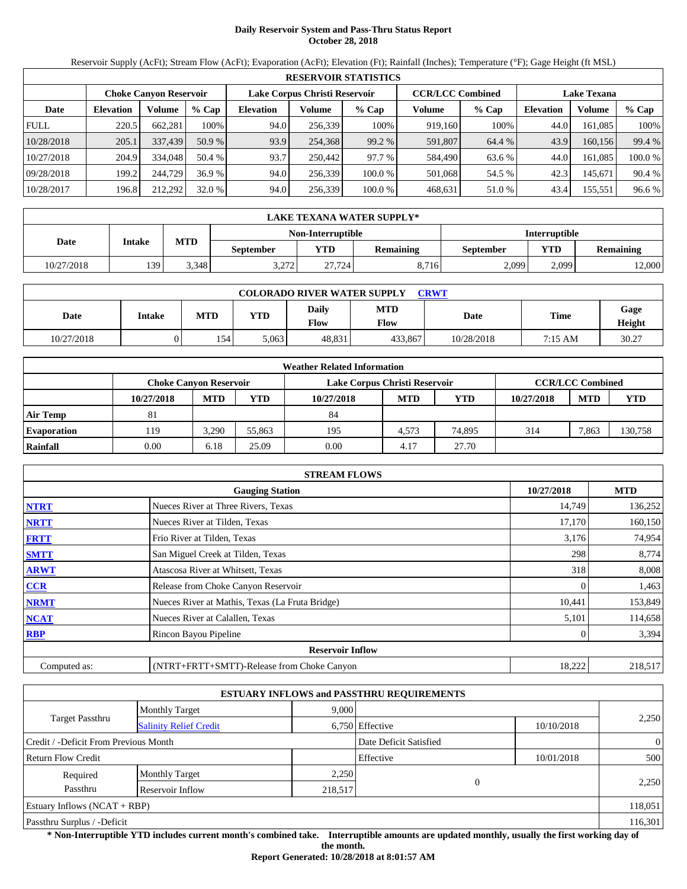# Daily Reservoir System and Pass-Thru Status Report
## October 28, 2018

Reservoir Supply (AcFt); Stream Flow (AcFt); Evaporation (AcFt); Elevation (Ft); Rainfall (Inches); Temperature (°F); Gage Height (ft MSL)

| RESERVOIR STATISTICS | | | | | | | | | | | |
|---|---|---|---|---|---|---|---|---|---|---|---|
| | Choke Canyon Reservoir | | | Lake Corpus Christi Reservoir | | | CCR/LCC Combined | | Lake Texana | | |
| Date | Elevation | Volume | % Cap | Elevation | Volume | % Cap | Volume | % Cap | Elevation | Volume | % Cap |
| FULL | 220.5 | 662,281 | 100% | 94.0 | 256,339 | 100% | 919,160 | 100% | 44.0 | 161,085 | 100% |
| 10/28/2018 | 205.1 | 337,439 | 50.9 % | 93.9 | 254,368 | 99.2 % | 591,807 | 64.4 % | 43.9 | 160,156 | 99.4 % |
| 10/27/2018 | 204.9 | 334,048 | 50.4 % | 93.7 | 250,442 | 97.7 % | 584,490 | 63.6 % | 44.0 | 161,085 | 100.0 % |
| 09/28/2018 | 199.2 | 244,729 | 36.9 % | 94.0 | 256,339 | 100.0 % | 501,068 | 54.5 % | 42.3 | 145,671 | 90.4 % |
| 10/28/2017 | 196.8 | 212,292 | 32.0 % | 94.0 | 256,339 | 100.0 % | 468,631 | 51.0 % | 43.4 | 155,551 | 96.6 % |

| LAKE TEXANA WATER SUPPLY* | | | | | | | | |
|---|---|---|---|---|---|---|---|---|
| Date | Intake | MTD | Non-Interruptible | | | Interruptible | | |
| | | | September | YTD | Remaining | September | YTD | Remaining |
| 10/27/2018 | 139 | 3,348 | 3,272 | 27,724 | 8,716 | 2,099 | 2,099 | 12,000 |

| COLORADO RIVER WATER SUPPLY CRWT | | | | | | | | |
|---|---|---|---|---|---|---|---|---|
| Date | Intake | MTD | YTD | Daily Flow | MTD Flow | Date | Time | Gage Height |
| 10/27/2018 | 0 | 154 | 5,063 | 48,831 | 433,867 | 10/28/2018 | 7:15 AM | 30.27 |

| Weather Related Information | | | | | | | | | |
|---|---|---|---|---|---|---|---|---|---|
| | Choke Canyon Reservoir | | | Lake Corpus Christi Reservoir | | | CCR/LCC Combined | | |
| | 10/27/2018 | MTD | YTD | 10/27/2018 | MTD | YTD | 10/27/2018 | MTD | YTD |
| Air Temp | 81 | | | 84 | | | | | |
| Evaporation | 119 | 3,290 | 55,863 | 195 | 4,573 | 74,895 | 314 | 7,863 | 130,758 |
| Rainfall | 0.00 | 6.18 | 25.09 | 0.00 | 4.17 | 27.70 | | | |

| STREAM FLOWS | | | |
|---|---|---|---|
| | Gauging Station | 10/27/2018 | MTD |
| NTRT | Nueces River at Three Rivers, Texas | 14,749 | 136,252 |
| NRTT | Nueces River at Tilden, Texas | 17,170 | 160,150 |
| FRTT | Frio River at Tilden, Texas | 3,176 | 74,954 |
| SMTT | San Miguel Creek at Tilden, Texas | 298 | 8,774 |
| ARWT | Atascosa River at Whitsett, Texas | 318 | 8,008 |
| CCR | Release from Choke Canyon Reservoir | 0 | 1,463 |
| NRMT | Nueces River at Mathis, Texas (La Fruta Bridge) | 10,441 | 153,849 |
| NCAT | Nueces River at Calallen, Texas | 5,101 | 114,658 |
| RBP | Rincon Bayou Pipeline | 0 | 3,394 |
| | Reservoir Inflow | | |
| Computed as: | (NTRT+FRTT+SMTT)-Release from Choke Canyon | 18,222 | 218,517 |

| ESTUARY INFLOWS and PASSTHRU REQUIREMENTS | | | | | |
|---|---|---|---|---|---|
| Target Passthru | Monthly Target | 9,000 | | | 2,250 |
| | Salinity Relief Credit | 6,750 | Effective | 10/10/2018 | |
| Credit / -Deficit From Previous Month | | | Date Deficit Satisfied | | 0 |
| Return Flow Credit | | | Effective | 10/01/2018 | 500 |
| Required Passthru | Monthly Target | 2,250 | 0 | | 2,250 |
| | Reservoir Inflow | 218,517 | | | |
| Estuary Inflows (NCAT + RBP) | | | | | 118,051 |
| Passthru Surplus / -Deficit | | | | | 116,301 |

**\* Non-Interruptible YTD includes current month's combined take. Interruptible amounts are updated monthly, usually the first working day of the month.**

**Report Generated: 10/28/2018 at 8:01:57 AM**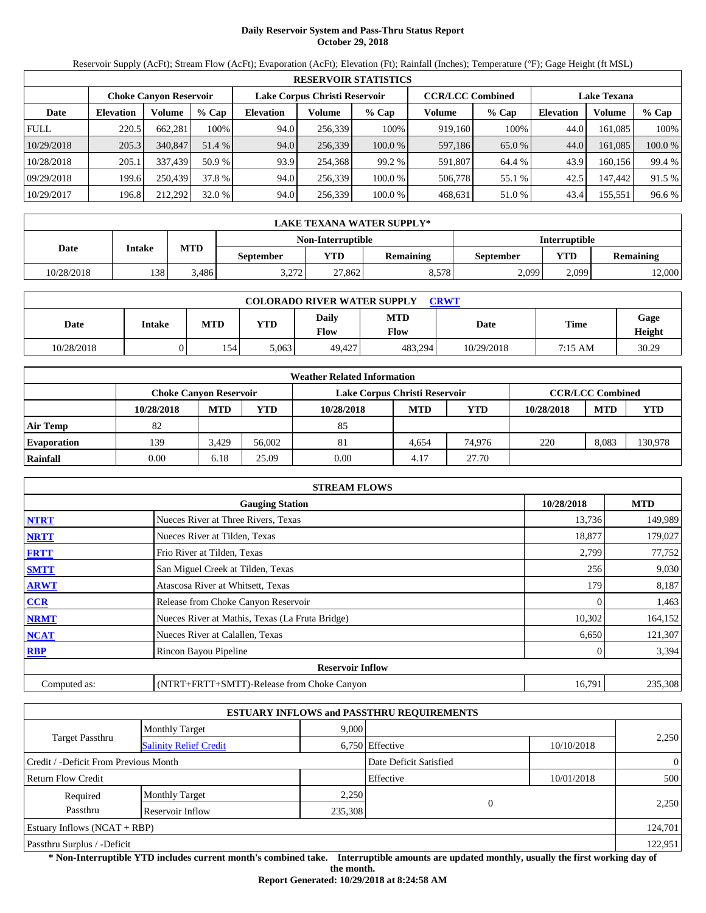# Daily Reservoir System and Pass-Thru Status Report
## October 29, 2018

Reservoir Supply (AcFt); Stream Flow (AcFt); Evaporation (AcFt); Elevation (Ft); Rainfall (Inches); Temperature (°F); Gage Height (ft MSL)

| RESERVOIR STATISTICS | | | | | | | | | | | |
|---|---|---|---|---|---|---|---|---|---|---|---|
| | Choke Canyon Reservoir | | | Lake Corpus Christi Reservoir | | | CCR/LCC Combined | | Lake Texana | | |
| Date | Elevation | Volume | % Cap | Elevation | Volume | % Cap | Volume | % Cap | Elevation | Volume | % Cap |
| FULL | 220.5 | 662,281 | 100% | 94.0 | 256,339 | 100% | 919,160 | 100% | 44.0 | 161,085 | 100% |
| 10/29/2018 | 205.3 | 340,847 | 51.4 % | 94.0 | 256,339 | 100.0 % | 597,186 | 65.0 % | 44.0 | 161,085 | 100.0 % |
| 10/28/2018 | 205.1 | 337,439 | 50.9 % | 93.9 | 254,368 | 99.2 % | 591,807 | 64.4 % | 43.9 | 160,156 | 99.4 % |
| 09/29/2018 | 199.6 | 250,439 | 37.8 % | 94.0 | 256,339 | 100.0 % | 506,778 | 55.1 % | 42.5 | 147,442 | 91.5 % |
| 10/29/2017 | 196.8 | 212,292 | 32.0 % | 94.0 | 256,339 | 100.0 % | 468,631 | 51.0 % | 43.4 | 155,551 | 96.6 % |

| LAKE TEXANA WATER SUPPLY* | | | | | | | | |
|---|---|---|---|---|---|---|---|---|
| Date | Intake | MTD | Non-Interruptible | | | Interruptible | | |
| | | | September | YTD | Remaining | September | YTD | Remaining |
| 10/28/2018 | 138 | 3,486 | 3,272 | 27,862 | 8,578 | 2,099 | 2,099 | 12,000 |

| COLORADO RIVER WATER SUPPLY CRWT | | | | | | | | |
|---|---|---|---|---|---|---|---|---|
| Date | Intake | MTD | YTD | Daily Flow | MTD Flow | Date | Time | Gage Height |
| 10/28/2018 | 0 | 154 | 5,063 | 49,427 | 483,294 | 10/29/2018 | 7:15 AM | 30.29 |

| Weather Related Information | | | | | | | | | |
|---|---|---|---|---|---|---|---|---|---|
| | Choke Canyon Reservoir | | | Lake Corpus Christi Reservoir | | | CCR/LCC Combined | | |
| | 10/28/2018 | MTD | YTD | 10/28/2018 | MTD | YTD | 10/28/2018 | MTD | YTD |
| Air Temp | 82 | | | 85 | | | | | |
| Evaporation | 139 | 3,429 | 56,002 | 81 | 4,654 | 74,976 | 220 | 8,083 | 130,978 |
| Rainfall | 0.00 | 6.18 | 25.09 | 0.00 | 4.17 | 27.70 | | | |

| STREAM FLOWS | | | |
|---|---|---|---|
| | Gauging Station | 10/28/2018 | MTD |
| NTRT | Nueces River at Three Rivers, Texas | 13,736 | 149,989 |
| NRTT | Nueces River at Tilden, Texas | 18,877 | 179,027 |
| FRTT | Frio River at Tilden, Texas | 2,799 | 77,752 |
| SMTT | San Miguel Creek at Tilden, Texas | 256 | 9,030 |
| ARWT | Atascosa River at Whitsett, Texas | 179 | 8,187 |
| CCR | Release from Choke Canyon Reservoir | 0 | 1,463 |
| NRMT | Nueces River at Mathis, Texas (La Fruta Bridge) | 10,302 | 164,152 |
| NCAT | Nueces River at Calallen, Texas | 6,650 | 121,307 |
| RBP | Rincon Bayou Pipeline | 0 | 3,394 |
| | **Reservoir Inflow** | | |
| Computed as: | (NTRT+FRTT+SMTT)-Release from Choke Canyon | 16,791 | 235,308 |

| ESTUARY INFLOWS and PASSTHRU REQUIREMENTS | | | | | |
|---|---|---|---|---|---|
| Target Passthru | Monthly Target | 9,000 | | | 2,250 |
| | Salinity Relief Credit | 6,750 | Effective | 10/10/2018 | |
| Credit / -Deficit From Previous Month | | | Date Deficit Satisfied | | 0 |
| Return Flow Credit | | | Effective | 10/01/2018 | 500 |
| Required Passthru | Monthly Target | 2,250 | 0 | | 2,250 |
| | Reservoir Inflow | 235,308 | | | |
| Estuary Inflows (NCAT + RBP) | | | | | 124,701 |
| Passthru Surplus / -Deficit | | | | | 122,951 |

**\* Non-Interruptible YTD includes current month's combined take. Interruptible amounts are updated monthly, usually the first working day of the month.**

**Report Generated: 10/29/2018 at 8:24:58 AM**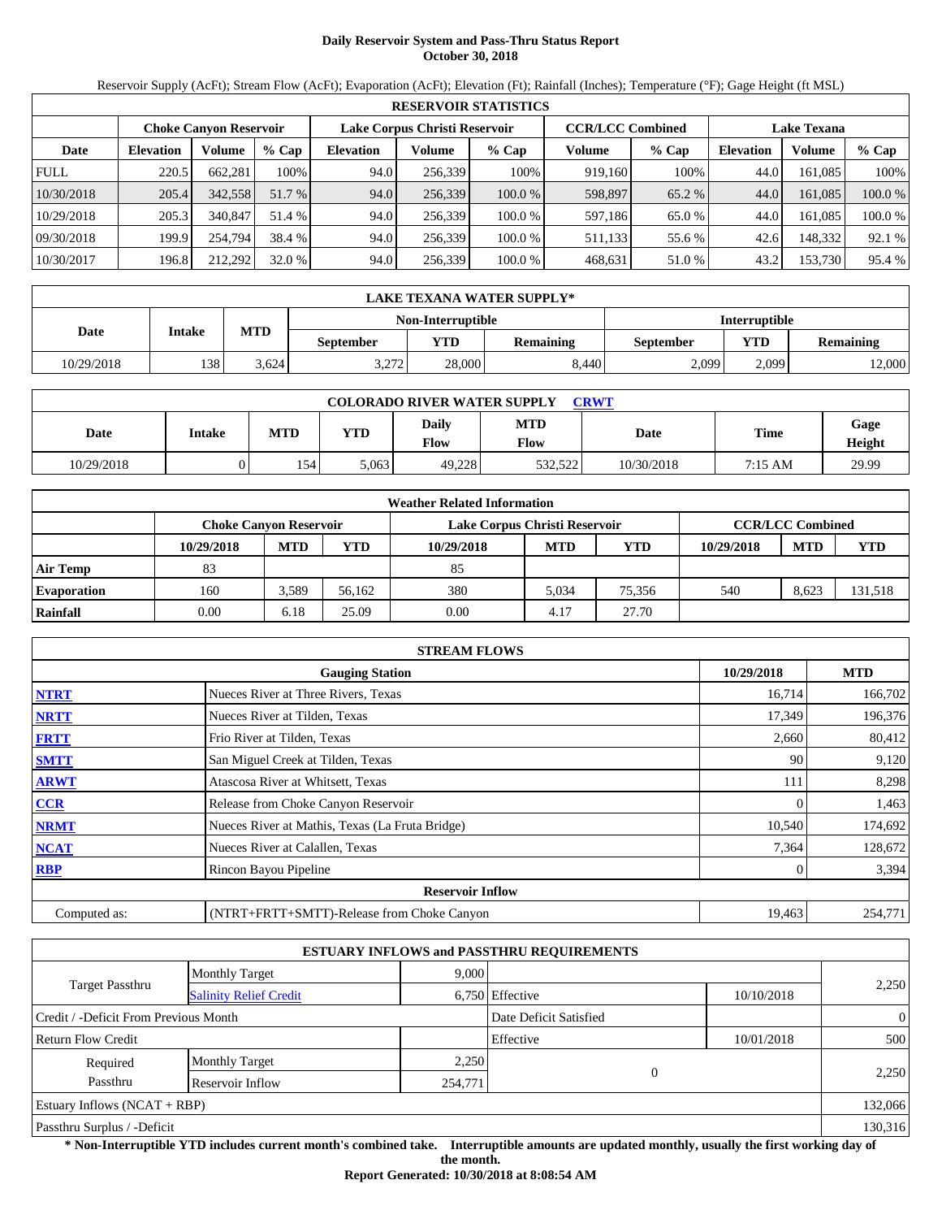# Daily Reservoir System and Pass-Thru Status Report
**October 30, 2018**

Reservoir Supply (AcFt); Stream Flow (AcFt); Evaporation (AcFt); Elevation (Ft); Rainfall (Inches); Temperature (°F); Gage Height (ft MSL)

| RESERVOIR STATISTICS | | | | | | | | | | | |
|---|---|---|---|---|---|---|---|---|---|---|---|
| | Choke Canyon Reservoir | | | Lake Corpus Christi Reservoir | | | CCR/LCC Combined | | Lake Texana | | |
| Date | Elevation | Volume | % Cap | Elevation | Volume | % Cap | Volume | % Cap | Elevation | Volume | % Cap |
| FULL | 220.5 | 662,281 | 100% | 94.0 | 256,339 | 100% | 919,160 | 100% | 44.0 | 161,085 | 100% |
| 10/30/2018 | 205.4 | 342,558 | 51.7 % | 94.0 | 256,339 | 100.0 % | 598,897 | 65.2 % | 44.0 | 161,085 | 100.0 % |
| 10/29/2018 | 205.3 | 340,847 | 51.4 % | 94.0 | 256,339 | 100.0 % | 597,186 | 65.0 % | 44.0 | 161,085 | 100.0 % |
| 09/30/2018 | 199.9 | 254,794 | 38.4 % | 94.0 | 256,339 | 100.0 % | 511,133 | 55.6 % | 42.6 | 148,332 | 92.1 % |
| 10/30/2017 | 196.8 | 212,292 | 32.0 % | 94.0 | 256,339 | 100.0 % | 468,631 | 51.0 % | 43.2 | 153,730 | 95.4 % |

| LAKE TEXANA WATER SUPPLY* | | | | | | | | |
|---|---|---|---|---|---|---|---|---|
| | | | Non-Interruptible | | | Interruptible | | |
| Date | Intake | MTD | September | YTD | Remaining | September | YTD | Remaining |
| 10/29/2018 | 138 | 3,624 | 3,272 | 28,000 | 8,440 | 2,099 | 2,099 | 12,000 |

| COLORADO RIVER WATER SUPPLY CRWT | | | | | | | | |
|---|---|---|---|---|---|---|---|---|
| Date | Intake | MTD | YTD | Daily Flow | MTD Flow | Date | Time | Gage Height |
| 10/29/2018 | 0 | 154 | 5,063 | 49,228 | 532,522 | 10/30/2018 | 7:15 AM | 29.99 |

| Weather Related Information | | | | | | | | | |
|---|---|---|---|---|---|---|---|---|---|
| | Choke Canyon Reservoir | | | Lake Corpus Christi Reservoir | | | CCR/LCC Combined | | |
| | 10/29/2018 | MTD | YTD | 10/29/2018 | MTD | YTD | 10/29/2018 | MTD | YTD |
| Air Temp | 83 | | | 85 | | | | | |
| Evaporation | 160 | 3,589 | 56,162 | 380 | 5,034 | 75,356 | 540 | 8,623 | 131,518 |
| Rainfall | 0.00 | 6.18 | 25.09 | 0.00 | 4.17 | 27.70 | | | |

| STREAM FLOWS | | | |
|---|---|---|---|
| | Gauging Station | 10/29/2018 | MTD |
| NTRT | Nueces River at Three Rivers, Texas | 16,714 | 166,702 |
| NRTT | Nueces River at Tilden, Texas | 17,349 | 196,376 |
| FRTT | Frio River at Tilden, Texas | 2,660 | 80,412 |
| SMTT | San Miguel Creek at Tilden, Texas | 90 | 9,120 |
| ARWT | Atascosa River at Whitsett, Texas | 111 | 8,298 |
| CCR | Release from Choke Canyon Reservoir | 0 | 1,463 |
| NRMT | Nueces River at Mathis, Texas (La Fruta Bridge) | 10,540 | 174,692 |
| NCAT | Nueces River at Calallen, Texas | 7,364 | 128,672 |
| RBP | Rincon Bayou Pipeline | 0 | 3,394 |
| | Reservoir Inflow | | |
| Computed as: | (NTRT+FRTT+SMTT)-Release from Choke Canyon | 19,463 | 254,771 |

| ESTUARY INFLOWS and PASSTHRU REQUIREMENTS | | | | | |
|---|---|---|---|---|---|
| Target Passthru | Monthly Target | 9,000 | | | 2,250 |
| | Salinity Relief Credit | 6,750 | Effective | 10/10/2018 | |
| Credit / -Deficit From Previous Month | | | Date Deficit Satisfied | | 0 |
| Return Flow Credit | | | Effective | 10/01/2018 | 500 |
| Required Passthru | Monthly Target | 2,250 | 0 | | 2,250 |
| | Reservoir Inflow | 254,771 | | | |
| Estuary Inflows (NCAT + RBP) | | | | | 132,066 |
| Passthru Surplus / -Deficit | | | | | 130,316 |

**\* Non-Interruptible YTD includes current month's combined take. Interruptible amounts are updated monthly, usually the first working day of the month.**

**Report Generated: 10/30/2018 at 8:08:54 AM**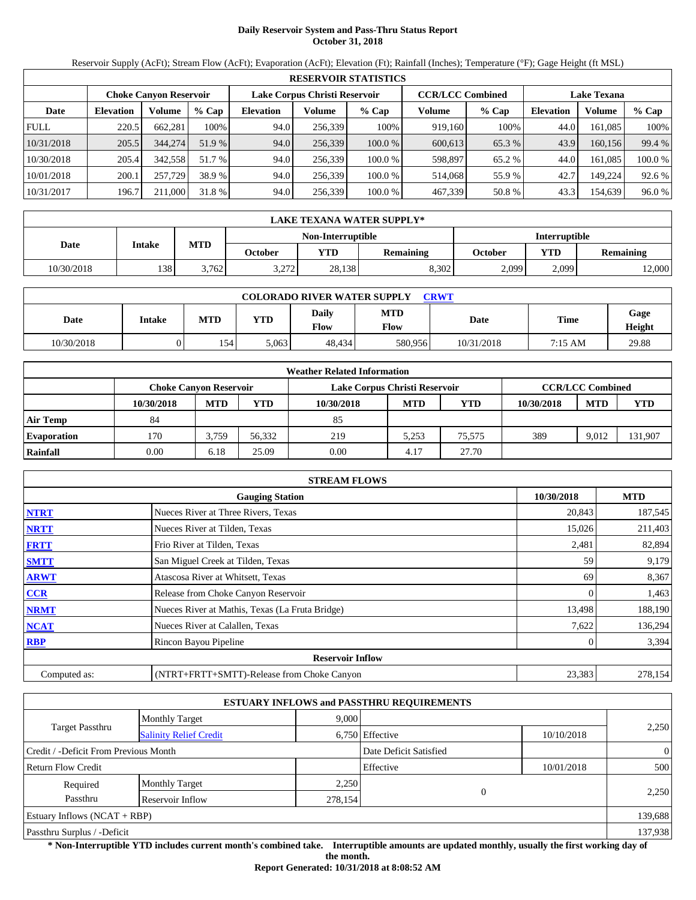# Daily Reservoir System and Pass-Thru Status Report
## October 31, 2018

Reservoir Supply (AcFt); Stream Flow (AcFt); Evaporation (AcFt); Elevation (Ft); Rainfall (Inches); Temperature (°F); Gage Height (ft MSL)

| RESERVOIR STATISTICS | | | | | | | | | | | |
|---|---|---|---|---|---|---|---|---|---|---|---|
| | Choke Canyon Reservoir | | | Lake Corpus Christi Reservoir | | | CCR/LCC Combined | | Lake Texana | | |
| Date | Elevation | Volume | % Cap | Elevation | Volume | % Cap | Volume | % Cap | Elevation | Volume | % Cap |
| FULL | 220.5 | 662,281 | 100% | 94.0 | 256,339 | 100% | 919,160 | 100% | 44.0 | 161,085 | 100% |
| 10/31/2018 | 205.5 | 344,274 | 51.9 % | 94.0 | 256,339 | 100.0 % | 600,613 | 65.3 % | 43.9 | 160,156 | 99.4 % |
| 10/30/2018 | 205.4 | 342,558 | 51.7 % | 94.0 | 256,339 | 100.0 % | 598,897 | 65.2 % | 44.0 | 161,085 | 100.0 % |
| 10/01/2018 | 200.1 | 257,729 | 38.9 % | 94.0 | 256,339 | 100.0 % | 514,068 | 55.9 % | 42.7 | 149,224 | 92.6 % |
| 10/31/2017 | 196.7 | 211,000 | 31.8 % | 94.0 | 256,339 | 100.0 % | 467,339 | 50.8 % | 43.3 | 154,639 | 96.0 % |

| LAKE TEXANA WATER SUPPLY* | | | | | | | | |
|---|---|---|---|---|---|---|---|---|
| Date | Intake | MTD | Non-Interruptible | | | Interruptible | | |
| | | | October | YTD | Remaining | October | YTD | Remaining |
| 10/30/2018 | 138 | 3,762 | 3,272 | 28,138 | 8,302 | 2,099 | 2,099 | 12,000 |

| COLORADO RIVER WATER SUPPLY CRWT | | | | | | | | |
|---|---|---|---|---|---|---|---|---|
| Date | Intake | MTD | YTD | Daily Flow | MTD Flow | Date | Time | Gage Height |
| 10/30/2018 | 0 | 154 | 5,063 | 48,434 | 580,956 | 10/31/2018 | 7:15 AM | 29.88 |

| Weather Related Information | | | | | | | | | |
|---|---|---|---|---|---|---|---|---|---|
| | Choke Canyon Reservoir | | | Lake Corpus Christi Reservoir | | | CCR/LCC Combined | | |
| | 10/30/2018 | MTD | YTD | 10/30/2018 | MTD | YTD | 10/30/2018 | MTD | YTD |
| Air Temp | 84 | | | 85 | | | | | |
| Evaporation | 170 | 3,759 | 56,332 | 219 | 5,253 | 75,575 | 389 | 9,012 | 131,907 |
| Rainfall | 0.00 | 6.18 | 25.09 | 0.00 | 4.17 | 27.70 | | | |

| STREAM FLOWS | | | |
|---|---|---|---|
| | Gauging Station | 10/30/2018 | MTD |
| NTRT | Nueces River at Three Rivers, Texas | 20,843 | 187,545 |
| NRTT | Nueces River at Tilden, Texas | 15,026 | 211,403 |
| FRTT | Frio River at Tilden, Texas | 2,481 | 82,894 |
| SMTT | San Miguel Creek at Tilden, Texas | 59 | 9,179 |
| ARWT | Atascosa River at Whitsett, Texas | 69 | 8,367 |
| CCR | Release from Choke Canyon Reservoir | 0 | 1,463 |
| NRMT | Nueces River at Mathis, Texas (La Fruta Bridge) | 13,498 | 188,190 |
| NCAT | Nueces River at Calallen, Texas | 7,622 | 136,294 |
| RBP | Rincon Bayou Pipeline | 0 | 3,394 |
| | Reservoir Inflow | | |
| Computed as: | (NTRT+FRTT+SMTT)-Release from Choke Canyon | 23,383 | 278,154 |

| ESTUARY INFLOWS and PASSTHRU REQUIREMENTS | | | | | |
|---|---|---|---|---|---|
| Target Passthru | Monthly Target | 9,000 | | | 2,250 |
| | Salinity Relief Credit | 6,750 | Effective | 10/10/2018 | |
| Credit / -Deficit From Previous Month | | | Date Deficit Satisfied | | 0 |
| Return Flow Credit | | | Effective | 10/01/2018 | 500 |
| Required Passthru | Monthly Target | 2,250 | 0 | | 2,250 |
| | Reservoir Inflow | 278,154 | | | |
| Estuary Inflows (NCAT + RBP) | | | | | 139,688 |
| Passthru Surplus / -Deficit | | | | | 137,938 |

**\* Non-Interruptible YTD includes current month's combined take. Interruptible amounts are updated monthly, usually the first working day of the month.**

**Report Generated: 10/31/2018 at 8:08:52 AM**